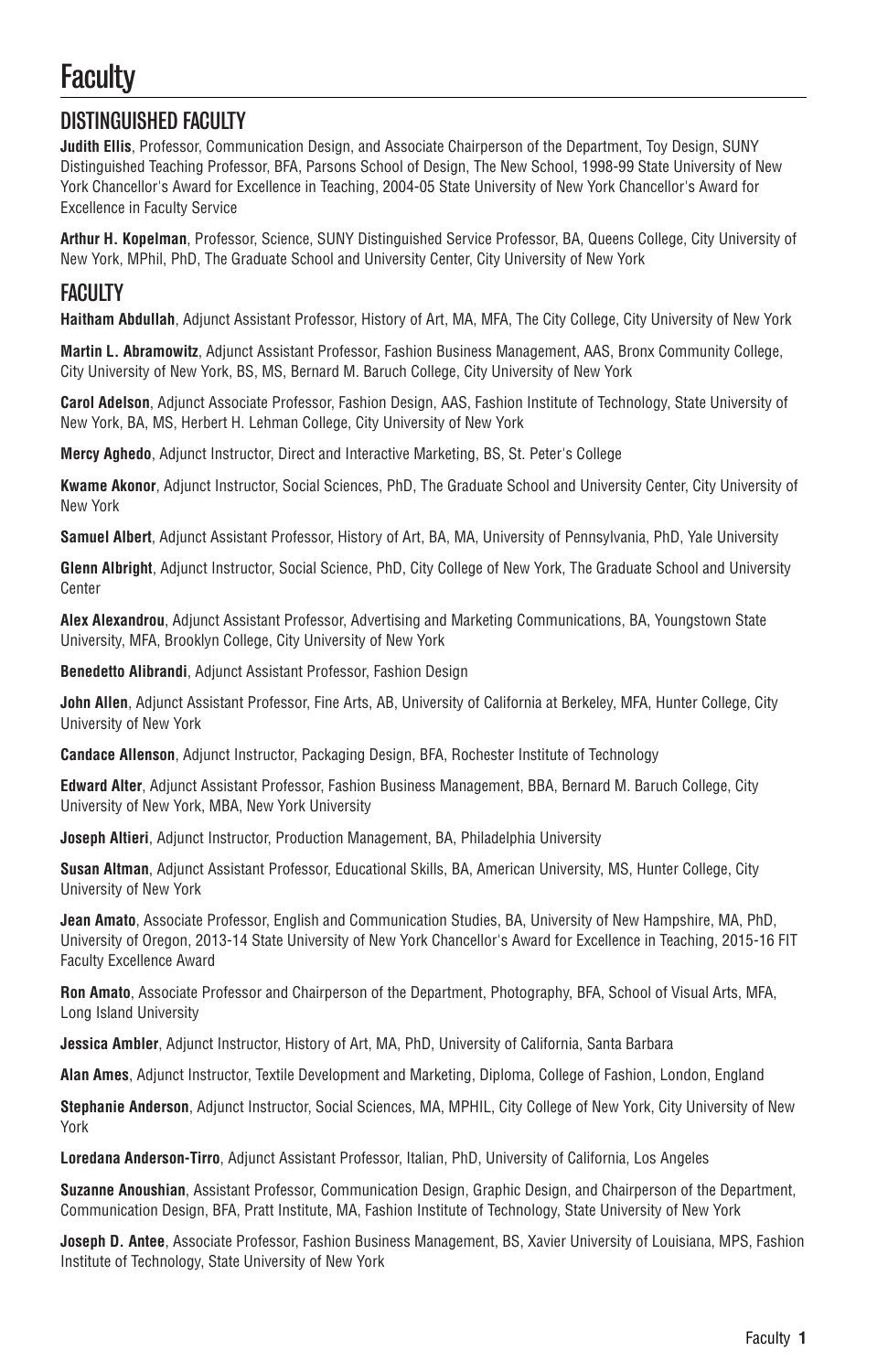# Faculty

## DISTINGUISHED FACULTY

**Judith Ellis**, Professor, Communication Design, and Associate Chairperson of the Department, Toy Design, SUNY Distinguished Teaching Professor, BFA, Parsons School of Design, The New School, 1998-99 State University of New York Chancellor's Award for Excellence in Teaching, 2004-05 State University of New York Chancellor's Award for Excellence in Faculty Service

**Arthur H. Kopelman**, Professor, Science, SUNY Distinguished Service Professor, BA, Queens College, City University of New York, MPhil, PhD, The Graduate School and University Center, City University of New York

## FACULTY

**Haitham Abdullah**, Adjunct Assistant Professor, History of Art, MA, MFA, The City College, City University of New York

**Martin L. Abramowitz**, Adjunct Assistant Professor, Fashion Business Management, AAS, Bronx Community College, City University of New York, BS, MS, Bernard M. Baruch College, City University of New York

**Carol Adelson**, Adjunct Associate Professor, Fashion Design, AAS, Fashion Institute of Technology, State University of New York, BA, MS, Herbert H. Lehman College, City University of New York

**Mercy Aghedo**, Adjunct Instructor, Direct and Interactive Marketing, BS, St. Peter's College

**Kwame Akonor**, Adjunct Instructor, Social Sciences, PhD, The Graduate School and University Center, City University of New York

**Samuel Albert**, Adjunct Assistant Professor, History of Art, BA, MA, University of Pennsylvania, PhD, Yale University

**Glenn Albright**, Adjunct Instructor, Social Science, PhD, City College of New York, The Graduate School and University Center

**Alex Alexandrou**, Adjunct Assistant Professor, Advertising and Marketing Communications, BA, Youngstown State University, MFA, Brooklyn College, City University of New York

**Benedetto Alibrandi**, Adjunct Assistant Professor, Fashion Design

**John Allen**, Adjunct Assistant Professor, Fine Arts, AB, University of California at Berkeley, MFA, Hunter College, City University of New York

**Candace Allenson**, Adjunct Instructor, Packaging Design, BFA, Rochester Institute of Technology

**Edward Alter**, Adjunct Assistant Professor, Fashion Business Management, BBA, Bernard M. Baruch College, City University of New York, MBA, New York University

**Joseph Altieri**, Adjunct Instructor, Production Management, BA, Philadelphia University

**Susan Altman**, Adjunct Assistant Professor, Educational Skills, BA, American University, MS, Hunter College, City University of New York

**Jean Amato**, Associate Professor, English and Communication Studies, BA, University of New Hampshire, MA, PhD, University of Oregon, 2013-14 State University of New York Chancellor's Award for Excellence in Teaching, 2015-16 FIT Faculty Excellence Award

**Ron Amato**, Associate Professor and Chairperson of the Department, Photography, BFA, School of Visual Arts, MFA, Long Island University

**Jessica Ambler**, Adjunct Instructor, History of Art, MA, PhD, University of California, Santa Barbara

**Alan Ames**, Adjunct Instructor, Textile Development and Marketing, Diploma, College of Fashion, London, England

**Stephanie Anderson**, Adjunct Instructor, Social Sciences, MA, MPHIL, City College of New York, City University of New York

**Loredana Anderson-Tirro**, Adjunct Assistant Professor, Italian, PhD, University of California, Los Angeles

**Suzanne Anoushian**, Assistant Professor, Communication Design, Graphic Design, and Chairperson of the Department, Communication Design, BFA, Pratt Institute, MA, Fashion Institute of Technology, State University of New York

**Joseph D. Antee**, Associate Professor, Fashion Business Management, BS, Xavier University of Louisiana, MPS, Fashion Institute of Technology, State University of New York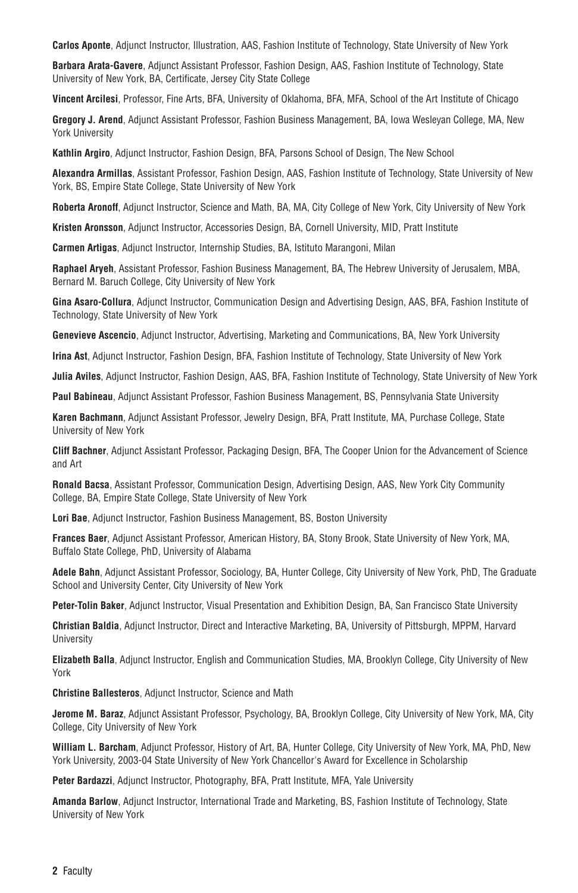**Carlos Aponte**, Adjunct Instructor, Illustration, AAS, Fashion Institute of Technology, State University of New York

**Barbara Arata-Gavere**, Adjunct Assistant Professor, Fashion Design, AAS, Fashion Institute of Technology, State University of New York, BA, Certificate, Jersey City State College

**Vincent Arcilesi**, Professor, Fine Arts, BFA, University of Oklahoma, BFA, MFA, School of the Art Institute of Chicago

**Gregory J. Arend**, Adjunct Assistant Professor, Fashion Business Management, BA, Iowa Wesleyan College, MA, New York University

**Kathlin Argiro**, Adjunct Instructor, Fashion Design, BFA, Parsons School of Design, The New School

**Alexandra Armillas**, Assistant Professor, Fashion Design, AAS, Fashion Institute of Technology, State University of New York, BS, Empire State College, State University of New York

**Roberta Aronoff**, Adjunct Instructor, Science and Math, BA, MA, City College of New York, City University of New York

**Kristen Aronsson**, Adjunct Instructor, Accessories Design, BA, Cornell University, MID, Pratt Institute

**Carmen Artigas**, Adjunct Instructor, Internship Studies, BA, Istituto Marangoni, Milan

**Raphael Aryeh**, Assistant Professor, Fashion Business Management, BA, The Hebrew University of Jerusalem, MBA, Bernard M. Baruch College, City University of New York

**Gina Asaro-Collura**, Adjunct Instructor, Communication Design and Advertising Design, AAS, BFA, Fashion Institute of Technology, State University of New York

**Genevieve Ascencio**, Adjunct Instructor, Advertising, Marketing and Communications, BA, New York University

**Irina Ast**, Adjunct Instructor, Fashion Design, BFA, Fashion Institute of Technology, State University of New York

**Julia Aviles**, Adjunct Instructor, Fashion Design, AAS, BFA, Fashion Institute of Technology, State University of New York

**Paul Babineau**, Adjunct Assistant Professor, Fashion Business Management, BS, Pennsylvania State University

**Karen Bachmann**, Adjunct Assistant Professor, Jewelry Design, BFA, Pratt Institute, MA, Purchase College, State University of New York

**Cliff Bachner**, Adjunct Assistant Professor, Packaging Design, BFA, The Cooper Union for the Advancement of Science and Art

**Ronald Bacsa**, Assistant Professor, Communication Design, Advertising Design, AAS, New York City Community College, BA, Empire State College, State University of New York

**Lori Bae**, Adjunct Instructor, Fashion Business Management, BS, Boston University

**Frances Baer**, Adjunct Assistant Professor, American History, BA, Stony Brook, State University of New York, MA, Buffalo State College, PhD, University of Alabama

**Adele Bahn**, Adjunct Assistant Professor, Sociology, BA, Hunter College, City University of New York, PhD, The Graduate School and University Center, City University of New York

**Peter-Tolin Baker**, Adjunct Instructor, Visual Presentation and Exhibition Design, BA, San Francisco State University

**Christian Baldia**, Adjunct Instructor, Direct and Interactive Marketing, BA, University of Pittsburgh, MPPM, Harvard University

**Elizabeth Balla**, Adjunct Instructor, English and Communication Studies, MA, Brooklyn College, City University of New York

**Christine Ballesteros**, Adjunct Instructor, Science and Math

**Jerome M. Baraz**, Adjunct Assistant Professor, Psychology, BA, Brooklyn College, City University of New York, MA, City College, City University of New York

**William L. Barcham**, Adjunct Professor, History of Art, BA, Hunter College, City University of New York, MA, PhD, New York University, 2003-04 State University of New York Chancellor's Award for Excellence in Scholarship

**Peter Bardazzi**, Adjunct Instructor, Photography, BFA, Pratt Institute, MFA, Yale University

**Amanda Barlow**, Adjunct Instructor, International Trade and Marketing, BS, Fashion Institute of Technology, State University of New York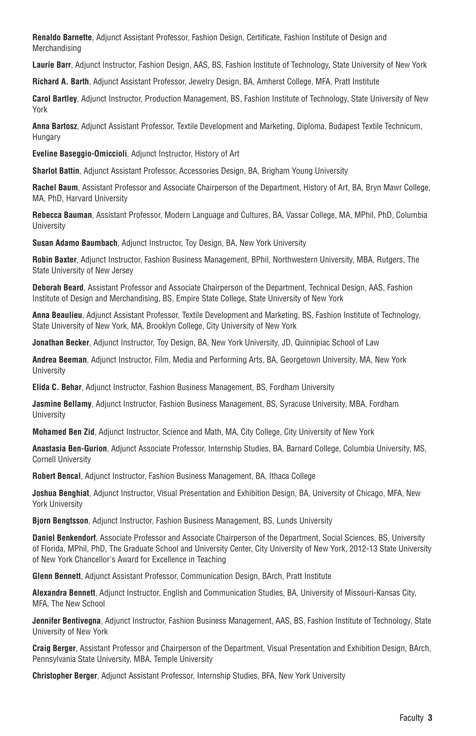**Renaldo Barnette**, Adjunct Assistant Professor, Fashion Design, Certificate, Fashion Institute of Design and Merchandising

**Laurie Barr**, Adjunct Instructor, Fashion Design, AAS, BS, Fashion Institute of Technology, State University of New York

**Richard A. Barth**, Adjunct Assistant Professor, Jewelry Design, BA, Amherst College, MFA, Pratt Institute

**Carol Bartley**, Adjunct Instructor, Production Management, BS, Fashion Institute of Technology, State University of New York

**Anna Bartosz**, Adjunct Assistant Professor, Textile Development and Marketing, Diploma, Budapest Textile Technicum, Hungary

**Eveline Baseggio-Omiccioli**, Adjunct Instructor, History of Art

**Sharlot Battin**, Adjunct Assistant Professor, Accessories Design, BA, Brigham Young University

**Rachel Baum**, Assistant Professor and Associate Chairperson of the Department, History of Art, BA, Bryn Mawr College, MA, PhD, Harvard University

**Rebecca Bauman**, Assistant Professor, Modern Language and Cultures, BA, Vassar College, MA, MPhil, PhD, Columbia University

**Susan Adamo Baumbach**, Adjunct Instructor, Toy Design, BA, New York University

**Robin Baxter**, Adjunct Instructor, Fashion Business Management, BPhil, Northwestern University, MBA, Rutgers, The State University of New Jersey

**Deborah Beard**, Assistant Professor and Associate Chairperson of the Department, Technical Design, AAS, Fashion Institute of Design and Merchandising, BS, Empire State College, State University of New York

**Anna Beaulieu**, Adjunct Assistant Professor, Textile Development and Marketing, BS, Fashion Institute of Technology, State University of New York, MA, Brooklyn College, City University of New York

**Jonathan Becker**, Adjunct Instructor, Toy Design, BA, New York University, JD, Quinnipiac School of Law

**Andrea Beeman**, Adjunct Instructor, Film, Media and Performing Arts, BA, Georgetown University, MA, New York University

**Elida C. Behar**, Adjunct Instructor, Fashion Business Management, BS, Fordham University

**Jasmine Bellamy**, Adjunct Instructor, Fashion Business Management, BS, Syracuse University, MBA, Fordham University

**Mohamed Ben Zid**, Adjunct Instructor, Science and Math, MA, City College, City University of New York

**Anastasia Ben-Gurion**, Adjunct Associate Professor, Internship Studies, BA, Barnard College, Columbia University, MS, Cornell University

**Robert Bencal**, Adjunct Instructor, Fashion Business Management, BA, Ithaca College

**Joshua Benghiat**, Adjunct Instructor, Visual Presentation and Exhibition Design, BA, University of Chicago, MFA, New York University

**Bjorn Bengtsson**, Adjunct Instructor, Fashion Business Management, BS, Lunds University

**Daniel Benkendorf**, Associate Professor and Associate Chairperson of the Department, Social Sciences, BS, University of Florida, MPhil, PhD, The Graduate School and University Center, City University of New York, 2012-13 State University of New York Chancellor's Award for Excellence in Teaching

**Glenn Bennett**, Adjunct Assistant Professor, Communication Design, BArch, Pratt Institute

**Alexandra Bennett**, Adjunct Instructor, English and Communication Studies, BA, University of Missouri-Kansas City, MFA, The New School

**Jennifer Bentivegna**, Adjunct Instructor, Fashion Business Management, AAS, BS, Fashion Institute of Technology, State University of New York

**Craig Berger**, Assistant Professor and Chairperson of the Department, Visual Presentation and Exhibition Design, BArch, Pennsylvania State University, MBA, Temple University

**Christopher Berger**, Adjunct Assistant Professor, Internship Studies, BFA, New York University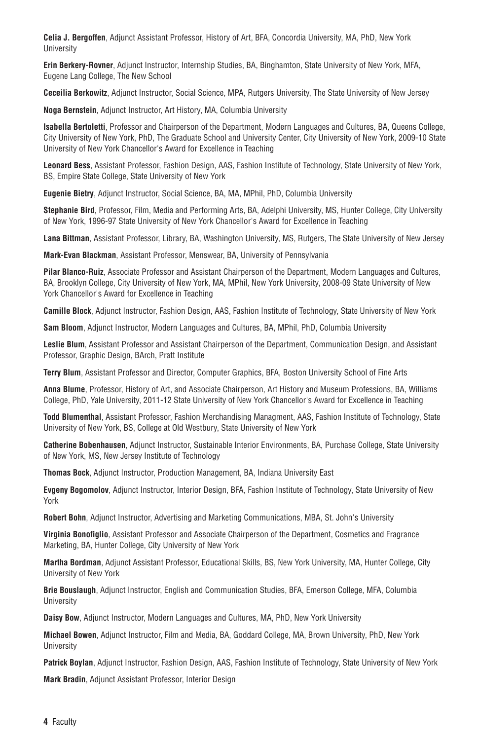**Celia J. Bergoffen**, Adjunct Assistant Professor, History of Art, BFA, Concordia University, MA, PhD, New York University

**Erin Berkery-Rovner**, Adjunct Instructor, Internship Studies, BA, Binghamton, State University of New York, MFA, Eugene Lang College, The New School

**Ceceilia Berkowitz**, Adjunct Instructor, Social Science, MPA, Rutgers University, The State University of New Jersey

**Noga Bernstein**, Adjunct Instructor, Art History, MA, Columbia University

**Isabella Bertoletti**, Professor and Chairperson of the Department, Modern Languages and Cultures, BA, Queens College, City University of New York, PhD, The Graduate School and University Center, City University of New York, 2009-10 State University of New York Chancellor's Award for Excellence in Teaching

**Leonard Bess**, Assistant Professor, Fashion Design, AAS, Fashion Institute of Technology, State University of New York, BS, Empire State College, State University of New York

**Eugenie Bietry**, Adjunct Instructor, Social Science, BA, MA, MPhil, PhD, Columbia University

**Stephanie Bird**, Professor, Film, Media and Performing Arts, BA, Adelphi University, MS, Hunter College, City University of New York, 1996-97 State University of New York Chancellor's Award for Excellence in Teaching

**Lana Bittman**, Assistant Professor, Library, BA, Washington University, MS, Rutgers, The State University of New Jersey

**Mark-Evan Blackman**, Assistant Professor, Menswear, BA, University of Pennsylvania

**Pilar Blanco-Ruiz**, Associate Professor and Assistant Chairperson of the Department, Modern Languages and Cultures, BA, Brooklyn College, City University of New York, MA, MPhil, New York University, 2008-09 State University of New York Chancellor's Award for Excellence in Teaching

**Camille Block**, Adjunct Instructor, Fashion Design, AAS, Fashion Institute of Technology, State University of New York

**Sam Bloom**, Adjunct Instructor, Modern Languages and Cultures, BA, MPhil, PhD, Columbia University

**Leslie Blum**, Assistant Professor and Assistant Chairperson of the Department, Communication Design, and Assistant Professor, Graphic Design, BArch, Pratt Institute

**Terry Blum**, Assistant Professor and Director, Computer Graphics, BFA, Boston University School of Fine Arts

**Anna Blume**, Professor, History of Art, and Associate Chairperson, Art History and Museum Professions, BA, Williams College, PhD, Yale University, 2011-12 State University of New York Chancellor's Award for Excellence in Teaching

**Todd Blumenthal**, Assistant Professor, Fashion Merchandising Managment, AAS, Fashion Institute of Technology, State University of New York, BS, College at Old Westbury, State University of New York

**Catherine Bobenhausen**, Adjunct Instructor, Sustainable Interior Environments, BA, Purchase College, State University of New York, MS, New Jersey Institute of Technology

**Thomas Bock**, Adjunct Instructor, Production Management, BA, Indiana University East

**Evgeny Bogomolov**, Adjunct Instructor, Interior Design, BFA, Fashion Institute of Technology, State University of New York

**Robert Bohn**, Adjunct Instructor, Advertising and Marketing Communications, MBA, St. John's University

**Virginia Bonofiglio**, Assistant Professor and Associate Chairperson of the Department, Cosmetics and Fragrance Marketing, BA, Hunter College, City University of New York

**Martha Bordman**, Adjunct Assistant Professor, Educational Skills, BS, New York University, MA, Hunter College, City University of New York

**Brie Bouslaugh**, Adjunct Instructor, English and Communication Studies, BFA, Emerson College, MFA, Columbia University

**Daisy Bow**, Adjunct Instructor, Modern Languages and Cultures, MA, PhD, New York University

**Michael Bowen**, Adjunct Instructor, Film and Media, BA, Goddard College, MA, Brown University, PhD, New York University

**Patrick Boylan**, Adjunct Instructor, Fashion Design, AAS, Fashion Institute of Technology, State University of New York

**Mark Bradin**, Adjunct Assistant Professor, Interior Design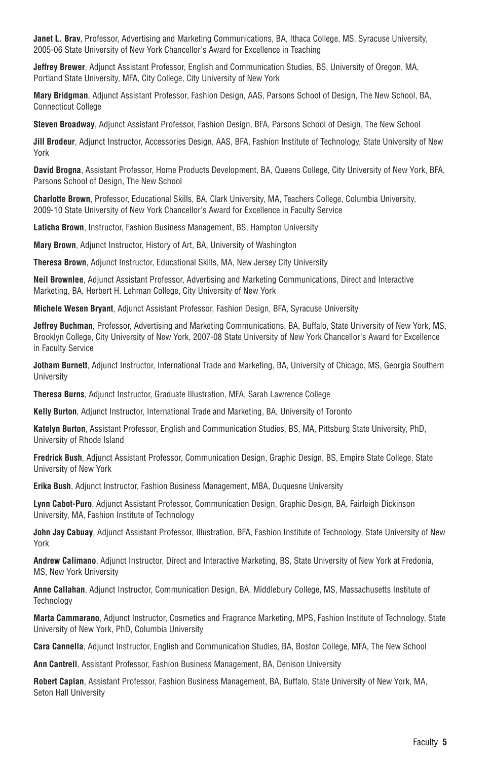**Janet L. Brav**, Professor, Advertising and Marketing Communications, BA, Ithaca College, MS, Syracuse University, 2005-06 State University of New York Chancellor's Award for Excellence in Teaching

**Jeffrey Brewer**, Adjunct Assistant Professor, English and Communication Studies, BS, University of Oregon, MA, Portland State University, MFA, City College, City University of New York

**Mary Bridgman**, Adjunct Assistant Professor, Fashion Design, AAS, Parsons School of Design, The New School, BA, Connecticut College

**Steven Broadway**, Adjunct Assistant Professor, Fashion Design, BFA, Parsons School of Design, The New School

**Jill Brodeur**, Adjunct Instructor, Accessories Design, AAS, BFA, Fashion Institute of Technology, State University of New York

**David Brogna**, Assistant Professor, Home Products Development, BA, Queens College, City University of New York, BFA, Parsons School of Design, The New School

**Charlotte Brown**, Professor, Educational Skills, BA, Clark University, MA, Teachers College, Columbia University, 2009-10 State University of New York Chancellor's Award for Excellence in Faculty Service

**Laticha Brown**, Instructor, Fashion Business Management, BS, Hampton University

**Mary Brown**, Adjunct Instructor, History of Art, BA, University of Washington

**Theresa Brown**, Adjunct Instructor, Educational Skills, MA, New Jersey City University

**Neil Brownlee**, Adjunct Assistant Professor, Advertising and Marketing Communications, Direct and Interactive Marketing, BA, Herbert H. Lehman College, City University of New York

**Michele Wesen Bryant**, Adjunct Assistant Professor, Fashion Design, BFA, Syracuse University

**Jeffrey Buchman**, Professor, Advertising and Marketing Communications, BA, Buffalo, State University of New York, MS, Brooklyn College, City University of New York, 2007-08 State University of New York Chancellor's Award for Excellence in Faculty Service

**Jotham Burnett**, Adjunct Instructor, International Trade and Marketing, BA, University of Chicago, MS, Georgia Southern University

**Theresa Burns**, Adjunct Instructor, Graduate Illustration, MFA, Sarah Lawrence College

**Kelly Burton**, Adjunct Instructor, International Trade and Marketing, BA, University of Toronto

**Katelyn Burton**, Assistant Professor, English and Communication Studies, BS, MA, Pittsburg State University, PhD, University of Rhode Island

**Fredrick Bush**, Adjunct Assistant Professor, Communication Design, Graphic Design, BS, Empire State College, State University of New York

**Erika Bush**, Adjunct Instructor, Fashion Business Management, MBA, Duquesne University

**Lynn Cabot-Puro**, Adjunct Assistant Professor, Communication Design, Graphic Design, BA, Fairleigh Dickinson University, MA, Fashion Institute of Technology

**John Jay Cabuay**, Adjunct Assistant Professor, Illustration, BFA, Fashion Institute of Technology, State University of New York

**Andrew Calimano**, Adjunct Instructor, Direct and Interactive Marketing, BS, State University of New York at Fredonia, MS, New York University

**Anne Callahan**, Adjunct Instructor, Communication Design, BA, Middlebury College, MS, Massachusetts Institute of Technology

**Marta Cammarano**, Adjunct Instructor, Cosmetics and Fragrance Marketing, MPS, Fashion Institute of Technology, State University of New York, PhD, Columbia University

**Cara Cannella**, Adjunct Instructor, English and Communication Studies, BA, Boston College, MFA, The New School

**Ann Cantrell**, Assistant Professor, Fashion Business Management, BA, Denison University

**Robert Caplan**, Assistant Professor, Fashion Business Management, BA, Buffalo, State University of New York, MA, Seton Hall University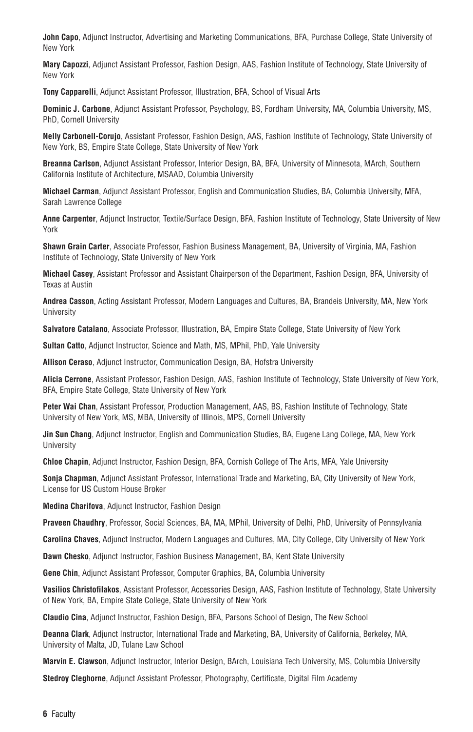**John Capo**, Adjunct Instructor, Advertising and Marketing Communications, BFA, Purchase College, State University of New York

**Mary Capozzi**, Adjunct Assistant Professor, Fashion Design, AAS, Fashion Institute of Technology, State University of New York

**Tony Capparelli**, Adjunct Assistant Professor, Illustration, BFA, School of Visual Arts

**Dominic J. Carbone**, Adjunct Assistant Professor, Psychology, BS, Fordham University, MA, Columbia University, MS, PhD, Cornell University

**Nelly Carbonell-Corujo**, Assistant Professor, Fashion Design, AAS, Fashion Institute of Technology, State University of New York, BS, Empire State College, State University of New York

**Breanna Carlson**, Adjunct Assistant Professor, Interior Design, BA, BFA, University of Minnesota, MArch, Southern California Institute of Architecture, MSAAD, Columbia University

**Michael Carman**, Adjunct Assistant Professor, English and Communication Studies, BA, Columbia University, MFA, Sarah Lawrence College

**Anne Carpenter**, Adjunct Instructor, Textile/Surface Design, BFA, Fashion Institute of Technology, State University of New York

**Shawn Grain Carter**, Associate Professor, Fashion Business Management, BA, University of Virginia, MA, Fashion Institute of Technology, State University of New York

**Michael Casey**, Assistant Professor and Assistant Chairperson of the Department, Fashion Design, BFA, University of Texas at Austin

**Andrea Casson**, Acting Assistant Professor, Modern Languages and Cultures, BA, Brandeis University, MA, New York University

**Salvatore Catalano**, Associate Professor, Illustration, BA, Empire State College, State University of New York

**Sultan Catto**, Adjunct Instructor, Science and Math, MS, MPhil, PhD, Yale University

**Allison Ceraso**, Adjunct Instructor, Communication Design, BA, Hofstra University

**Alicia Cerrone**, Assistant Professor, Fashion Design, AAS, Fashion Institute of Technology, State University of New York, BFA, Empire State College, State University of New York

**Peter Wai Chan**, Assistant Professor, Production Management, AAS, BS, Fashion Institute of Technology, State University of New York, MS, MBA, University of Illinois, MPS, Cornell University

**Jin Sun Chang**, Adjunct Instructor, English and Communication Studies, BA, Eugene Lang College, MA, New York University

**Chloe Chapin**, Adjunct Instructor, Fashion Design, BFA, Cornish College of The Arts, MFA, Yale University

**Sonja Chapman**, Adjunct Assistant Professor, International Trade and Marketing, BA, City University of New York, License for US Custom House Broker

**Medina Charifova**, Adjunct Instructor, Fashion Design

**Praveen Chaudhry**, Professor, Social Sciences, BA, MA, MPhil, University of Delhi, PhD, University of Pennsylvania

**Carolina Chaves**, Adjunct Instructor, Modern Languages and Cultures, MA, City College, City University of New York

**Dawn Chesko**, Adjunct Instructor, Fashion Business Management, BA, Kent State University

**Gene Chin**, Adjunct Assistant Professor, Computer Graphics, BA, Columbia University

**Vasilios Christofilakos**, Assistant Professor, Accessories Design, AAS, Fashion Institute of Technology, State University of New York, BA, Empire State College, State University of New York

**Claudio Cina**, Adjunct Instructor, Fashion Design, BFA, Parsons School of Design, The New School

**Deanna Clark**, Adjunct Instructor, International Trade and Marketing, BA, University of California, Berkeley, MA, University of Malta, JD, Tulane Law School

**Marvin E. Clawson**, Adjunct Instructor, Interior Design, BArch, Louisiana Tech University, MS, Columbia University

**Stedroy Cleghorne**, Adjunct Assistant Professor, Photography, Certificate, Digital Film Academy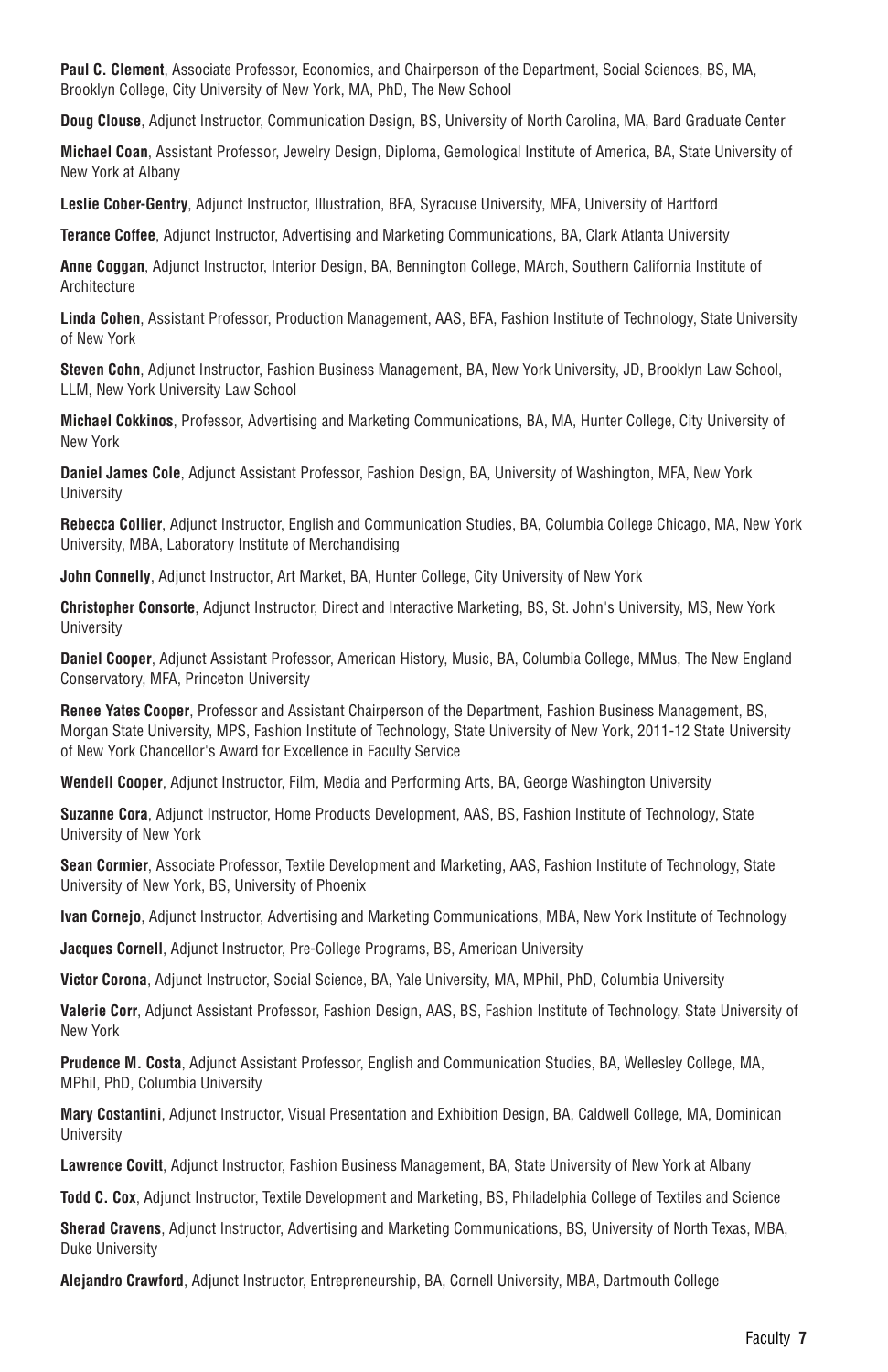**Paul C. Clement**, Associate Professor, Economics, and Chairperson of the Department, Social Sciences, BS, MA, Brooklyn College, City University of New York, MA, PhD, The New School

**Doug Clouse**, Adjunct Instructor, Communication Design, BS, University of North Carolina, MA, Bard Graduate Center

**Michael Coan**, Assistant Professor, Jewelry Design, Diploma, Gemological Institute of America, BA, State University of New York at Albany

**Leslie Cober-Gentry**, Adjunct Instructor, Illustration, BFA, Syracuse University, MFA, University of Hartford

**Terance Coffee**, Adjunct Instructor, Advertising and Marketing Communications, BA, Clark Atlanta University

**Anne Coggan**, Adjunct Instructor, Interior Design, BA, Bennington College, MArch, Southern California Institute of Architecture

**Linda Cohen**, Assistant Professor, Production Management, AAS, BFA, Fashion Institute of Technology, State University of New York

**Steven Cohn**, Adjunct Instructor, Fashion Business Management, BA, New York University, JD, Brooklyn Law School, LLM, New York University Law School

**Michael Cokkinos**, Professor, Advertising and Marketing Communications, BA, MA, Hunter College, City University of New York

**Daniel James Cole**, Adjunct Assistant Professor, Fashion Design, BA, University of Washington, MFA, New York University

**Rebecca Collier**, Adjunct Instructor, English and Communication Studies, BA, Columbia College Chicago, MA, New York University, MBA, Laboratory Institute of Merchandising

**John Connelly**, Adjunct Instructor, Art Market, BA, Hunter College, City University of New York

**Christopher Consorte**, Adjunct Instructor, Direct and Interactive Marketing, BS, St. John's University, MS, New York University

**Daniel Cooper**, Adjunct Assistant Professor, American History, Music, BA, Columbia College, MMus, The New England Conservatory, MFA, Princeton University

**Renee Yates Cooper**, Professor and Assistant Chairperson of the Department, Fashion Business Management, BS, Morgan State University, MPS, Fashion Institute of Technology, State University of New York, 2011-12 State University of New York Chancellor's Award for Excellence in Faculty Service

**Wendell Cooper**, Adjunct Instructor, Film, Media and Performing Arts, BA, George Washington University

**Suzanne Cora**, Adjunct Instructor, Home Products Development, AAS, BS, Fashion Institute of Technology, State University of New York

**Sean Cormier**, Associate Professor, Textile Development and Marketing, AAS, Fashion Institute of Technology, State University of New York, BS, University of Phoenix

**Ivan Cornejo**, Adjunct Instructor, Advertising and Marketing Communications, MBA, New York Institute of Technology

**Jacques Cornell**, Adjunct Instructor, Pre-College Programs, BS, American University

**Victor Corona**, Adjunct Instructor, Social Science, BA, Yale University, MA, MPhil, PhD, Columbia University

**Valerie Corr**, Adjunct Assistant Professor, Fashion Design, AAS, BS, Fashion Institute of Technology, State University of New York

**Prudence M. Costa**, Adjunct Assistant Professor, English and Communication Studies, BA, Wellesley College, MA, MPhil, PhD, Columbia University

**Mary Costantini**, Adjunct Instructor, Visual Presentation and Exhibition Design, BA, Caldwell College, MA, Dominican University

**Lawrence Covitt**, Adjunct Instructor, Fashion Business Management, BA, State University of New York at Albany

**Todd C. Cox**, Adjunct Instructor, Textile Development and Marketing, BS, Philadelphia College of Textiles and Science

**Sherad Cravens**, Adjunct Instructor, Advertising and Marketing Communications, BS, University of North Texas, MBA, Duke University

**Alejandro Crawford**, Adjunct Instructor, Entrepreneurship, BA, Cornell University, MBA, Dartmouth College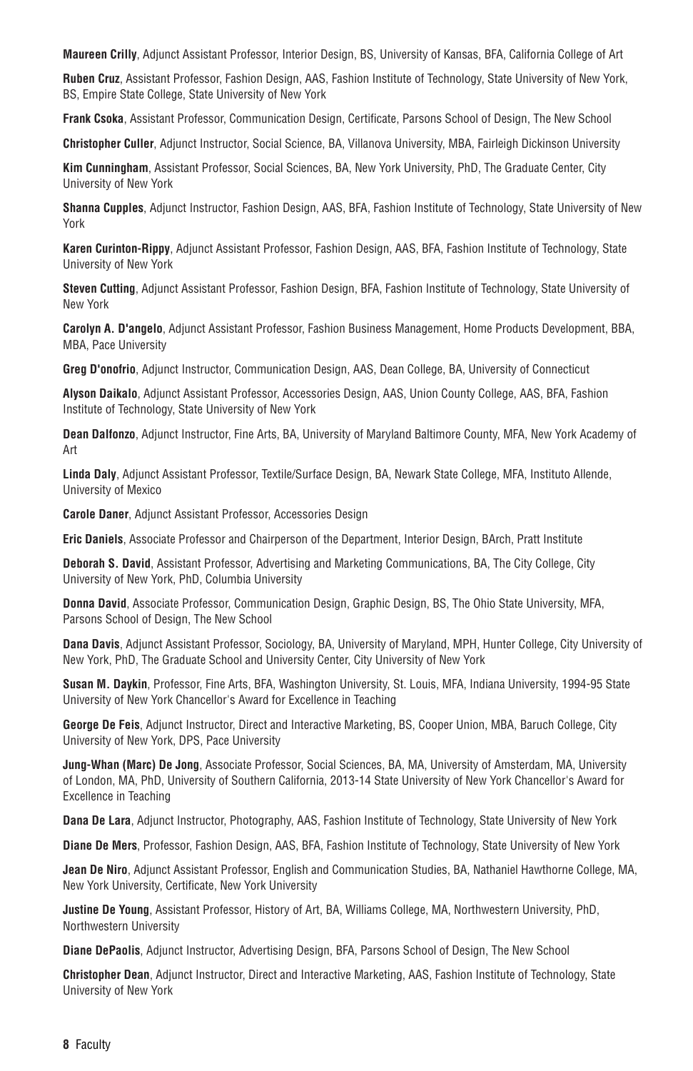**Maureen Crilly**, Adjunct Assistant Professor, Interior Design, BS, University of Kansas, BFA, California College of Art

**Ruben Cruz**, Assistant Professor, Fashion Design, AAS, Fashion Institute of Technology, State University of New York, BS, Empire State College, State University of New York

**Frank Csoka**, Assistant Professor, Communication Design, Certificate, Parsons School of Design, The New School

**Christopher Culler**, Adjunct Instructor, Social Science, BA, Villanova University, MBA, Fairleigh Dickinson University

**Kim Cunningham**, Assistant Professor, Social Sciences, BA, New York University, PhD, The Graduate Center, City University of New York

**Shanna Cupples**, Adjunct Instructor, Fashion Design, AAS, BFA, Fashion Institute of Technology, State University of New York

**Karen Curinton-Rippy**, Adjunct Assistant Professor, Fashion Design, AAS, BFA, Fashion Institute of Technology, State University of New York

**Steven Cutting**, Adjunct Assistant Professor, Fashion Design, BFA, Fashion Institute of Technology, State University of New York

**Carolyn A. D'angelo**, Adjunct Assistant Professor, Fashion Business Management, Home Products Development, BBA, MBA, Pace University

**Greg D'onofrio**, Adjunct Instructor, Communication Design, AAS, Dean College, BA, University of Connecticut

**Alyson Daikalo**, Adjunct Assistant Professor, Accessories Design, AAS, Union County College, AAS, BFA, Fashion Institute of Technology, State University of New York

**Dean Dalfonzo**, Adjunct Instructor, Fine Arts, BA, University of Maryland Baltimore County, MFA, New York Academy of Art

**Linda Daly**, Adjunct Assistant Professor, Textile/Surface Design, BA, Newark State College, MFA, Instituto Allende, University of Mexico

**Carole Daner**, Adjunct Assistant Professor, Accessories Design

**Eric Daniels**, Associate Professor and Chairperson of the Department, Interior Design, BArch, Pratt Institute

**Deborah S. David**, Assistant Professor, Advertising and Marketing Communications, BA, The City College, City University of New York, PhD, Columbia University

**Donna David**, Associate Professor, Communication Design, Graphic Design, BS, The Ohio State University, MFA, Parsons School of Design, The New School

**Dana Davis**, Adjunct Assistant Professor, Sociology, BA, University of Maryland, MPH, Hunter College, City University of New York, PhD, The Graduate School and University Center, City University of New York

**Susan M. Daykin**, Professor, Fine Arts, BFA, Washington University, St. Louis, MFA, Indiana University, 1994-95 State University of New York Chancellor's Award for Excellence in Teaching

**George De Feis**, Adjunct Instructor, Direct and Interactive Marketing, BS, Cooper Union, MBA, Baruch College, City University of New York, DPS, Pace University

**Jung-Whan (Marc) De Jong**, Associate Professor, Social Sciences, BA, MA, University of Amsterdam, MA, University of London, MA, PhD, University of Southern California, 2013-14 State University of New York Chancellor's Award for Excellence in Teaching

**Dana De Lara**, Adjunct Instructor, Photography, AAS, Fashion Institute of Technology, State University of New York

**Diane De Mers**, Professor, Fashion Design, AAS, BFA, Fashion Institute of Technology, State University of New York

**Jean De Niro**, Adjunct Assistant Professor, English and Communication Studies, BA, Nathaniel Hawthorne College, MA, New York University, Certificate, New York University

**Justine De Young**, Assistant Professor, History of Art, BA, Williams College, MA, Northwestern University, PhD, Northwestern University

**Diane DePaolis**, Adjunct Instructor, Advertising Design, BFA, Parsons School of Design, The New School

**Christopher Dean**, Adjunct Instructor, Direct and Interactive Marketing, AAS, Fashion Institute of Technology, State University of New York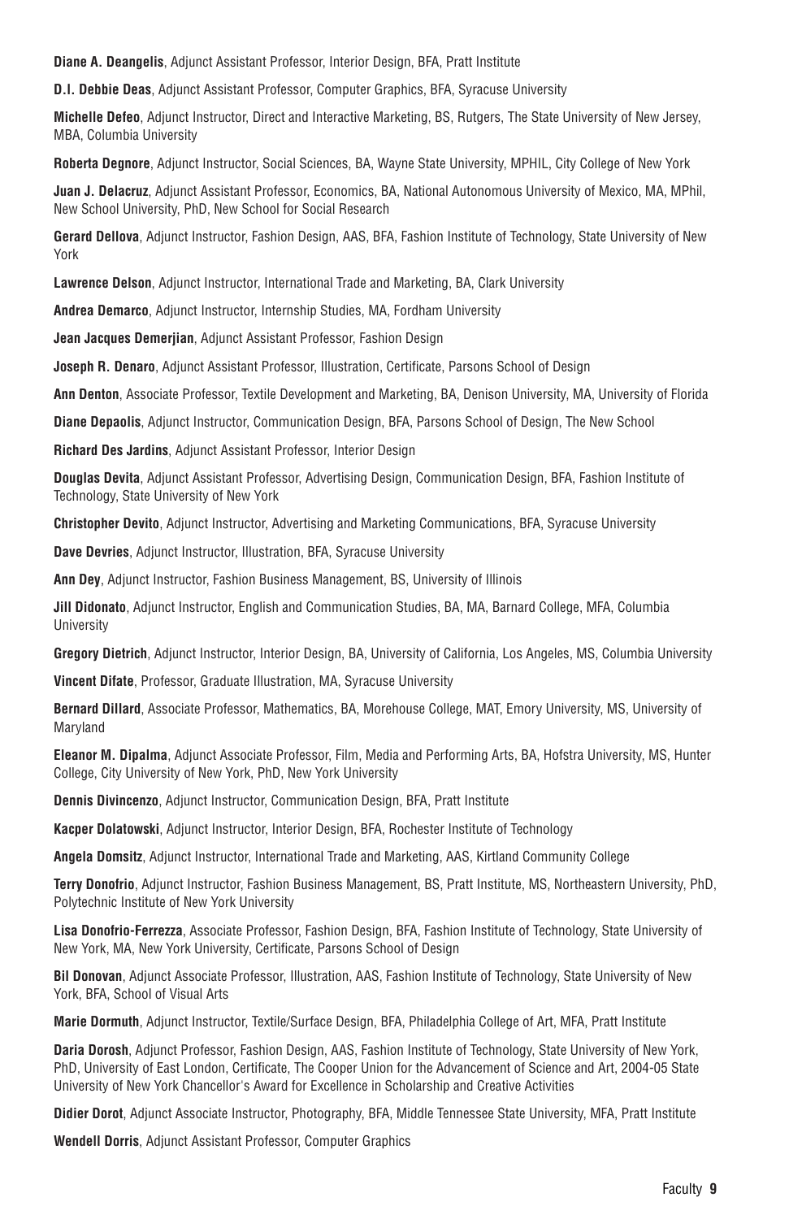**Diane A. Deangelis**, Adjunct Assistant Professor, Interior Design, BFA, Pratt Institute

**D.I. Debbie Deas**, Adjunct Assistant Professor, Computer Graphics, BFA, Syracuse University

**Michelle Defeo**, Adjunct Instructor, Direct and Interactive Marketing, BS, Rutgers, The State University of New Jersey, MBA, Columbia University

**Roberta Degnore**, Adjunct Instructor, Social Sciences, BA, Wayne State University, MPHIL, City College of New York

**Juan J. Delacruz**, Adjunct Assistant Professor, Economics, BA, National Autonomous University of Mexico, MA, MPhil, New School University, PhD, New School for Social Research

**Gerard Dellova**, Adjunct Instructor, Fashion Design, AAS, BFA, Fashion Institute of Technology, State University of New York

**Lawrence Delson**, Adjunct Instructor, International Trade and Marketing, BA, Clark University

**Andrea Demarco**, Adjunct Instructor, Internship Studies, MA, Fordham University

**Jean Jacques Demerjian**, Adjunct Assistant Professor, Fashion Design

**Joseph R. Denaro**, Adjunct Assistant Professor, Illustration, Certificate, Parsons School of Design

**Ann Denton**, Associate Professor, Textile Development and Marketing, BA, Denison University, MA, University of Florida

**Diane Depaolis**, Adjunct Instructor, Communication Design, BFA, Parsons School of Design, The New School

**Richard Des Jardins**, Adjunct Assistant Professor, Interior Design

**Douglas Devita**, Adjunct Assistant Professor, Advertising Design, Communication Design, BFA, Fashion Institute of Technology, State University of New York

**Christopher Devito**, Adjunct Instructor, Advertising and Marketing Communications, BFA, Syracuse University

**Dave Devries**, Adjunct Instructor, Illustration, BFA, Syracuse University

**Ann Dey**, Adjunct Instructor, Fashion Business Management, BS, University of Illinois

**Jill Didonato**, Adjunct Instructor, English and Communication Studies, BA, MA, Barnard College, MFA, Columbia University

**Gregory Dietrich**, Adjunct Instructor, Interior Design, BA, University of California, Los Angeles, MS, Columbia University

**Vincent Difate**, Professor, Graduate Illustration, MA, Syracuse University

**Bernard Dillard**, Associate Professor, Mathematics, BA, Morehouse College, MAT, Emory University, MS, University of Maryland

**Eleanor M. Dipalma**, Adjunct Associate Professor, Film, Media and Performing Arts, BA, Hofstra University, MS, Hunter College, City University of New York, PhD, New York University

**Dennis Divincenzo**, Adjunct Instructor, Communication Design, BFA, Pratt Institute

**Kacper Dolatowski**, Adjunct Instructor, Interior Design, BFA, Rochester Institute of Technology

**Angela Domsitz**, Adjunct Instructor, International Trade and Marketing, AAS, Kirtland Community College

**Terry Donofrio**, Adjunct Instructor, Fashion Business Management, BS, Pratt Institute, MS, Northeastern University, PhD, Polytechnic Institute of New York University

**Lisa Donofrio-Ferrezza**, Associate Professor, Fashion Design, BFA, Fashion Institute of Technology, State University of New York, MA, New York University, Certificate, Parsons School of Design

**Bil Donovan**, Adjunct Associate Professor, Illustration, AAS, Fashion Institute of Technology, State University of New York, BFA, School of Visual Arts

**Marie Dormuth**, Adjunct Instructor, Textile/Surface Design, BFA, Philadelphia College of Art, MFA, Pratt Institute

**Daria Dorosh**, Adjunct Professor, Fashion Design, AAS, Fashion Institute of Technology, State University of New York, PhD, University of East London, Certificate, The Cooper Union for the Advancement of Science and Art, 2004-05 State University of New York Chancellor's Award for Excellence in Scholarship and Creative Activities

**Didier Dorot**, Adjunct Associate Instructor, Photography, BFA, Middle Tennessee State University, MFA, Pratt Institute

**Wendell Dorris**, Adjunct Assistant Professor, Computer Graphics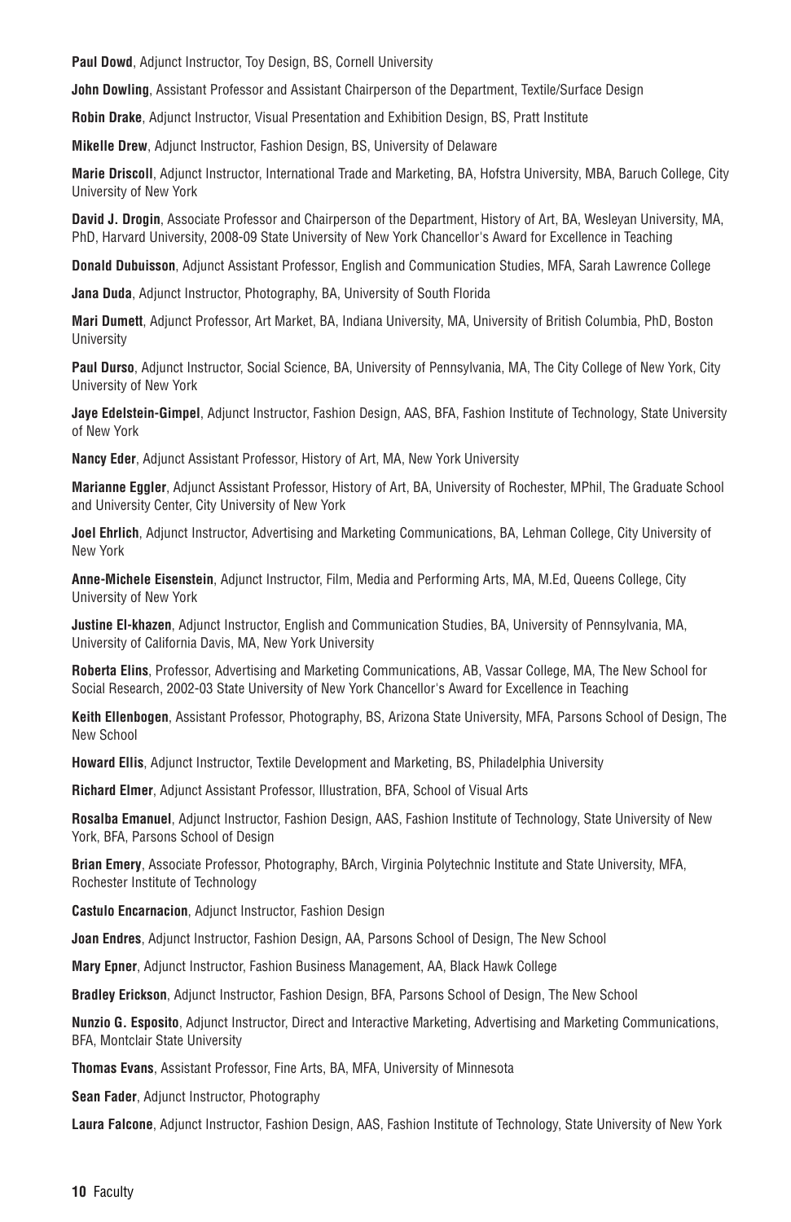**Paul Dowd**, Adjunct Instructor, Toy Design, BS, Cornell University

**John Dowling**, Assistant Professor and Assistant Chairperson of the Department, Textile/Surface Design

**Robin Drake**, Adjunct Instructor, Visual Presentation and Exhibition Design, BS, Pratt Institute

**Mikelle Drew**, Adjunct Instructor, Fashion Design, BS, University of Delaware

**Marie Driscoll**, Adjunct Instructor, International Trade and Marketing, BA, Hofstra University, MBA, Baruch College, City University of New York

**David J. Drogin**, Associate Professor and Chairperson of the Department, History of Art, BA, Wesleyan University, MA, PhD, Harvard University, 2008-09 State University of New York Chancellor's Award for Excellence in Teaching

**Donald Dubuisson**, Adjunct Assistant Professor, English and Communication Studies, MFA, Sarah Lawrence College

**Jana Duda**, Adjunct Instructor, Photography, BA, University of South Florida

**Mari Dumett**, Adjunct Professor, Art Market, BA, Indiana University, MA, University of British Columbia, PhD, Boston University

**Paul Durso**, Adjunct Instructor, Social Science, BA, University of Pennsylvania, MA, The City College of New York, City University of New York

**Jaye Edelstein-Gimpel**, Adjunct Instructor, Fashion Design, AAS, BFA, Fashion Institute of Technology, State University of New York

**Nancy Eder**, Adjunct Assistant Professor, History of Art, MA, New York University

**Marianne Eggler**, Adjunct Assistant Professor, History of Art, BA, University of Rochester, MPhil, The Graduate School and University Center, City University of New York

**Joel Ehrlich**, Adjunct Instructor, Advertising and Marketing Communications, BA, Lehman College, City University of New York

**Anne-Michele Eisenstein**, Adjunct Instructor, Film, Media and Performing Arts, MA, M.Ed, Queens College, City University of New York

**Justine El-khazen**, Adjunct Instructor, English and Communication Studies, BA, University of Pennsylvania, MA, University of California Davis, MA, New York University

**Roberta Elins**, Professor, Advertising and Marketing Communications, AB, Vassar College, MA, The New School for Social Research, 2002-03 State University of New York Chancellor's Award for Excellence in Teaching

**Keith Ellenbogen**, Assistant Professor, Photography, BS, Arizona State University, MFA, Parsons School of Design, The New School

**Howard Ellis**, Adjunct Instructor, Textile Development and Marketing, BS, Philadelphia University

**Richard Elmer**, Adjunct Assistant Professor, Illustration, BFA, School of Visual Arts

**Rosalba Emanuel**, Adjunct Instructor, Fashion Design, AAS, Fashion Institute of Technology, State University of New York, BFA, Parsons School of Design

**Brian Emery**, Associate Professor, Photography, BArch, Virginia Polytechnic Institute and State University, MFA, Rochester Institute of Technology

**Castulo Encarnacion**, Adjunct Instructor, Fashion Design

**Joan Endres**, Adjunct Instructor, Fashion Design, AA, Parsons School of Design, The New School

**Mary Epner**, Adjunct Instructor, Fashion Business Management, AA, Black Hawk College

**Bradley Erickson**, Adjunct Instructor, Fashion Design, BFA, Parsons School of Design, The New School

**Nunzio G. Esposito**, Adjunct Instructor, Direct and Interactive Marketing, Advertising and Marketing Communications, BFA, Montclair State University

**Thomas Evans**, Assistant Professor, Fine Arts, BA, MFA, University of Minnesota

**Sean Fader**, Adjunct Instructor, Photography

**Laura Falcone**, Adjunct Instructor, Fashion Design, AAS, Fashion Institute of Technology, State University of New York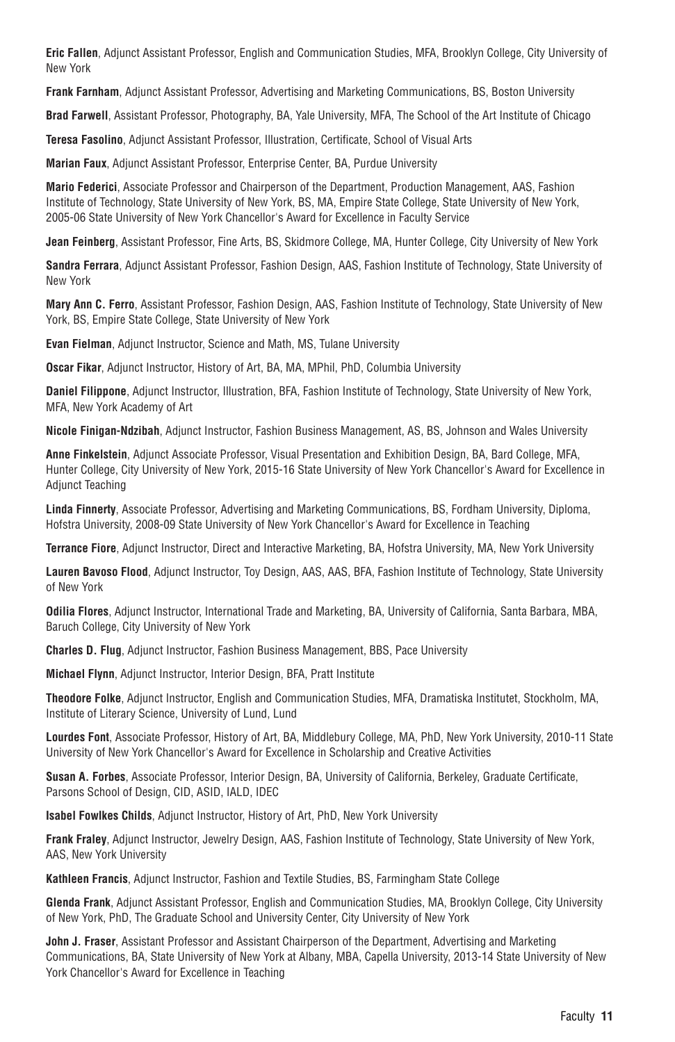**Eric Fallen**, Adjunct Assistant Professor, English and Communication Studies, MFA, Brooklyn College, City University of New York

**Frank Farnham**, Adjunct Assistant Professor, Advertising and Marketing Communications, BS, Boston University

**Brad Farwell**, Assistant Professor, Photography, BA, Yale University, MFA, The School of the Art Institute of Chicago

**Teresa Fasolino**, Adjunct Assistant Professor, Illustration, Certificate, School of Visual Arts

**Marian Faux**, Adjunct Assistant Professor, Enterprise Center, BA, Purdue University

**Mario Federici**, Associate Professor and Chairperson of the Department, Production Management, AAS, Fashion Institute of Technology, State University of New York, BS, MA, Empire State College, State University of New York, 2005-06 State University of New York Chancellor's Award for Excellence in Faculty Service

**Jean Feinberg**, Assistant Professor, Fine Arts, BS, Skidmore College, MA, Hunter College, City University of New York

**Sandra Ferrara**, Adjunct Assistant Professor, Fashion Design, AAS, Fashion Institute of Technology, State University of New York

**Mary Ann C. Ferro**, Assistant Professor, Fashion Design, AAS, Fashion Institute of Technology, State University of New York, BS, Empire State College, State University of New York

**Evan Fielman**, Adjunct Instructor, Science and Math, MS, Tulane University

**Oscar Fikar**, Adjunct Instructor, History of Art, BA, MA, MPhil, PhD, Columbia University

**Daniel Filippone**, Adjunct Instructor, Illustration, BFA, Fashion Institute of Technology, State University of New York, MFA, New York Academy of Art

**Nicole Finigan-Ndzibah**, Adjunct Instructor, Fashion Business Management, AS, BS, Johnson and Wales University

**Anne Finkelstein**, Adjunct Associate Professor, Visual Presentation and Exhibition Design, BA, Bard College, MFA, Hunter College, City University of New York, 2015-16 State University of New York Chancellor's Award for Excellence in Adjunct Teaching

**Linda Finnerty**, Associate Professor, Advertising and Marketing Communications, BS, Fordham University, Diploma, Hofstra University, 2008-09 State University of New York Chancellor's Award for Excellence in Teaching

**Terrance Fiore**, Adjunct Instructor, Direct and Interactive Marketing, BA, Hofstra University, MA, New York University

**Lauren Bavoso Flood**, Adjunct Instructor, Toy Design, AAS, AAS, BFA, Fashion Institute of Technology, State University of New York

**Odilia Flores**, Adjunct Instructor, International Trade and Marketing, BA, University of California, Santa Barbara, MBA, Baruch College, City University of New York

**Charles D. Flug**, Adjunct Instructor, Fashion Business Management, BBS, Pace University

**Michael Flynn**, Adjunct Instructor, Interior Design, BFA, Pratt Institute

**Theodore Folke**, Adjunct Instructor, English and Communication Studies, MFA, Dramatiska Institutet, Stockholm, MA, Institute of Literary Science, University of Lund, Lund

**Lourdes Font**, Associate Professor, History of Art, BA, Middlebury College, MA, PhD, New York University, 2010-11 State University of New York Chancellor's Award for Excellence in Scholarship and Creative Activities

**Susan A. Forbes**, Associate Professor, Interior Design, BA, University of California, Berkeley, Graduate Certificate, Parsons School of Design, CID, ASID, IALD, IDEC

**Isabel Fowlkes Childs**, Adjunct Instructor, History of Art, PhD, New York University

**Frank Fraley**, Adjunct Instructor, Jewelry Design, AAS, Fashion Institute of Technology, State University of New York, AAS, New York University

**Kathleen Francis**, Adjunct Instructor, Fashion and Textile Studies, BS, Farmingham State College

**Glenda Frank**, Adjunct Assistant Professor, English and Communication Studies, MA, Brooklyn College, City University of New York, PhD, The Graduate School and University Center, City University of New York

**John J. Fraser**, Assistant Professor and Assistant Chairperson of the Department, Advertising and Marketing Communications, BA, State University of New York at Albany, MBA, Capella University, 2013-14 State University of New York Chancellor's Award for Excellence in Teaching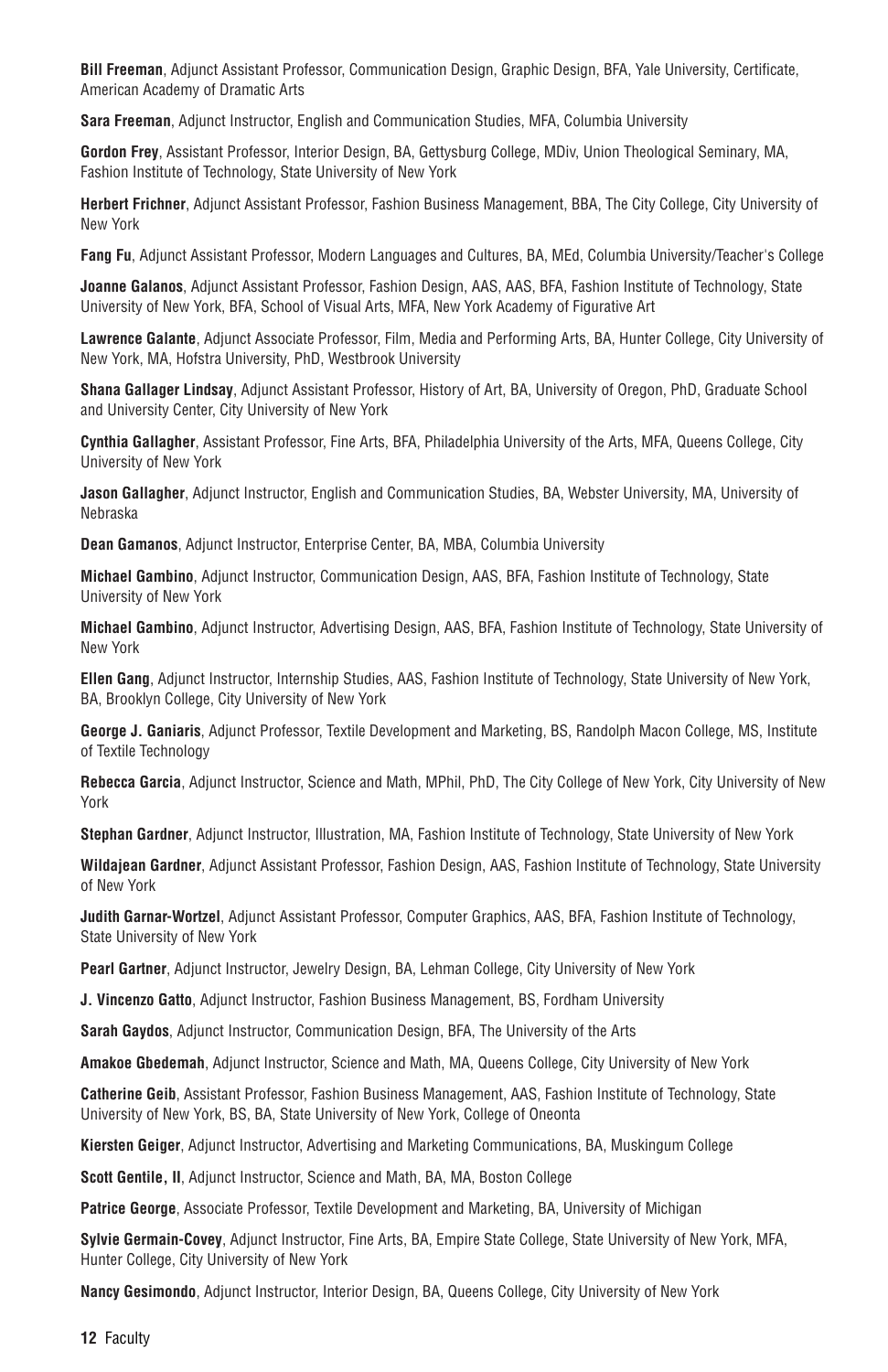**Bill Freeman**, Adjunct Assistant Professor, Communication Design, Graphic Design, BFA, Yale University, Certificate, American Academy of Dramatic Arts

**Sara Freeman**, Adjunct Instructor, English and Communication Studies, MFA, Columbia University

**Gordon Frey**, Assistant Professor, Interior Design, BA, Gettysburg College, MDiv, Union Theological Seminary, MA, Fashion Institute of Technology, State University of New York

**Herbert Frichner**, Adjunct Assistant Professor, Fashion Business Management, BBA, The City College, City University of New York

**Fang Fu**, Adjunct Assistant Professor, Modern Languages and Cultures, BA, MEd, Columbia University/Teacher's College

**Joanne Galanos**, Adjunct Assistant Professor, Fashion Design, AAS, AAS, BFA, Fashion Institute of Technology, State University of New York, BFA, School of Visual Arts, MFA, New York Academy of Figurative Art

**Lawrence Galante**, Adjunct Associate Professor, Film, Media and Performing Arts, BA, Hunter College, City University of New York, MA, Hofstra University, PhD, Westbrook University

**Shana Gallager Lindsay**, Adjunct Assistant Professor, History of Art, BA, University of Oregon, PhD, Graduate School and University Center, City University of New York

**Cynthia Gallagher**, Assistant Professor, Fine Arts, BFA, Philadelphia University of the Arts, MFA, Queens College, City University of New York

**Jason Gallagher**, Adjunct Instructor, English and Communication Studies, BA, Webster University, MA, University of Nebraska

**Dean Gamanos**, Adjunct Instructor, Enterprise Center, BA, MBA, Columbia University

**Michael Gambino**, Adjunct Instructor, Communication Design, AAS, BFA, Fashion Institute of Technology, State University of New York

**Michael Gambino**, Adjunct Instructor, Advertising Design, AAS, BFA, Fashion Institute of Technology, State University of New York

**Ellen Gang**, Adjunct Instructor, Internship Studies, AAS, Fashion Institute of Technology, State University of New York, BA, Brooklyn College, City University of New York

**George J. Ganiaris**, Adjunct Professor, Textile Development and Marketing, BS, Randolph Macon College, MS, Institute of Textile Technology

**Rebecca Garcia**, Adjunct Instructor, Science and Math, MPhil, PhD, The City College of New York, City University of New York

**Stephan Gardner**, Adjunct Instructor, Illustration, MA, Fashion Institute of Technology, State University of New York

**Wildajean Gardner**, Adjunct Assistant Professor, Fashion Design, AAS, Fashion Institute of Technology, State University of New York

**Judith Garnar-Wortzel**, Adjunct Assistant Professor, Computer Graphics, AAS, BFA, Fashion Institute of Technology, State University of New York

**Pearl Gartner**, Adjunct Instructor, Jewelry Design, BA, Lehman College, City University of New York

**J. Vincenzo Gatto**, Adjunct Instructor, Fashion Business Management, BS, Fordham University

**Sarah Gaydos**, Adjunct Instructor, Communication Design, BFA, The University of the Arts

**Amakoe Gbedemah**, Adjunct Instructor, Science and Math, MA, Queens College, City University of New York

**Catherine Geib**, Assistant Professor, Fashion Business Management, AAS, Fashion Institute of Technology, State University of New York, BS, BA, State University of New York, College of Oneonta

**Kiersten Geiger**, Adjunct Instructor, Advertising and Marketing Communications, BA, Muskingum College

**Scott Gentile, II**, Adjunct Instructor, Science and Math, BA, MA, Boston College

**Patrice George**, Associate Professor, Textile Development and Marketing, BA, University of Michigan

**Sylvie Germain-Covey**, Adjunct Instructor, Fine Arts, BA, Empire State College, State University of New York, MFA, Hunter College, City University of New York

**Nancy Gesimondo**, Adjunct Instructor, Interior Design, BA, Queens College, City University of New York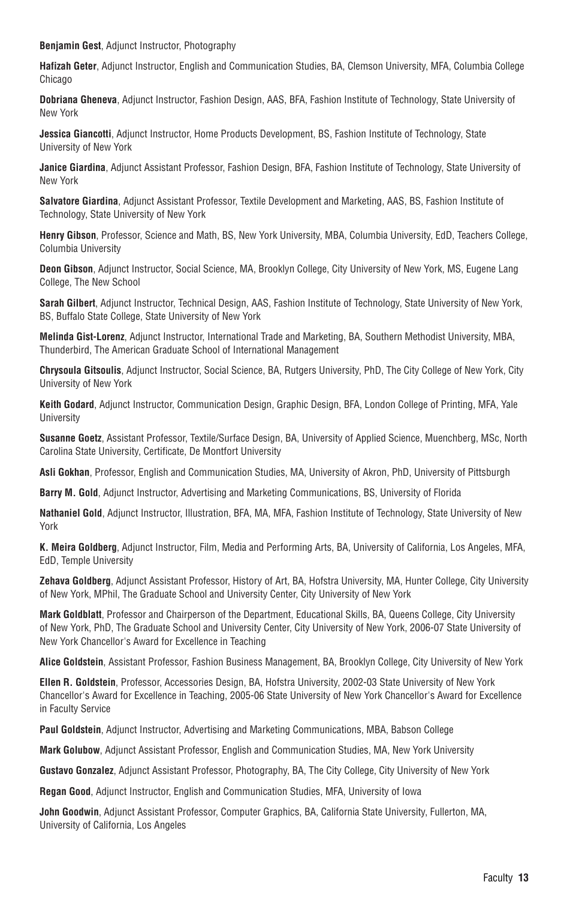**Benjamin Gest**, Adjunct Instructor, Photography

**Hafizah Geter**, Adjunct Instructor, English and Communication Studies, BA, Clemson University, MFA, Columbia College Chicago

**Dobriana Gheneva**, Adjunct Instructor, Fashion Design, AAS, BFA, Fashion Institute of Technology, State University of New York

**Jessica Giancotti**, Adjunct Instructor, Home Products Development, BS, Fashion Institute of Technology, State University of New York

**Janice Giardina**, Adjunct Assistant Professor, Fashion Design, BFA, Fashion Institute of Technology, State University of New York

**Salvatore Giardina**, Adjunct Assistant Professor, Textile Development and Marketing, AAS, BS, Fashion Institute of Technology, State University of New York

**Henry Gibson**, Professor, Science and Math, BS, New York University, MBA, Columbia University, EdD, Teachers College, Columbia University

**Deon Gibson**, Adjunct Instructor, Social Science, MA, Brooklyn College, City University of New York, MS, Eugene Lang College, The New School

**Sarah Gilbert**, Adjunct Instructor, Technical Design, AAS, Fashion Institute of Technology, State University of New York, BS, Buffalo State College, State University of New York

**Melinda Gist-Lorenz**, Adjunct Instructor, International Trade and Marketing, BA, Southern Methodist University, MBA, Thunderbird, The American Graduate School of International Management

**Chrysoula Gitsoulis**, Adjunct Instructor, Social Science, BA, Rutgers University, PhD, The City College of New York, City University of New York

**Keith Godard**, Adjunct Instructor, Communication Design, Graphic Design, BFA, London College of Printing, MFA, Yale University

**Susanne Goetz**, Assistant Professor, Textile/Surface Design, BA, University of Applied Science, Muenchberg, MSc, North Carolina State University, Certificate, De Montfort University

**Asli Gokhan**, Professor, English and Communication Studies, MA, University of Akron, PhD, University of Pittsburgh

**Barry M. Gold**, Adjunct Instructor, Advertising and Marketing Communications, BS, University of Florida

**Nathaniel Gold**, Adjunct Instructor, Illustration, BFA, MA, MFA, Fashion Institute of Technology, State University of New York

**K. Meira Goldberg**, Adjunct Instructor, Film, Media and Performing Arts, BA, University of California, Los Angeles, MFA, EdD, Temple University

**Zehava Goldberg**, Adjunct Assistant Professor, History of Art, BA, Hofstra University, MA, Hunter College, City University of New York, MPhil, The Graduate School and University Center, City University of New York

**Mark Goldblatt**, Professor and Chairperson of the Department, Educational Skills, BA, Queens College, City University of New York, PhD, The Graduate School and University Center, City University of New York, 2006-07 State University of New York Chancellor's Award for Excellence in Teaching

**Alice Goldstein**, Assistant Professor, Fashion Business Management, BA, Brooklyn College, City University of New York

**Ellen R. Goldstein**, Professor, Accessories Design, BA, Hofstra University, 2002-03 State University of New York Chancellor's Award for Excellence in Teaching, 2005-06 State University of New York Chancellor's Award for Excellence in Faculty Service

**Paul Goldstein**, Adjunct Instructor, Advertising and Marketing Communications, MBA, Babson College

**Mark Golubow**, Adjunct Assistant Professor, English and Communication Studies, MA, New York University

**Gustavo Gonzalez**, Adjunct Assistant Professor, Photography, BA, The City College, City University of New York

**Regan Good**, Adjunct Instructor, English and Communication Studies, MFA, University of Iowa

**John Goodwin**, Adjunct Assistant Professor, Computer Graphics, BA, California State University, Fullerton, MA, University of California, Los Angeles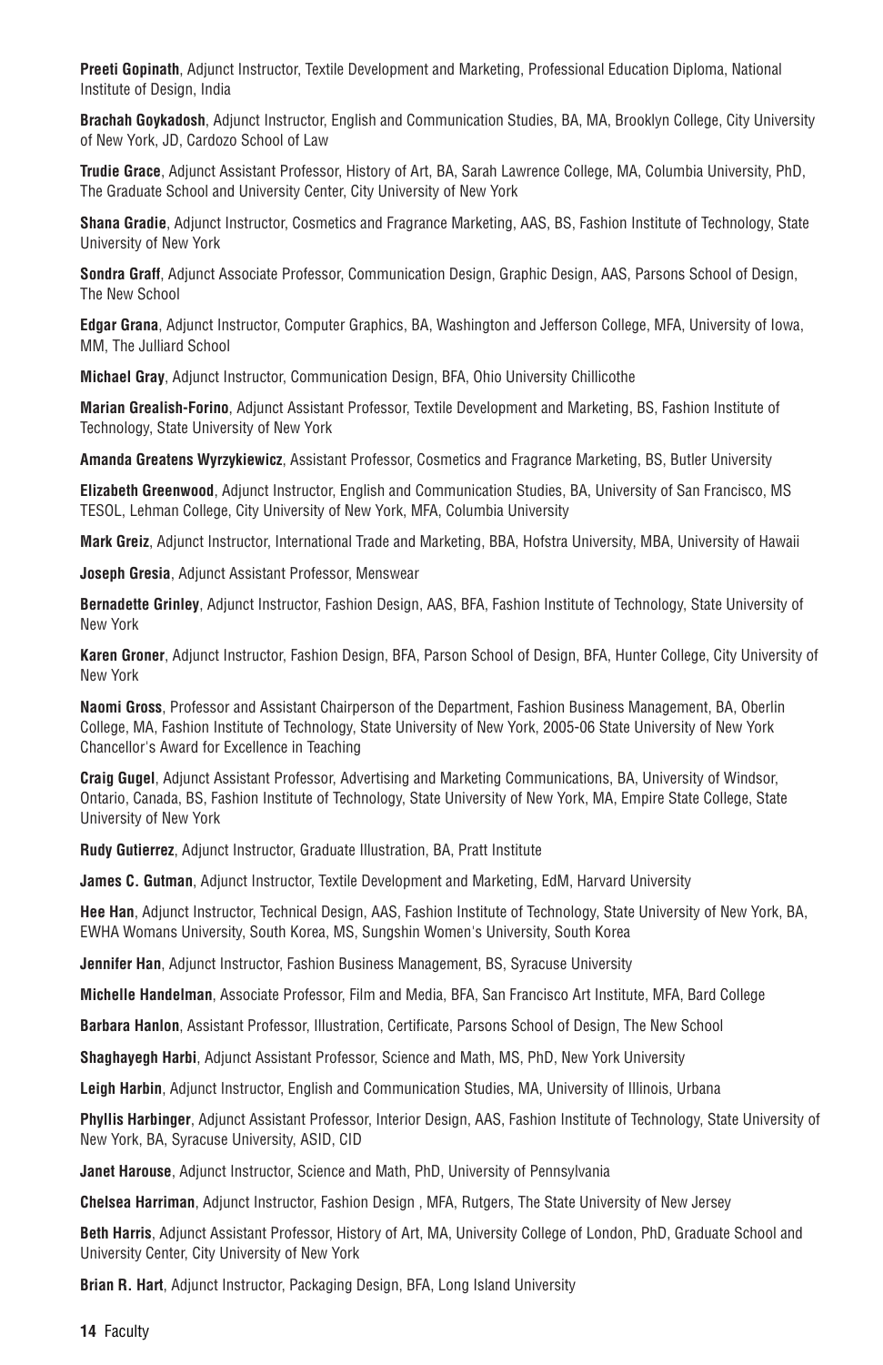**Preeti Gopinath**, Adjunct Instructor, Textile Development and Marketing, Professional Education Diploma, National Institute of Design, India

**Brachah Goykadosh**, Adjunct Instructor, English and Communication Studies, BA, MA, Brooklyn College, City University of New York, JD, Cardozo School of Law

**Trudie Grace**, Adjunct Assistant Professor, History of Art, BA, Sarah Lawrence College, MA, Columbia University, PhD, The Graduate School and University Center, City University of New York

**Shana Gradie**, Adjunct Instructor, Cosmetics and Fragrance Marketing, AAS, BS, Fashion Institute of Technology, State University of New York

**Sondra Graff**, Adjunct Associate Professor, Communication Design, Graphic Design, AAS, Parsons School of Design, The New School

**Edgar Grana**, Adjunct Instructor, Computer Graphics, BA, Washington and Jefferson College, MFA, University of Iowa, MM, The Julliard School

**Michael Gray**, Adjunct Instructor, Communication Design, BFA, Ohio University Chillicothe

**Marian Grealish-Forino**, Adjunct Assistant Professor, Textile Development and Marketing, BS, Fashion Institute of Technology, State University of New York

**Amanda Greatens Wyrzykiewicz**, Assistant Professor, Cosmetics and Fragrance Marketing, BS, Butler University

**Elizabeth Greenwood**, Adjunct Instructor, English and Communication Studies, BA, University of San Francisco, MS TESOL, Lehman College, City University of New York, MFA, Columbia University

**Mark Greiz**, Adjunct Instructor, International Trade and Marketing, BBA, Hofstra University, MBA, University of Hawaii

**Joseph Gresia**, Adjunct Assistant Professor, Menswear

**Bernadette Grinley**, Adjunct Instructor, Fashion Design, AAS, BFA, Fashion Institute of Technology, State University of New York

**Karen Groner**, Adjunct Instructor, Fashion Design, BFA, Parson School of Design, BFA, Hunter College, City University of New York

**Naomi Gross**, Professor and Assistant Chairperson of the Department, Fashion Business Management, BA, Oberlin College, MA, Fashion Institute of Technology, State University of New York, 2005-06 State University of New York Chancellor's Award for Excellence in Teaching

**Craig Gugel**, Adjunct Assistant Professor, Advertising and Marketing Communications, BA, University of Windsor, Ontario, Canada, BS, Fashion Institute of Technology, State University of New York, MA, Empire State College, State University of New York

**Rudy Gutierrez**, Adjunct Instructor, Graduate Illustration, BA, Pratt Institute

**James C. Gutman**, Adjunct Instructor, Textile Development and Marketing, EdM, Harvard University

**Hee Han**, Adjunct Instructor, Technical Design, AAS, Fashion Institute of Technology, State University of New York, BA, EWHA Womans University, South Korea, MS, Sungshin Women's University, South Korea

**Jennifer Han**, Adjunct Instructor, Fashion Business Management, BS, Syracuse University

**Michelle Handelman**, Associate Professor, Film and Media, BFA, San Francisco Art Institute, MFA, Bard College

**Barbara Hanlon**, Assistant Professor, Illustration, Certificate, Parsons School of Design, The New School

**Shaghayegh Harbi**, Adjunct Assistant Professor, Science and Math, MS, PhD, New York University

**Leigh Harbin**, Adjunct Instructor, English and Communication Studies, MA, University of Illinois, Urbana

**Phyllis Harbinger**, Adjunct Assistant Professor, Interior Design, AAS, Fashion Institute of Technology, State University of New York, BA, Syracuse University, ASID, CID

**Janet Harouse**, Adjunct Instructor, Science and Math, PhD, University of Pennsylvania

**Chelsea Harriman**, Adjunct Instructor, Fashion Design , MFA, Rutgers, The State University of New Jersey

**Beth Harris**, Adjunct Assistant Professor, History of Art, MA, University College of London, PhD, Graduate School and University Center, City University of New York

**Brian R. Hart**, Adjunct Instructor, Packaging Design, BFA, Long Island University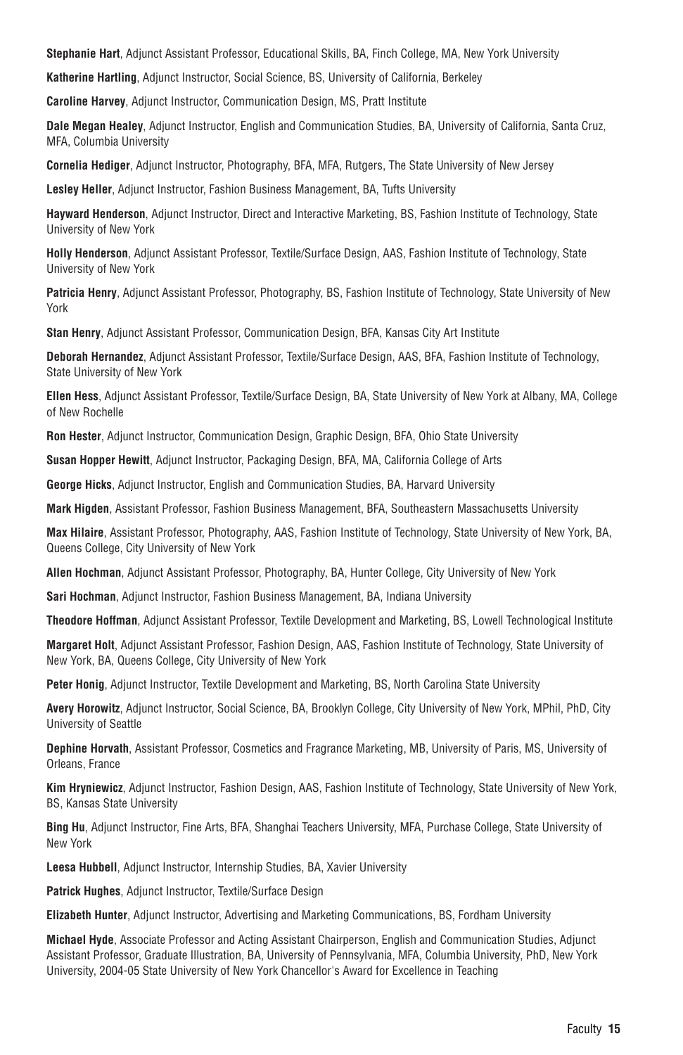**Stephanie Hart**, Adjunct Assistant Professor, Educational Skills, BA, Finch College, MA, New York University

**Katherine Hartling**, Adjunct Instructor, Social Science, BS, University of California, Berkeley

**Caroline Harvey**, Adjunct Instructor, Communication Design, MS, Pratt Institute

**Dale Megan Healey**, Adjunct Instructor, English and Communication Studies, BA, University of California, Santa Cruz, MFA, Columbia University

**Cornelia Hediger**, Adjunct Instructor, Photography, BFA, MFA, Rutgers, The State University of New Jersey

**Lesley Heller**, Adjunct Instructor, Fashion Business Management, BA, Tufts University

**Hayward Henderson**, Adjunct Instructor, Direct and Interactive Marketing, BS, Fashion Institute of Technology, State University of New York

**Holly Henderson**, Adjunct Assistant Professor, Textile/Surface Design, AAS, Fashion Institute of Technology, State University of New York

**Patricia Henry**, Adjunct Assistant Professor, Photography, BS, Fashion Institute of Technology, State University of New York

**Stan Henry**, Adjunct Assistant Professor, Communication Design, BFA, Kansas City Art Institute

**Deborah Hernandez**, Adjunct Assistant Professor, Textile/Surface Design, AAS, BFA, Fashion Institute of Technology, State University of New York

**Ellen Hess**, Adjunct Assistant Professor, Textile/Surface Design, BA, State University of New York at Albany, MA, College of New Rochelle

**Ron Hester**, Adjunct Instructor, Communication Design, Graphic Design, BFA, Ohio State University

**Susan Hopper Hewitt**, Adjunct Instructor, Packaging Design, BFA, MA, California College of Arts

**George Hicks**, Adjunct Instructor, English and Communication Studies, BA, Harvard University

**Mark Higden**, Assistant Professor, Fashion Business Management, BFA, Southeastern Massachusetts University

**Max Hilaire**, Assistant Professor, Photography, AAS, Fashion Institute of Technology, State University of New York, BA, Queens College, City University of New York

**Allen Hochman**, Adjunct Assistant Professor, Photography, BA, Hunter College, City University of New York

**Sari Hochman**, Adjunct Instructor, Fashion Business Management, BA, Indiana University

**Theodore Hoffman**, Adjunct Assistant Professor, Textile Development and Marketing, BS, Lowell Technological Institute

**Margaret Holt**, Adjunct Assistant Professor, Fashion Design, AAS, Fashion Institute of Technology, State University of New York, BA, Queens College, City University of New York

**Peter Honig**, Adjunct Instructor, Textile Development and Marketing, BS, North Carolina State University

**Avery Horowitz**, Adjunct Instructor, Social Science, BA, Brooklyn College, City University of New York, MPhil, PhD, City University of Seattle

**Dephine Horvath**, Assistant Professor, Cosmetics and Fragrance Marketing, MB, University of Paris, MS, University of Orleans, France

**Kim Hryniewicz**, Adjunct Instructor, Fashion Design, AAS, Fashion Institute of Technology, State University of New York, BS, Kansas State University

**Bing Hu**, Adjunct Instructor, Fine Arts, BFA, Shanghai Teachers University, MFA, Purchase College, State University of New York

**Leesa Hubbell**, Adjunct Instructor, Internship Studies, BA, Xavier University

**Patrick Hughes**, Adjunct Instructor, Textile/Surface Design

**Elizabeth Hunter**, Adjunct Instructor, Advertising and Marketing Communications, BS, Fordham University

**Michael Hyde**, Associate Professor and Acting Assistant Chairperson, English and Communication Studies, Adjunct Assistant Professor, Graduate Illustration, BA, University of Pennsylvania, MFA, Columbia University, PhD, New York University, 2004-05 State University of New York Chancellor's Award for Excellence in Teaching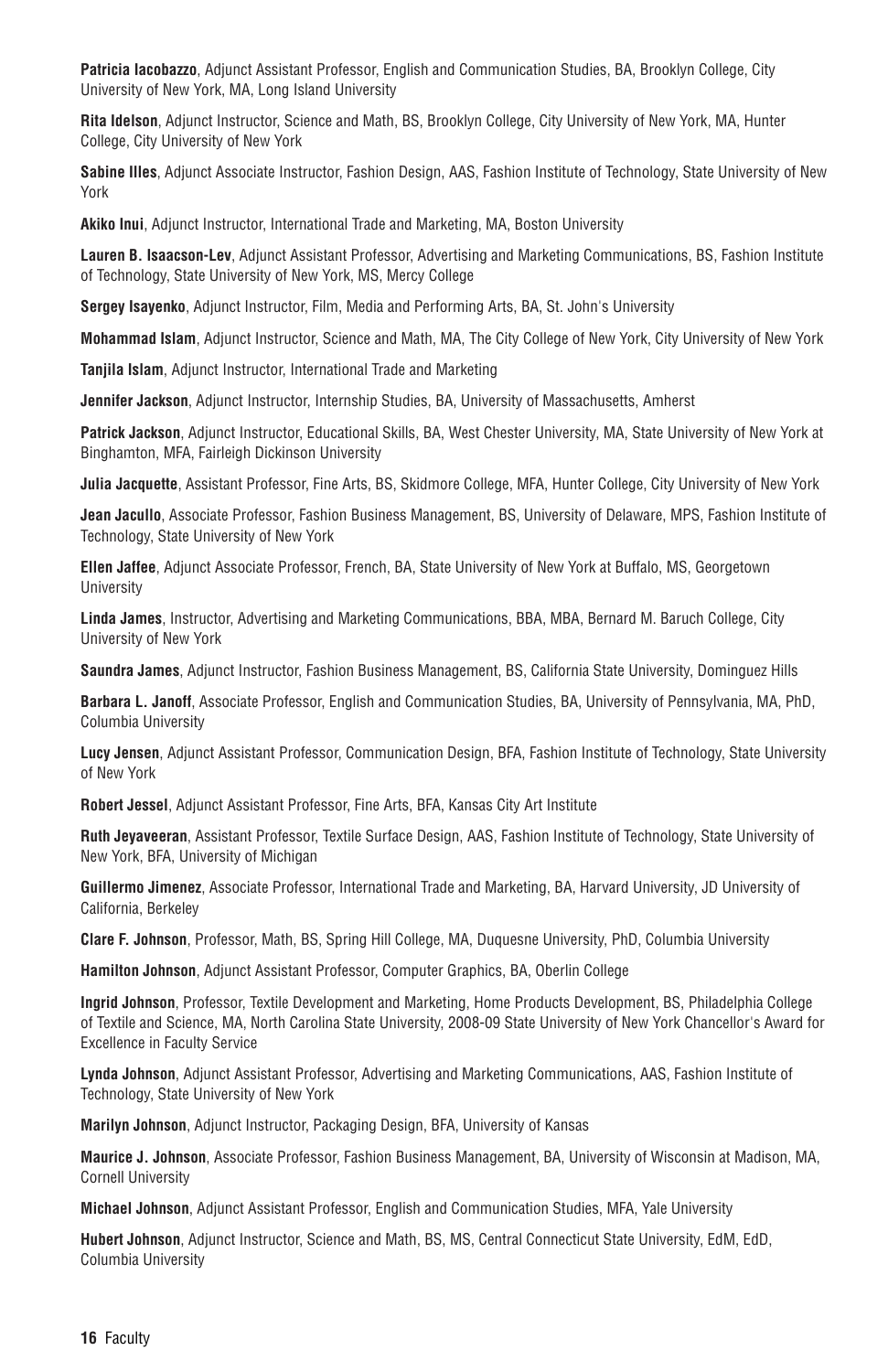**Patricia Iacobazzo**, Adjunct Assistant Professor, English and Communication Studies, BA, Brooklyn College, City University of New York, MA, Long Island University

**Rita Idelson**, Adjunct Instructor, Science and Math, BS, Brooklyn College, City University of New York, MA, Hunter College, City University of New York

**Sabine Illes**, Adjunct Associate Instructor, Fashion Design, AAS, Fashion Institute of Technology, State University of New York

**Akiko Inui**, Adjunct Instructor, International Trade and Marketing, MA, Boston University

**Lauren B. Isaacson-Lev**, Adjunct Assistant Professor, Advertising and Marketing Communications, BS, Fashion Institute of Technology, State University of New York, MS, Mercy College

**Sergey Isayenko**, Adjunct Instructor, Film, Media and Performing Arts, BA, St. John's University

**Mohammad Islam**, Adjunct Instructor, Science and Math, MA, The City College of New York, City University of New York

**Tanjila Islam**, Adjunct Instructor, International Trade and Marketing

**Jennifer Jackson**, Adjunct Instructor, Internship Studies, BA, University of Massachusetts, Amherst

**Patrick Jackson**, Adjunct Instructor, Educational Skills, BA, West Chester University, MA, State University of New York at Binghamton, MFA, Fairleigh Dickinson University

**Julia Jacquette**, Assistant Professor, Fine Arts, BS, Skidmore College, MFA, Hunter College, City University of New York

**Jean Jacullo**, Associate Professor, Fashion Business Management, BS, University of Delaware, MPS, Fashion Institute of Technology, State University of New York

**Ellen Jaffee**, Adjunct Associate Professor, French, BA, State University of New York at Buffalo, MS, Georgetown University

**Linda James**, Instructor, Advertising and Marketing Communications, BBA, MBA, Bernard M. Baruch College, City University of New York

**Saundra James**, Adjunct Instructor, Fashion Business Management, BS, California State University, Dominguez Hills

**Barbara L. Janoff**, Associate Professor, English and Communication Studies, BA, University of Pennsylvania, MA, PhD, Columbia University

**Lucy Jensen**, Adjunct Assistant Professor, Communication Design, BFA, Fashion Institute of Technology, State University of New York

**Robert Jessel**, Adjunct Assistant Professor, Fine Arts, BFA, Kansas City Art Institute

**Ruth Jeyaveeran**, Assistant Professor, Textile Surface Design, AAS, Fashion Institute of Technology, State University of New York, BFA, University of Michigan

**Guillermo Jimenez**, Associate Professor, International Trade and Marketing, BA, Harvard University, JD University of California, Berkeley

**Clare F. Johnson**, Professor, Math, BS, Spring Hill College, MA, Duquesne University, PhD, Columbia University

**Hamilton Johnson**, Adjunct Assistant Professor, Computer Graphics, BA, Oberlin College

**Ingrid Johnson**, Professor, Textile Development and Marketing, Home Products Development, BS, Philadelphia College of Textile and Science, MA, North Carolina State University, 2008-09 State University of New York Chancellor's Award for Excellence in Faculty Service

**Lynda Johnson**, Adjunct Assistant Professor, Advertising and Marketing Communications, AAS, Fashion Institute of Technology, State University of New York

**Marilyn Johnson**, Adjunct Instructor, Packaging Design, BFA, University of Kansas

**Maurice J. Johnson**, Associate Professor, Fashion Business Management, BA, University of Wisconsin at Madison, MA, Cornell University

**Michael Johnson**, Adjunct Assistant Professor, English and Communication Studies, MFA, Yale University

**Hubert Johnson**, Adjunct Instructor, Science and Math, BS, MS, Central Connecticut State University, EdM, EdD, Columbia University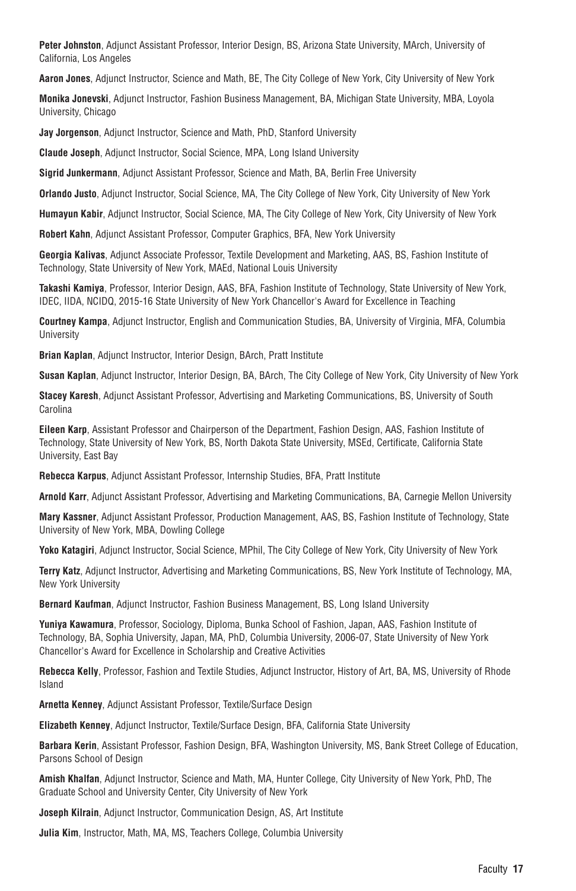**Peter Johnston**, Adjunct Assistant Professor, Interior Design, BS, Arizona State University, MArch, University of California, Los Angeles

**Aaron Jones**, Adjunct Instructor, Science and Math, BE, The City College of New York, City University of New York

**Monika Jonevski**, Adjunct Instructor, Fashion Business Management, BA, Michigan State University, MBA, Loyola University, Chicago

**Jay Jorgenson**, Adjunct Instructor, Science and Math, PhD, Stanford University

**Claude Joseph**, Adjunct Instructor, Social Science, MPA, Long Island University

**Sigrid Junkermann**, Adjunct Assistant Professor, Science and Math, BA, Berlin Free University

**Orlando Justo**, Adjunct Instructor, Social Science, MA, The City College of New York, City University of New York

**Humayun Kabir**, Adjunct Instructor, Social Science, MA, The City College of New York, City University of New York

**Robert Kahn**, Adjunct Assistant Professor, Computer Graphics, BFA, New York University

**Georgia Kalivas**, Adjunct Associate Professor, Textile Development and Marketing, AAS, BS, Fashion Institute of Technology, State University of New York, MAEd, National Louis University

**Takashi Kamiya**, Professor, Interior Design, AAS, BFA, Fashion Institute of Technology, State University of New York, IDEC, IIDA, NCIDQ, 2015-16 State University of New York Chancellor's Award for Excellence in Teaching

**Courtney Kampa**, Adjunct Instructor, English and Communication Studies, BA, University of Virginia, MFA, Columbia University

**Brian Kaplan**, Adjunct Instructor, Interior Design, BArch, Pratt Institute

**Susan Kaplan**, Adjunct Instructor, Interior Design, BA, BArch, The City College of New York, City University of New York

**Stacey Karesh**, Adjunct Assistant Professor, Advertising and Marketing Communications, BS, University of South Carolina

**Eileen Karp**, Assistant Professor and Chairperson of the Department, Fashion Design, AAS, Fashion Institute of Technology, State University of New York, BS, North Dakota State University, MSEd, Certificate, California State University, East Bay

**Rebecca Karpus**, Adjunct Assistant Professor, Internship Studies, BFA, Pratt Institute

**Arnold Karr**, Adjunct Assistant Professor, Advertising and Marketing Communications, BA, Carnegie Mellon University

**Mary Kassner**, Adjunct Assistant Professor, Production Management, AAS, BS, Fashion Institute of Technology, State University of New York, MBA, Dowling College

**Yoko Katagiri**, Adjunct Instructor, Social Science, MPhil, The City College of New York, City University of New York

**Terry Katz**, Adjunct Instructor, Advertising and Marketing Communications, BS, New York Institute of Technology, MA, New York University

**Bernard Kaufman**, Adjunct Instructor, Fashion Business Management, BS, Long Island University

**Yuniya Kawamura**, Professor, Sociology, Diploma, Bunka School of Fashion, Japan, AAS, Fashion Institute of Technology, BA, Sophia University, Japan, MA, PhD, Columbia University, 2006-07, State University of New York Chancellor's Award for Excellence in Scholarship and Creative Activities

**Rebecca Kelly**, Professor, Fashion and Textile Studies, Adjunct Instructor, History of Art, BA, MS, University of Rhode Island

**Arnetta Kenney**, Adjunct Assistant Professor, Textile/Surface Design

**Elizabeth Kenney**, Adjunct Instructor, Textile/Surface Design, BFA, California State University

**Barbara Kerin**, Assistant Professor, Fashion Design, BFA, Washington University, MS, Bank Street College of Education, Parsons School of Design

**Amish Khalfan**, Adjunct Instructor, Science and Math, MA, Hunter College, City University of New York, PhD, The Graduate School and University Center, City University of New York

**Joseph Kilrain**, Adjunct Instructor, Communication Design, AS, Art Institute

**Julia Kim**, Instructor, Math, MA, MS, Teachers College, Columbia University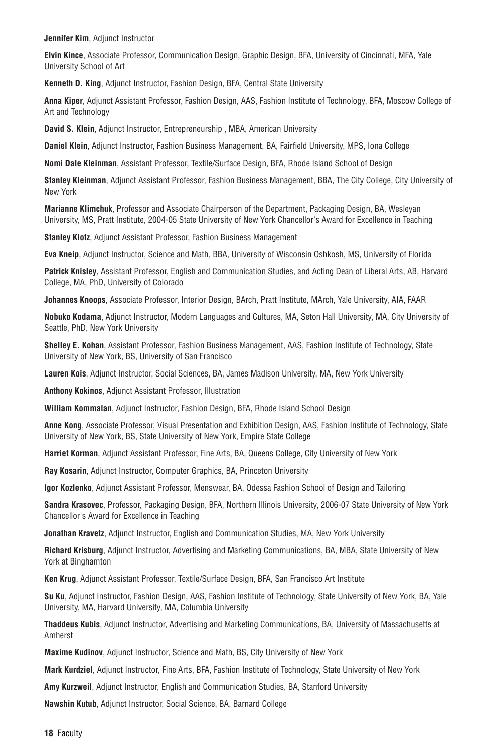**Jennifer Kim**, Adjunct Instructor

**Elvin Kince**, Associate Professor, Communication Design, Graphic Design, BFA, University of Cincinnati, MFA, Yale University School of Art

**Kenneth D. King**, Adjunct Instructor, Fashion Design, BFA, Central State University

**Anna Kiper**, Adjunct Assistant Professor, Fashion Design, AAS, Fashion Institute of Technology, BFA, Moscow College of Art and Technology

**David S. Klein**, Adjunct Instructor, Entrepreneurship , MBA, American University

**Daniel Klein**, Adjunct Instructor, Fashion Business Management, BA, Fairfield University, MPS, Iona College

**Nomi Dale Kleinman**, Assistant Professor, Textile/Surface Design, BFA, Rhode Island School of Design

**Stanley Kleinman**, Adjunct Assistant Professor, Fashion Business Management, BBA, The City College, City University of New York

**Marianne Klimchuk**, Professor and Associate Chairperson of the Department, Packaging Design, BA, Wesleyan University, MS, Pratt Institute, 2004-05 State University of New York Chancellor's Award for Excellence in Teaching

**Stanley Klotz**, Adjunct Assistant Professor, Fashion Business Management

**Eva Kneip**, Adjunct Instructor, Science and Math, BBA, University of Wisconsin Oshkosh, MS, University of Florida

**Patrick Knisley**, Assistant Professor, English and Communication Studies, and Acting Dean of Liberal Arts, AB, Harvard College, MA, PhD, University of Colorado

**Johannes Knoops**, Associate Professor, Interior Design, BArch, Pratt Institute, MArch, Yale University, AIA, FAAR

**Nobuko Kodama**, Adjunct Instructor, Modern Languages and Cultures, MA, Seton Hall University, MA, City University of Seattle, PhD, New York University

**Shelley E. Kohan**, Assistant Professor, Fashion Business Management, AAS, Fashion Institute of Technology, State University of New York, BS, University of San Francisco

**Lauren Kois**, Adjunct Instructor, Social Sciences, BA, James Madison University, MA, New York University

**Anthony Kokinos**, Adjunct Assistant Professor, Illustration

**William Kommalan**, Adjunct Instructor, Fashion Design, BFA, Rhode Island School Design

**Anne Kong**, Associate Professor, Visual Presentation and Exhibition Design, AAS, Fashion Institute of Technology, State University of New York, BS, State University of New York, Empire State College

**Harriet Korman**, Adjunct Assistant Professor, Fine Arts, BA, Queens College, City University of New York

**Ray Kosarin**, Adjunct Instructor, Computer Graphics, BA, Princeton University

**Igor Kozlenko**, Adjunct Assistant Professor, Menswear, BA, Odessa Fashion School of Design and Tailoring

**Sandra Krasovec**, Professor, Packaging Design, BFA, Northern Illinois University, 2006-07 State University of New York Chancellor's Award for Excellence in Teaching

**Jonathan Kravetz**, Adjunct Instructor, English and Communication Studies, MA, New York University

**Richard Krisburg**, Adjunct Instructor, Advertising and Marketing Communications, BA, MBA, State University of New York at Binghamton

**Ken Krug**, Adjunct Assistant Professor, Textile/Surface Design, BFA, San Francisco Art Institute

**Su Ku**, Adjunct Instructor, Fashion Design, AAS, Fashion Institute of Technology, State University of New York, BA, Yale University, MA, Harvard University, MA, Columbia University

**Thaddeus Kubis**, Adjunct Instructor, Advertising and Marketing Communications, BA, University of Massachusetts at Amherst

**Maxime Kudinov**, Adjunct Instructor, Science and Math, BS, City University of New York

**Mark Kurdziel**, Adjunct Instructor, Fine Arts, BFA, Fashion Institute of Technology, State University of New York

**Amy Kurzweil**, Adjunct Instructor, English and Communication Studies, BA, Stanford University

**Nawshin Kutub**, Adjunct Instructor, Social Science, BA, Barnard College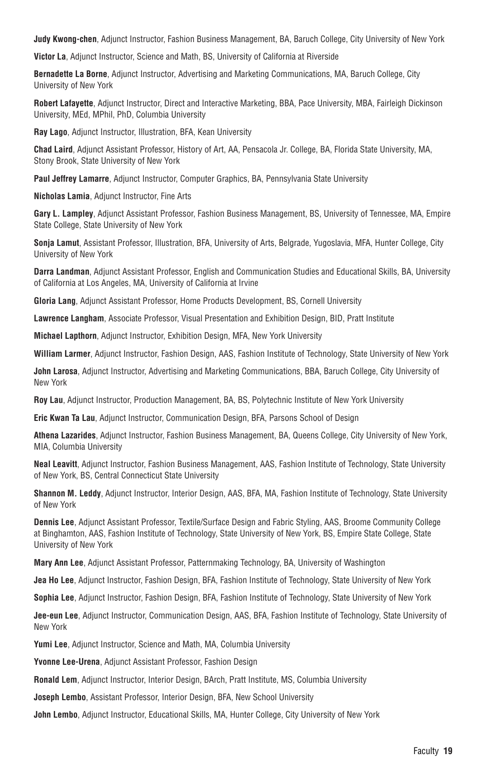**Judy Kwong-chen**, Adjunct Instructor, Fashion Business Management, BA, Baruch College, City University of New York

**Victor La**, Adjunct Instructor, Science and Math, BS, University of California at Riverside

**Bernadette La Borne**, Adjunct Instructor, Advertising and Marketing Communications, MA, Baruch College, City University of New York

**Robert Lafayette**, Adjunct Instructor, Direct and Interactive Marketing, BBA, Pace University, MBA, Fairleigh Dickinson University, MEd, MPhil, PhD, Columbia University

**Ray Lago**, Adjunct Instructor, Illustration, BFA, Kean University

**Chad Laird**, Adjunct Assistant Professor, History of Art, AA, Pensacola Jr. College, BA, Florida State University, MA, Stony Brook, State University of New York

**Paul Jeffrey Lamarre**, Adjunct Instructor, Computer Graphics, BA, Pennsylvania State University

**Nicholas Lamia**, Adjunct Instructor, Fine Arts

**Gary L. Lampley**, Adjunct Assistant Professor, Fashion Business Management, BS, University of Tennessee, MA, Empire State College, State University of New York

**Sonja Lamut**, Assistant Professor, Illustration, BFA, University of Arts, Belgrade, Yugoslavia, MFA, Hunter College, City University of New York

**Darra Landman**, Adjunct Assistant Professor, English and Communication Studies and Educational Skills, BA, University of California at Los Angeles, MA, University of California at Irvine

**Gloria Lang**, Adjunct Assistant Professor, Home Products Development, BS, Cornell University

**Lawrence Langham**, Associate Professor, Visual Presentation and Exhibition Design, BID, Pratt Institute

**Michael Lapthorn**, Adjunct Instructor, Exhibition Design, MFA, New York University

**William Larmer**, Adjunct Instructor, Fashion Design, AAS, Fashion Institute of Technology, State University of New York

**John Larosa**, Adjunct Instructor, Advertising and Marketing Communications, BBA, Baruch College, City University of New York

**Roy Lau**, Adjunct Instructor, Production Management, BA, BS, Polytechnic Institute of New York University

**Eric Kwan Ta Lau**, Adjunct Instructor, Communication Design, BFA, Parsons School of Design

**Athena Lazarides**, Adjunct Instructor, Fashion Business Management, BA, Queens College, City University of New York, MIA, Columbia University

**Neal Leavitt**, Adjunct Instructor, Fashion Business Management, AAS, Fashion Institute of Technology, State University of New York, BS, Central Connecticut State University

**Shannon M. Leddy**, Adjunct Instructor, Interior Design, AAS, BFA, MA, Fashion Institute of Technology, State University of New York

**Dennis Lee**, Adjunct Assistant Professor, Textile/Surface Design and Fabric Styling, AAS, Broome Community College at Binghamton, AAS, Fashion Institute of Technology, State University of New York, BS, Empire State College, State University of New York

**Mary Ann Lee**, Adjunct Assistant Professor, Patternmaking Technology, BA, University of Washington

**Jea Ho Lee**, Adjunct Instructor, Fashion Design, BFA, Fashion Institute of Technology, State University of New York

**Sophia Lee**, Adjunct Instructor, Fashion Design, BFA, Fashion Institute of Technology, State University of New York

**Jee-eun Lee**, Adjunct Instructor, Communication Design, AAS, BFA, Fashion Institute of Technology, State University of New York

**Yumi Lee**, Adjunct Instructor, Science and Math, MA, Columbia University

**Yvonne Lee-Urena**, Adjunct Assistant Professor, Fashion Design

**Ronald Lem**, Adjunct Instructor, Interior Design, BArch, Pratt Institute, MS, Columbia University

**Joseph Lembo**, Assistant Professor, Interior Design, BFA, New School University

**John Lembo**, Adjunct Instructor, Educational Skills, MA, Hunter College, City University of New York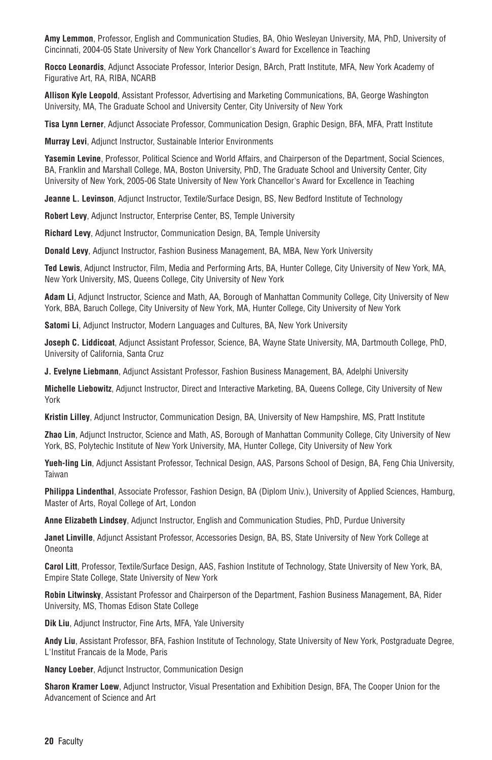**Amy Lemmon**, Professor, English and Communication Studies, BA, Ohio Wesleyan University, MA, PhD, University of Cincinnati, 2004-05 State University of New York Chancellor's Award for Excellence in Teaching

**Rocco Leonardis**, Adjunct Associate Professor, Interior Design, BArch, Pratt Institute, MFA, New York Academy of Figurative Art, RA, RIBA, NCARB

**Allison Kyle Leopold**, Assistant Professor, Advertising and Marketing Communications, BA, George Washington University, MA, The Graduate School and University Center, City University of New York

**Tisa Lynn Lerner**, Adjunct Associate Professor, Communication Design, Graphic Design, BFA, MFA, Pratt Institute

**Murray Levi**, Adjunct Instructor, Sustainable Interior Environments

**Yasemin Levine**, Professor, Political Science and World Affairs, and Chairperson of the Department, Social Sciences, BA, Franklin and Marshall College, MA, Boston University, PhD, The Graduate School and University Center, City University of New York, 2005-06 State University of New York Chancellor's Award for Excellence in Teaching

**Jeanne L. Levinson**, Adjunct Instructor, Textile/Surface Design, BS, New Bedford Institute of Technology

**Robert Levy**, Adjunct Instructor, Enterprise Center, BS, Temple University

**Richard Levy**, Adjunct Instructor, Communication Design, BA, Temple University

**Donald Levy**, Adjunct Instructor, Fashion Business Management, BA, MBA, New York University

**Ted Lewis**, Adjunct Instructor, Film, Media and Performing Arts, BA, Hunter College, City University of New York, MA, New York University, MS, Queens College, City University of New York

**Adam Li**, Adjunct Instructor, Science and Math, AA, Borough of Manhattan Community College, City University of New York, BBA, Baruch College, City University of New York, MA, Hunter College, City University of New York

**Satomi Li**, Adjunct Instructor, Modern Languages and Cultures, BA, New York University

**Joseph C. Liddicoat**, Adjunct Assistant Professor, Science, BA, Wayne State University, MA, Dartmouth College, PhD, University of California, Santa Cruz

**J. Evelyne Liebmann**, Adjunct Assistant Professor, Fashion Business Management, BA, Adelphi University

**Michelle Liebowitz**, Adjunct Instructor, Direct and Interactive Marketing, BA, Queens College, City University of New York

**Kristin Lilley**, Adjunct Instructor, Communication Design, BA, University of New Hampshire, MS, Pratt Institute

**Zhao Lin**, Adjunct Instructor, Science and Math, AS, Borough of Manhattan Community College, City University of New York, BS, Polytechic Institute of New York University, MA, Hunter College, City University of New York

**Yueh-ling Lin**, Adjunct Assistant Professor, Technical Design, AAS, Parsons School of Design, BA, Feng Chia University, Taiwan

**Philippa Lindenthal**, Associate Professor, Fashion Design, BA (Diplom Univ.), University of Applied Sciences, Hamburg, Master of Arts, Royal College of Art, London

**Anne Elizabeth Lindsey**, Adjunct Instructor, English and Communication Studies, PhD, Purdue University

**Janet Linville**, Adjunct Assistant Professor, Accessories Design, BA, BS, State University of New York College at Oneonta

**Carol Litt**, Professor, Textile/Surface Design, AAS, Fashion Institute of Technology, State University of New York, BA, Empire State College, State University of New York

**Robin Litwinsky**, Assistant Professor and Chairperson of the Department, Fashion Business Management, BA, Rider University, MS, Thomas Edison State College

**Dik Liu**, Adjunct Instructor, Fine Arts, MFA, Yale University

**Andy Liu**, Assistant Professor, BFA, Fashion Institute of Technology, State University of New York, Postgraduate Degree, L'Institut Francais de la Mode, Paris

**Nancy Loeber**, Adjunct Instructor, Communication Design

**Sharon Kramer Loew**, Adjunct Instructor, Visual Presentation and Exhibition Design, BFA, The Cooper Union for the Advancement of Science and Art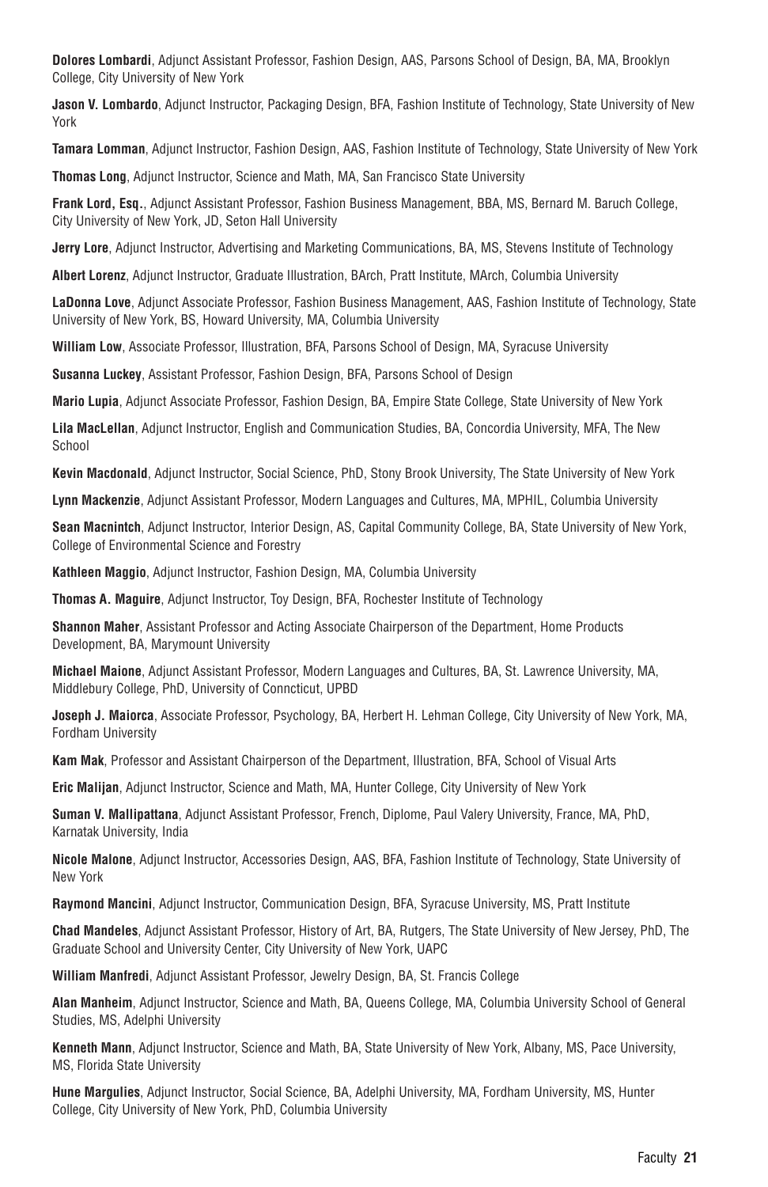**Dolores Lombardi**, Adjunct Assistant Professor, Fashion Design, AAS, Parsons School of Design, BA, MA, Brooklyn College, City University of New York

**Jason V. Lombardo**, Adjunct Instructor, Packaging Design, BFA, Fashion Institute of Technology, State University of New York

**Tamara Lomman**, Adjunct Instructor, Fashion Design, AAS, Fashion Institute of Technology, State University of New York

**Thomas Long**, Adjunct Instructor, Science and Math, MA, San Francisco State University

**Frank Lord, Esq.**, Adjunct Assistant Professor, Fashion Business Management, BBA, MS, Bernard M. Baruch College, City University of New York, JD, Seton Hall University

**Jerry Lore**, Adjunct Instructor, Advertising and Marketing Communications, BA, MS, Stevens Institute of Technology

**Albert Lorenz**, Adjunct Instructor, Graduate Illustration, BArch, Pratt Institute, MArch, Columbia University

**LaDonna Love**, Adjunct Associate Professor, Fashion Business Management, AAS, Fashion Institute of Technology, State University of New York, BS, Howard University, MA, Columbia University

**William Low**, Associate Professor, Illustration, BFA, Parsons School of Design, MA, Syracuse University

**Susanna Luckey**, Assistant Professor, Fashion Design, BFA, Parsons School of Design

**Mario Lupia**, Adjunct Associate Professor, Fashion Design, BA, Empire State College, State University of New York

**Lila MacLellan**, Adjunct Instructor, English and Communication Studies, BA, Concordia University, MFA, The New School

**Kevin Macdonald**, Adjunct Instructor, Social Science, PhD, Stony Brook University, The State University of New York

**Lynn Mackenzie**, Adjunct Assistant Professor, Modern Languages and Cultures, MA, MPHIL, Columbia University

**Sean Macnintch**, Adjunct Instructor, Interior Design, AS, Capital Community College, BA, State University of New York, College of Environmental Science and Forestry

**Kathleen Maggio**, Adjunct Instructor, Fashion Design, MA, Columbia University

**Thomas A. Maguire**, Adjunct Instructor, Toy Design, BFA, Rochester Institute of Technology

**Shannon Maher**, Assistant Professor and Acting Associate Chairperson of the Department, Home Products Development, BA, Marymount University

**Michael Maione**, Adjunct Assistant Professor, Modern Languages and Cultures, BA, St. Lawrence University, MA, Middlebury College, PhD, University of Conncticut, UPBD

**Joseph J. Maiorca**, Associate Professor, Psychology, BA, Herbert H. Lehman College, City University of New York, MA, Fordham University

**Kam Mak**, Professor and Assistant Chairperson of the Department, Illustration, BFA, School of Visual Arts

**Eric Malijan**, Adjunct Instructor, Science and Math, MA, Hunter College, City University of New York

**Suman V. Mallipattana**, Adjunct Assistant Professor, French, Diplome, Paul Valery University, France, MA, PhD, Karnatak University, India

**Nicole Malone**, Adjunct Instructor, Accessories Design, AAS, BFA, Fashion Institute of Technology, State University of New York

**Raymond Mancini**, Adjunct Instructor, Communication Design, BFA, Syracuse University, MS, Pratt Institute

**Chad Mandeles**, Adjunct Assistant Professor, History of Art, BA, Rutgers, The State University of New Jersey, PhD, The Graduate School and University Center, City University of New York, UAPC

**William Manfredi**, Adjunct Assistant Professor, Jewelry Design, BA, St. Francis College

**Alan Manheim**, Adjunct Instructor, Science and Math, BA, Queens College, MA, Columbia University School of General Studies, MS, Adelphi University

**Kenneth Mann**, Adjunct Instructor, Science and Math, BA, State University of New York, Albany, MS, Pace University, MS, Florida State University

**Hune Margulies**, Adjunct Instructor, Social Science, BA, Adelphi University, MA, Fordham University, MS, Hunter College, City University of New York, PhD, Columbia University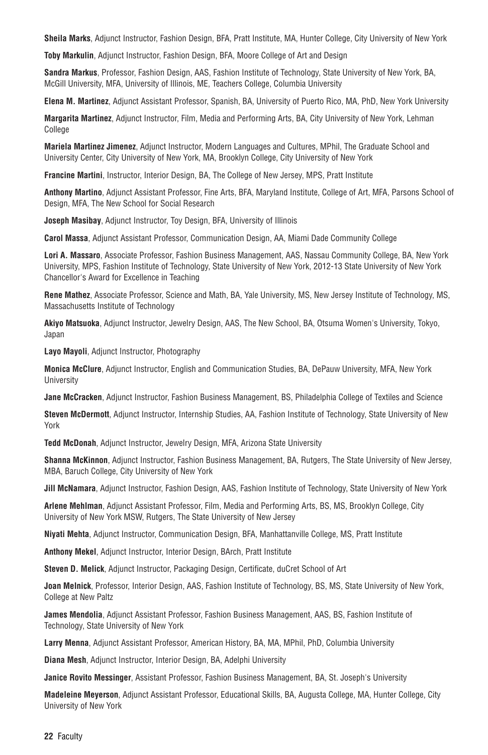**Sheila Marks**, Adjunct Instructor, Fashion Design, BFA, Pratt Institute, MA, Hunter College, City University of New York

**Toby Markulin**, Adjunct Instructor, Fashion Design, BFA, Moore College of Art and Design

**Sandra Markus**, Professor, Fashion Design, AAS, Fashion Institute of Technology, State University of New York, BA, McGill University, MFA, University of Illinois, ME, Teachers College, Columbia University

**Elena M. Martinez**, Adjunct Assistant Professor, Spanish, BA, University of Puerto Rico, MA, PhD, New York University

**Margarita Martinez**, Adjunct Instructor, Film, Media and Performing Arts, BA, City University of New York, Lehman College

**Mariela Martinez Jimenez**, Adjunct Instructor, Modern Languages and Cultures, MPhil, The Graduate School and University Center, City University of New York, MA, Brooklyn College, City University of New York

**Francine Martini**, Instructor, Interior Design, BA, The College of New Jersey, MPS, Pratt Institute

**Anthony Martino**, Adjunct Assistant Professor, Fine Arts, BFA, Maryland Institute, College of Art, MFA, Parsons School of Design, MFA, The New School for Social Research

**Joseph Masibay**, Adjunct Instructor, Toy Design, BFA, University of Illinois

**Carol Massa**, Adjunct Assistant Professor, Communication Design, AA, Miami Dade Community College

**Lori A. Massaro**, Associate Professor, Fashion Business Management, AAS, Nassau Community College, BA, New York University, MPS, Fashion Institute of Technology, State University of New York, 2012-13 State University of New York Chancellor's Award for Excellence in Teaching

**Rene Mathez**, Associate Professor, Science and Math, BA, Yale University, MS, New Jersey Institute of Technology, MS, Massachusetts Institute of Technology

**Akiyo Matsuoka**, Adjunct Instructor, Jewelry Design, AAS, The New School, BA, Otsuma Women's University, Tokyo, Japan

**Layo Mayoli**, Adjunct Instructor, Photography

**Monica McClure**, Adjunct Instructor, English and Communication Studies, BA, DePauw University, MFA, New York University

**Jane McCracken**, Adjunct Instructor, Fashion Business Management, BS, Philadelphia College of Textiles and Science

**Steven McDermott**, Adjunct Instructor, Internship Studies, AA, Fashion Institute of Technology, State University of New York

**Tedd McDonah**, Adjunct Instructor, Jewelry Design, MFA, Arizona State University

**Shanna McKinnon**, Adjunct Instructor, Fashion Business Management, BA, Rutgers, The State University of New Jersey, MBA, Baruch College, City University of New York

**Jill McNamara**, Adjunct Instructor, Fashion Design, AAS, Fashion Institute of Technology, State University of New York

**Arlene Mehlman**, Adjunct Assistant Professor, Film, Media and Performing Arts, BS, MS, Brooklyn College, City University of New York MSW, Rutgers, The State University of New Jersey

**Niyati Mehta**, Adjunct Instructor, Communication Design, BFA, Manhattanville College, MS, Pratt Institute

**Anthony Mekel**, Adjunct Instructor, Interior Design, BArch, Pratt Institute

**Steven D. Melick**, Adjunct Instructor, Packaging Design, Certificate, duCret School of Art

**Joan Melnick**, Professor, Interior Design, AAS, Fashion Institute of Technology, BS, MS, State University of New York, College at New Paltz

**James Mendolia**, Adjunct Assistant Professor, Fashion Business Management, AAS, BS, Fashion Institute of Technology, State University of New York

**Larry Menna**, Adjunct Assistant Professor, American History, BA, MA, MPhil, PhD, Columbia University

**Diana Mesh**, Adjunct Instructor, Interior Design, BA, Adelphi University

**Janice Rovito Messinger**, Assistant Professor, Fashion Business Management, BA, St. Joseph's University

**Madeleine Meyerson**, Adjunct Assistant Professor, Educational Skills, BA, Augusta College, MA, Hunter College, City University of New York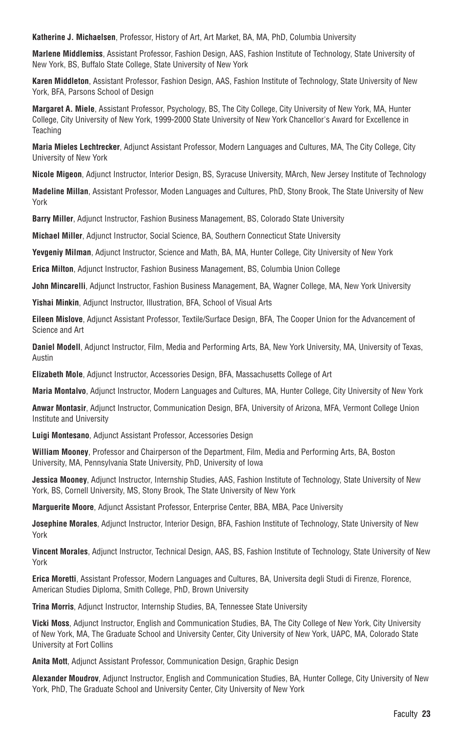**Katherine J. Michaelsen**, Professor, History of Art, Art Market, BA, MA, PhD, Columbia University

**Marlene Middlemiss**, Assistant Professor, Fashion Design, AAS, Fashion Institute of Technology, State University of New York, BS, Buffalo State College, State University of New York

**Karen Middleton**, Assistant Professor, Fashion Design, AAS, Fashion Institute of Technology, State University of New York, BFA, Parsons School of Design

**Margaret A. Miele**, Assistant Professor, Psychology, BS, The City College, City University of New York, MA, Hunter College, City University of New York, 1999-2000 State University of New York Chancellor's Award for Excellence in Teaching

**Maria Mieles Lechtrecker**, Adjunct Assistant Professor, Modern Languages and Cultures, MA, The City College, City University of New York

**Nicole Migeon**, Adjunct Instructor, Interior Design, BS, Syracuse University, MArch, New Jersey Institute of Technology

**Madeline Millan**, Assistant Professor, Moden Languages and Cultures, PhD, Stony Brook, The State University of New York

**Barry Miller**, Adjunct Instructor, Fashion Business Management, BS, Colorado State University

**Michael Miller**, Adjunct Instructor, Social Science, BA, Southern Connecticut State University

**Yevgeniy Milman**, Adjunct Instructor, Science and Math, BA, MA, Hunter College, City University of New York

**Erica Milton**, Adjunct Instructor, Fashion Business Management, BS, Columbia Union College

**John Mincarelli**, Adjunct Instructor, Fashion Business Management, BA, Wagner College, MA, New York University

**Yishai Minkin**, Adjunct Instructor, Illustration, BFA, School of Visual Arts

**Eileen Mislove**, Adjunct Assistant Professor, Textile/Surface Design, BFA, The Cooper Union for the Advancement of Science and Art

**Daniel Modell**, Adjunct Instructor, Film, Media and Performing Arts, BA, New York University, MA, University of Texas, Austin

**Elizabeth Mole**, Adjunct Instructor, Accessories Design, BFA, Massachusetts College of Art

**Maria Montalvo**, Adjunct Instructor, Modern Languages and Cultures, MA, Hunter College, City University of New York

**Anwar Montasir**, Adjunct Instructor, Communication Design, BFA, University of Arizona, MFA, Vermont College Union Institute and University

**Luigi Montesano**, Adjunct Assistant Professor, Accessories Design

**William Mooney**, Professor and Chairperson of the Department, Film, Media and Performing Arts, BA, Boston University, MA, Pennsylvania State University, PhD, University of Iowa

**Jessica Mooney**, Adjunct Instructor, Internship Studies, AAS, Fashion Institute of Technology, State University of New York, BS, Cornell University, MS, Stony Brook, The State University of New York

**Marguerite Moore**, Adjunct Assistant Professor, Enterprise Center, BBA, MBA, Pace University

**Josephine Morales**, Adjunct Instructor, Interior Design, BFA, Fashion Institute of Technology, State University of New York

**Vincent Morales**, Adjunct Instructor, Technical Design, AAS, BS, Fashion Institute of Technology, State University of New York

**Erica Moretti**, Assistant Professor, Modern Languages and Cultures, BA, Universita degli Studi di Firenze, Florence, American Studies Diploma, Smith College, PhD, Brown University

**Trina Morris**, Adjunct Instructor, Internship Studies, BA, Tennessee State University

**Vicki Moss**, Adjunct Instructor, English and Communication Studies, BA, The City College of New York, City University of New York, MA, The Graduate School and University Center, City University of New York, UAPC, MA, Colorado State University at Fort Collins

**Anita Mott**, Adjunct Assistant Professor, Communication Design, Graphic Design

**Alexander Moudrov**, Adjunct Instructor, English and Communication Studies, BA, Hunter College, City University of New York, PhD, The Graduate School and University Center, City University of New York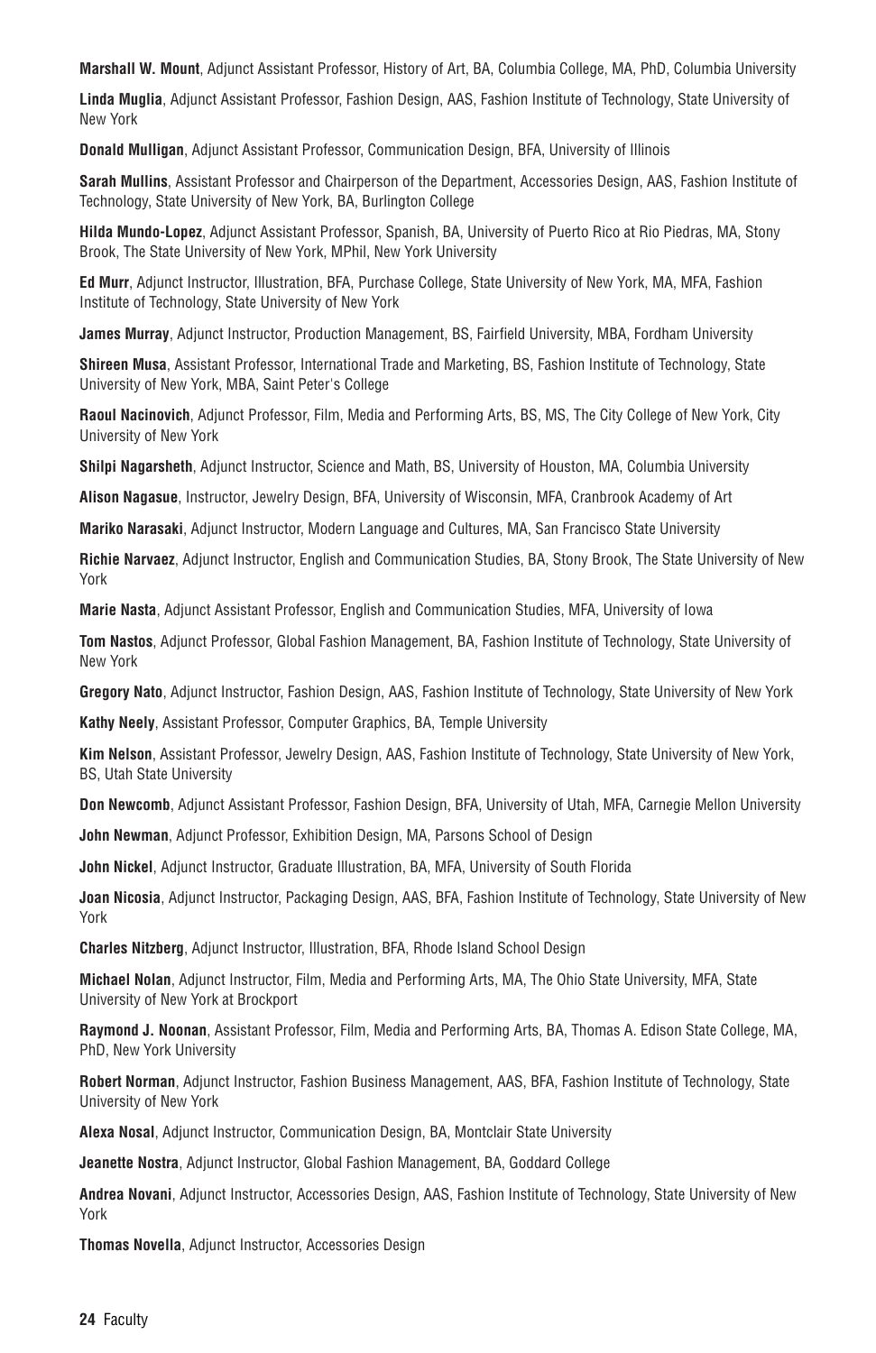**Marshall W. Mount**, Adjunct Assistant Professor, History of Art, BA, Columbia College, MA, PhD, Columbia University

**Linda Muglia**, Adjunct Assistant Professor, Fashion Design, AAS, Fashion Institute of Technology, State University of New York

**Donald Mulligan**, Adjunct Assistant Professor, Communication Design, BFA, University of Illinois

**Sarah Mullins**, Assistant Professor and Chairperson of the Department, Accessories Design, AAS, Fashion Institute of Technology, State University of New York, BA, Burlington College

**Hilda Mundo-Lopez**, Adjunct Assistant Professor, Spanish, BA, University of Puerto Rico at Rio Piedras, MA, Stony Brook, The State University of New York, MPhil, New York University

**Ed Murr**, Adjunct Instructor, Illustration, BFA, Purchase College, State University of New York, MA, MFA, Fashion Institute of Technology, State University of New York

**James Murray**, Adjunct Instructor, Production Management, BS, Fairfield University, MBA, Fordham University

**Shireen Musa**, Assistant Professor, International Trade and Marketing, BS, Fashion Institute of Technology, State University of New York, MBA, Saint Peter's College

**Raoul Nacinovich**, Adjunct Professor, Film, Media and Performing Arts, BS, MS, The City College of New York, City University of New York

**Shilpi Nagarsheth**, Adjunct Instructor, Science and Math, BS, University of Houston, MA, Columbia University

**Alison Nagasue**, Instructor, Jewelry Design, BFA, University of Wisconsin, MFA, Cranbrook Academy of Art

**Mariko Narasaki**, Adjunct Instructor, Modern Language and Cultures, MA, San Francisco State University

**Richie Narvaez**, Adjunct Instructor, English and Communication Studies, BA, Stony Brook, The State University of New York

**Marie Nasta**, Adjunct Assistant Professor, English and Communication Studies, MFA, University of Iowa

**Tom Nastos**, Adjunct Professor, Global Fashion Management, BA, Fashion Institute of Technology, State University of New York

**Gregory Nato**, Adjunct Instructor, Fashion Design, AAS, Fashion Institute of Technology, State University of New York

**Kathy Neely**, Assistant Professor, Computer Graphics, BA, Temple University

**Kim Nelson**, Assistant Professor, Jewelry Design, AAS, Fashion Institute of Technology, State University of New York, BS, Utah State University

**Don Newcomb**, Adjunct Assistant Professor, Fashion Design, BFA, University of Utah, MFA, Carnegie Mellon University

**John Newman**, Adjunct Professor, Exhibition Design, MA, Parsons School of Design

**John Nickel**, Adjunct Instructor, Graduate Illustration, BA, MFA, University of South Florida

**Joan Nicosia**, Adjunct Instructor, Packaging Design, AAS, BFA, Fashion Institute of Technology, State University of New York

**Charles Nitzberg**, Adjunct Instructor, Illustration, BFA, Rhode Island School Design

**Michael Nolan**, Adjunct Instructor, Film, Media and Performing Arts, MA, The Ohio State University, MFA, State University of New York at Brockport

**Raymond J. Noonan**, Assistant Professor, Film, Media and Performing Arts, BA, Thomas A. Edison State College, MA, PhD, New York University

**Robert Norman**, Adjunct Instructor, Fashion Business Management, AAS, BFA, Fashion Institute of Technology, State University of New York

**Alexa Nosal**, Adjunct Instructor, Communication Design, BA, Montclair State University

**Jeanette Nostra**, Adjunct Instructor, Global Fashion Management, BA, Goddard College

**Andrea Novani**, Adjunct Instructor, Accessories Design, AAS, Fashion Institute of Technology, State University of New York

**Thomas Novella**, Adjunct Instructor, Accessories Design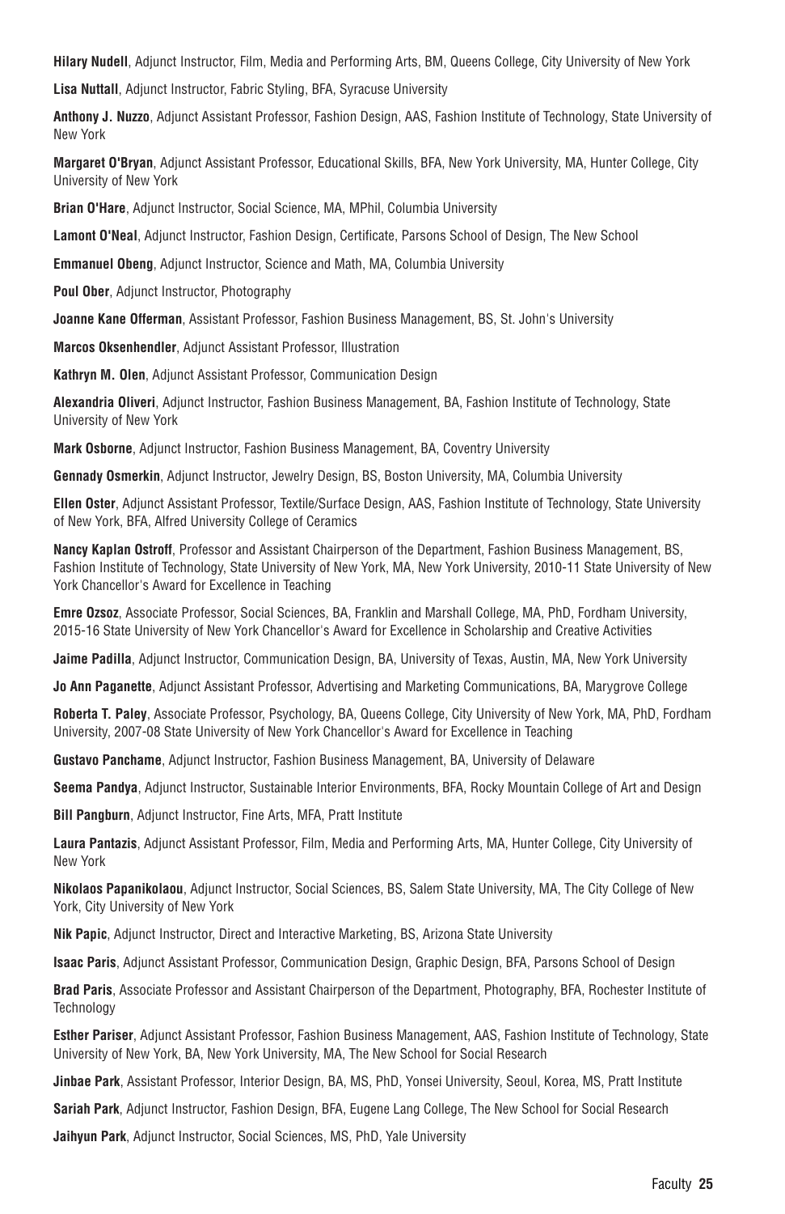**Hilary Nudell**, Adjunct Instructor, Film, Media and Performing Arts, BM, Queens College, City University of New York

**Lisa Nuttall**, Adjunct Instructor, Fabric Styling, BFA, Syracuse University

**Anthony J. Nuzzo**, Adjunct Assistant Professor, Fashion Design, AAS, Fashion Institute of Technology, State University of New York

**Margaret O'Bryan**, Adjunct Assistant Professor, Educational Skills, BFA, New York University, MA, Hunter College, City University of New York

**Brian O'Hare**, Adjunct Instructor, Social Science, MA, MPhil, Columbia University

**Lamont O'Neal**, Adjunct Instructor, Fashion Design, Certificate, Parsons School of Design, The New School

**Emmanuel Obeng**, Adjunct Instructor, Science and Math, MA, Columbia University

**Poul Ober**, Adjunct Instructor, Photography

**Joanne Kane Offerman**, Assistant Professor, Fashion Business Management, BS, St. John's University

**Marcos Oksenhendler**, Adjunct Assistant Professor, Illustration

**Kathryn M. Olen**, Adjunct Assistant Professor, Communication Design

**Alexandria Oliveri**, Adjunct Instructor, Fashion Business Management, BA, Fashion Institute of Technology, State University of New York

**Mark Osborne**, Adjunct Instructor, Fashion Business Management, BA, Coventry University

**Gennady Osmerkin**, Adjunct Instructor, Jewelry Design, BS, Boston University, MA, Columbia University

**Ellen Oster**, Adjunct Assistant Professor, Textile/Surface Design, AAS, Fashion Institute of Technology, State University of New York, BFA, Alfred University College of Ceramics

**Nancy Kaplan Ostroff**, Professor and Assistant Chairperson of the Department, Fashion Business Management, BS, Fashion Institute of Technology, State University of New York, MA, New York University, 2010-11 State University of New York Chancellor's Award for Excellence in Teaching

**Emre Ozsoz**, Associate Professor, Social Sciences, BA, Franklin and Marshall College, MA, PhD, Fordham University, 2015-16 State University of New York Chancellor's Award for Excellence in Scholarship and Creative Activities

**Jaime Padilla**, Adjunct Instructor, Communication Design, BA, University of Texas, Austin, MA, New York University

**Jo Ann Paganette**, Adjunct Assistant Professor, Advertising and Marketing Communications, BA, Marygrove College

**Roberta T. Paley**, Associate Professor, Psychology, BA, Queens College, City University of New York, MA, PhD, Fordham University, 2007-08 State University of New York Chancellor's Award for Excellence in Teaching

**Gustavo Panchame**, Adjunct Instructor, Fashion Business Management, BA, University of Delaware

**Seema Pandya**, Adjunct Instructor, Sustainable Interior Environments, BFA, Rocky Mountain College of Art and Design

**Bill Pangburn**, Adjunct Instructor, Fine Arts, MFA, Pratt Institute

**Laura Pantazis**, Adjunct Assistant Professor, Film, Media and Performing Arts, MA, Hunter College, City University of New York

**Nikolaos Papanikolaou**, Adjunct Instructor, Social Sciences, BS, Salem State University, MA, The City College of New York, City University of New York

**Nik Papic**, Adjunct Instructor, Direct and Interactive Marketing, BS, Arizona State University

**Isaac Paris**, Adjunct Assistant Professor, Communication Design, Graphic Design, BFA, Parsons School of Design

**Brad Paris**, Associate Professor and Assistant Chairperson of the Department, Photography, BFA, Rochester Institute of Technology

**Esther Pariser**, Adjunct Assistant Professor, Fashion Business Management, AAS, Fashion Institute of Technology, State University of New York, BA, New York University, MA, The New School for Social Research

**Jinbae Park**, Assistant Professor, Interior Design, BA, MS, PhD, Yonsei University, Seoul, Korea, MS, Pratt Institute

**Sariah Park**, Adjunct Instructor, Fashion Design, BFA, Eugene Lang College, The New School for Social Research

**Jaihyun Park**, Adjunct Instructor, Social Sciences, MS, PhD, Yale University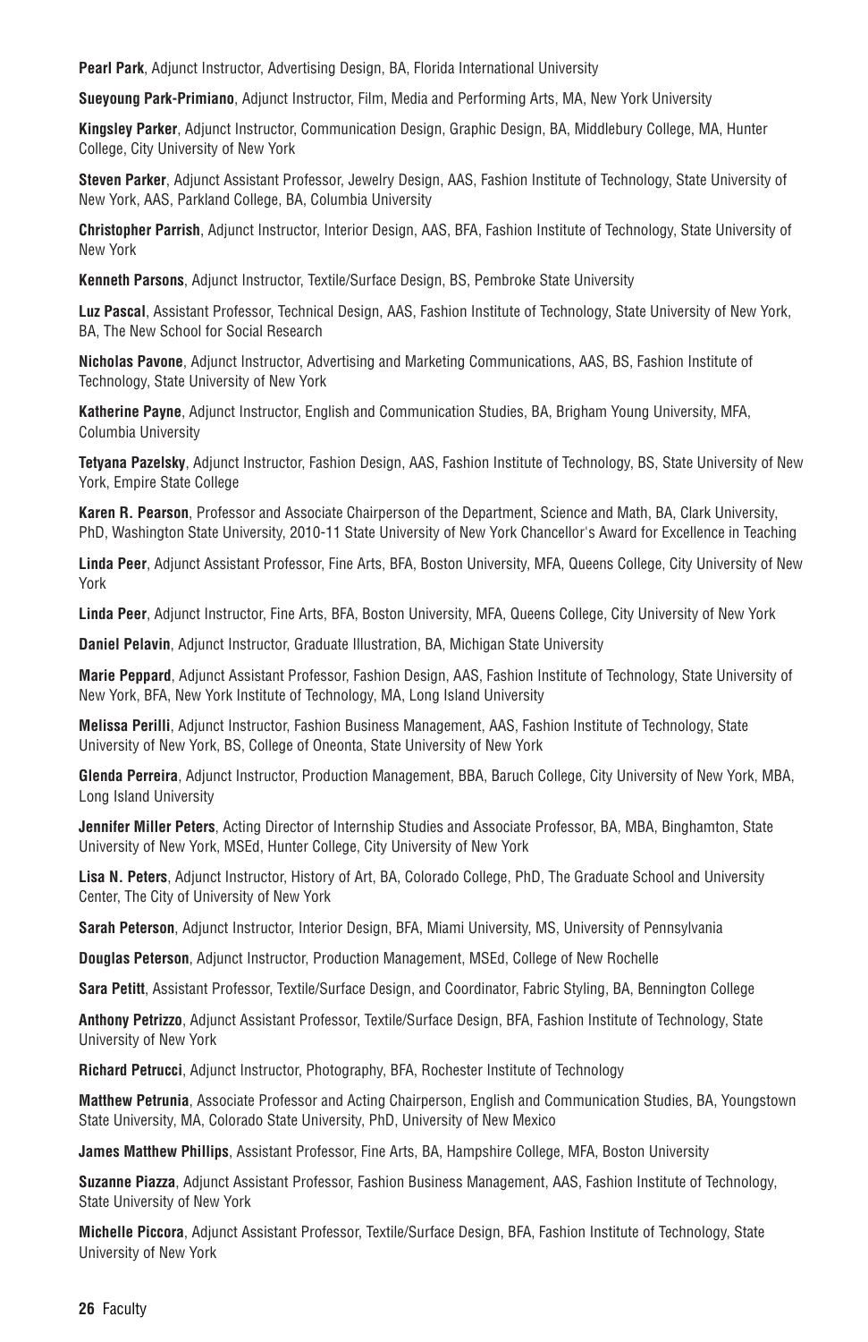**Pearl Park**, Adjunct Instructor, Advertising Design, BA, Florida International University

**Sueyoung Park-Primiano**, Adjunct Instructor, Film, Media and Performing Arts, MA, New York University

**Kingsley Parker**, Adjunct Instructor, Communication Design, Graphic Design, BA, Middlebury College, MA, Hunter College, City University of New York

**Steven Parker**, Adjunct Assistant Professor, Jewelry Design, AAS, Fashion Institute of Technology, State University of New York, AAS, Parkland College, BA, Columbia University

**Christopher Parrish**, Adjunct Instructor, Interior Design, AAS, BFA, Fashion Institute of Technology, State University of New York

**Kenneth Parsons**, Adjunct Instructor, Textile/Surface Design, BS, Pembroke State University

**Luz Pascal**, Assistant Professor, Technical Design, AAS, Fashion Institute of Technology, State University of New York, BA, The New School for Social Research

**Nicholas Pavone**, Adjunct Instructor, Advertising and Marketing Communications, AAS, BS, Fashion Institute of Technology, State University of New York

**Katherine Payne**, Adjunct Instructor, English and Communication Studies, BA, Brigham Young University, MFA, Columbia University

**Tetyana Pazelsky**, Adjunct Instructor, Fashion Design, AAS, Fashion Institute of Technology, BS, State University of New York, Empire State College

**Karen R. Pearson**, Professor and Associate Chairperson of the Department, Science and Math, BA, Clark University, PhD, Washington State University, 2010-11 State University of New York Chancellor's Award for Excellence in Teaching

**Linda Peer**, Adjunct Assistant Professor, Fine Arts, BFA, Boston University, MFA, Queens College, City University of New York

**Linda Peer**, Adjunct Instructor, Fine Arts, BFA, Boston University, MFA, Queens College, City University of New York

**Daniel Pelavin**, Adjunct Instructor, Graduate Illustration, BA, Michigan State University

**Marie Peppard**, Adjunct Assistant Professor, Fashion Design, AAS, Fashion Institute of Technology, State University of New York, BFA, New York Institute of Technology, MA, Long Island University

**Melissa Perilli**, Adjunct Instructor, Fashion Business Management, AAS, Fashion Institute of Technology, State University of New York, BS, College of Oneonta, State University of New York

**Glenda Perreira**, Adjunct Instructor, Production Management, BBA, Baruch College, City University of New York, MBA, Long Island University

**Jennifer Miller Peters**, Acting Director of Internship Studies and Associate Professor, BA, MBA, Binghamton, State University of New York, MSEd, Hunter College, City University of New York

**Lisa N. Peters**, Adjunct Instructor, History of Art, BA, Colorado College, PhD, The Graduate School and University Center, The City of University of New York

**Sarah Peterson**, Adjunct Instructor, Interior Design, BFA, Miami University, MS, University of Pennsylvania

**Douglas Peterson**, Adjunct Instructor, Production Management, MSEd, College of New Rochelle

**Sara Petitt**, Assistant Professor, Textile/Surface Design, and Coordinator, Fabric Styling, BA, Bennington College

**Anthony Petrizzo**, Adjunct Assistant Professor, Textile/Surface Design, BFA, Fashion Institute of Technology, State University of New York

**Richard Petrucci**, Adjunct Instructor, Photography, BFA, Rochester Institute of Technology

**Matthew Petrunia**, Associate Professor and Acting Chairperson, English and Communication Studies, BA, Youngstown State University, MA, Colorado State University, PhD, University of New Mexico

**James Matthew Phillips**, Assistant Professor, Fine Arts, BA, Hampshire College, MFA, Boston University

**Suzanne Piazza**, Adjunct Assistant Professor, Fashion Business Management, AAS, Fashion Institute of Technology, State University of New York

**Michelle Piccora**, Adjunct Assistant Professor, Textile/Surface Design, BFA, Fashion Institute of Technology, State University of New York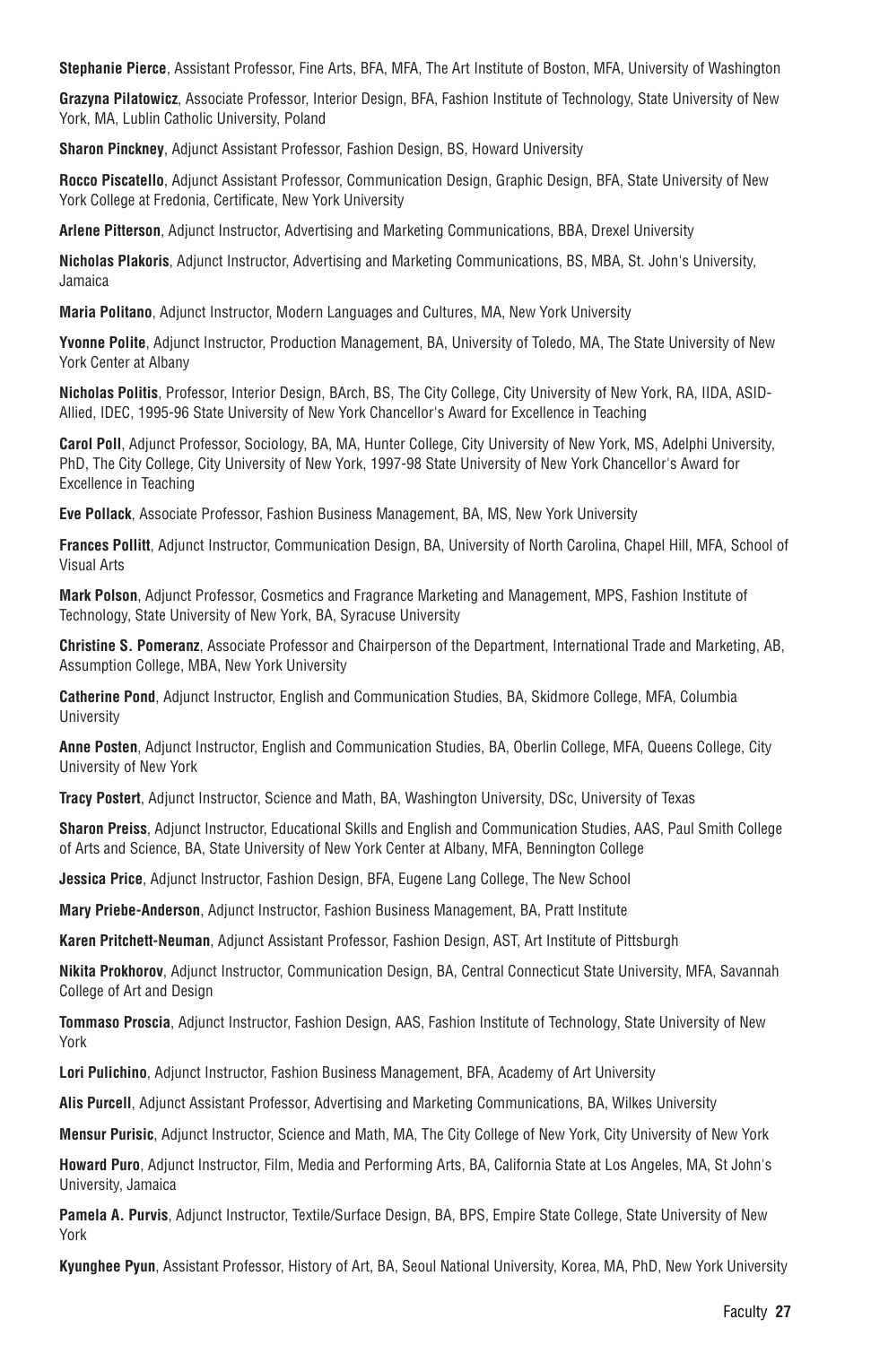**Stephanie Pierce**, Assistant Professor, Fine Arts, BFA, MFA, The Art Institute of Boston, MFA, University of Washington

**Grazyna Pilatowicz**, Associate Professor, Interior Design, BFA, Fashion Institute of Technology, State University of New York, MA, Lublin Catholic University, Poland

**Sharon Pinckney**, Adjunct Assistant Professor, Fashion Design, BS, Howard University

**Rocco Piscatello**, Adjunct Assistant Professor, Communication Design, Graphic Design, BFA, State University of New York College at Fredonia, Certificate, New York University

**Arlene Pitterson**, Adjunct Instructor, Advertising and Marketing Communications, BBA, Drexel University

**Nicholas Plakoris**, Adjunct Instructor, Advertising and Marketing Communications, BS, MBA, St. John's University, Jamaica

**Maria Politano**, Adjunct Instructor, Modern Languages and Cultures, MA, New York University

**Yvonne Polite**, Adjunct Instructor, Production Management, BA, University of Toledo, MA, The State University of New York Center at Albany

**Nicholas Politis**, Professor, Interior Design, BArch, BS, The City College, City University of New York, RA, IIDA, ASID-Allied, IDEC, 1995-96 State University of New York Chancellor's Award for Excellence in Teaching

**Carol Poll**, Adjunct Professor, Sociology, BA, MA, Hunter College, City University of New York, MS, Adelphi University, PhD, The City College, City University of New York, 1997-98 State University of New York Chancellor's Award for Excellence in Teaching

**Eve Pollack**, Associate Professor, Fashion Business Management, BA, MS, New York University

**Frances Pollitt**, Adjunct Instructor, Communication Design, BA, University of North Carolina, Chapel Hill, MFA, School of Visual Arts

**Mark Polson**, Adjunct Professor, Cosmetics and Fragrance Marketing and Management, MPS, Fashion Institute of Technology, State University of New York, BA, Syracuse University

**Christine S. Pomeranz**, Associate Professor and Chairperson of the Department, International Trade and Marketing, AB, Assumption College, MBA, New York University

**Catherine Pond**, Adjunct Instructor, English and Communication Studies, BA, Skidmore College, MFA, Columbia University

**Anne Posten**, Adjunct Instructor, English and Communication Studies, BA, Oberlin College, MFA, Queens College, City University of New York

**Tracy Postert**, Adjunct Instructor, Science and Math, BA, Washington University, DSc, University of Texas

**Sharon Preiss**, Adjunct Instructor, Educational Skills and English and Communication Studies, AAS, Paul Smith College of Arts and Science, BA, State University of New York Center at Albany, MFA, Bennington College

**Jessica Price**, Adjunct Instructor, Fashion Design, BFA, Eugene Lang College, The New School

**Mary Priebe-Anderson**, Adjunct Instructor, Fashion Business Management, BA, Pratt Institute

**Karen Pritchett-Neuman**, Adjunct Assistant Professor, Fashion Design, AST, Art Institute of Pittsburgh

**Nikita Prokhorov**, Adjunct Instructor, Communication Design, BA, Central Connecticut State University, MFA, Savannah College of Art and Design

**Tommaso Proscia**, Adjunct Instructor, Fashion Design, AAS, Fashion Institute of Technology, State University of New York

**Lori Pulichino**, Adjunct Instructor, Fashion Business Management, BFA, Academy of Art University

**Alis Purcell**, Adjunct Assistant Professor, Advertising and Marketing Communications, BA, Wilkes University

**Mensur Purisic**, Adjunct Instructor, Science and Math, MA, The City College of New York, City University of New York

**Howard Puro**, Adjunct Instructor, Film, Media and Performing Arts, BA, California State at Los Angeles, MA, St John's University, Jamaica

**Pamela A. Purvis**, Adjunct Instructor, Textile/Surface Design, BA, BPS, Empire State College, State University of New York

**Kyunghee Pyun**, Assistant Professor, History of Art, BA, Seoul National University, Korea, MA, PhD, New York University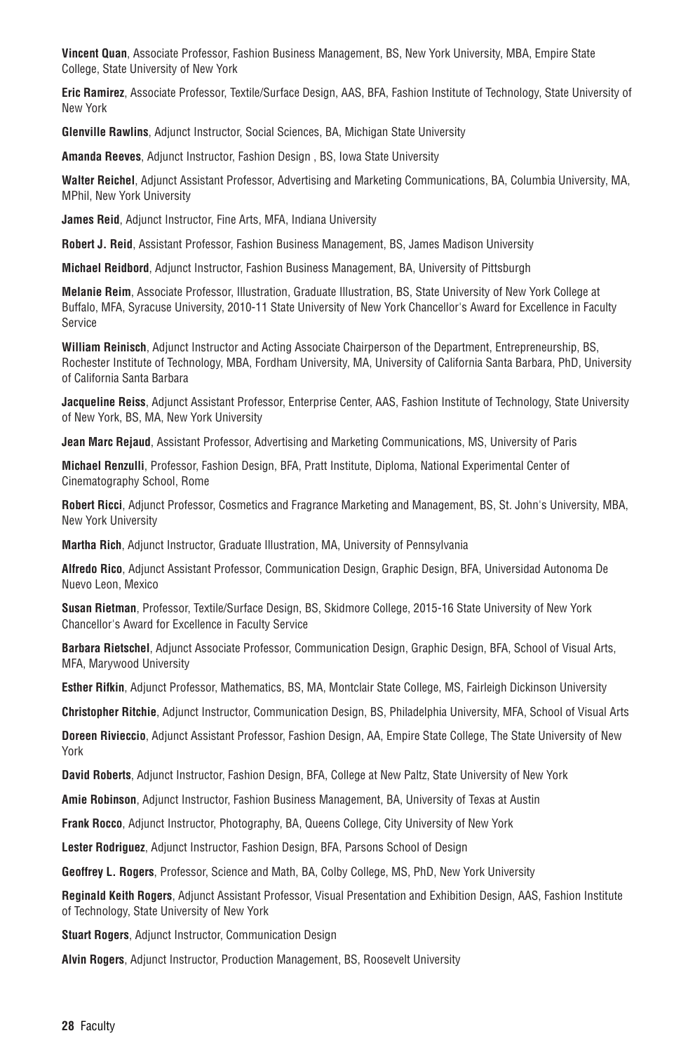**Vincent Quan**, Associate Professor, Fashion Business Management, BS, New York University, MBA, Empire State College, State University of New York

**Eric Ramirez**, Associate Professor, Textile/Surface Design, AAS, BFA, Fashion Institute of Technology, State University of New York

**Glenville Rawlins**, Adjunct Instructor, Social Sciences, BA, Michigan State University

**Amanda Reeves**, Adjunct Instructor, Fashion Design , BS, Iowa State University

**Walter Reichel**, Adjunct Assistant Professor, Advertising and Marketing Communications, BA, Columbia University, MA, MPhil, New York University

**James Reid**, Adjunct Instructor, Fine Arts, MFA, Indiana University

**Robert J. Reid**, Assistant Professor, Fashion Business Management, BS, James Madison University

**Michael Reidbord**, Adjunct Instructor, Fashion Business Management, BA, University of Pittsburgh

**Melanie Reim**, Associate Professor, Illustration, Graduate Illustration, BS, State University of New York College at Buffalo, MFA, Syracuse University, 2010-11 State University of New York Chancellor's Award for Excellence in Faculty Service

**William Reinisch**, Adjunct Instructor and Acting Associate Chairperson of the Department, Entrepreneurship, BS, Rochester Institute of Technology, MBA, Fordham University, MA, University of California Santa Barbara, PhD, University of California Santa Barbara

**Jacqueline Reiss**, Adjunct Assistant Professor, Enterprise Center, AAS, Fashion Institute of Technology, State University of New York, BS, MA, New York University

**Jean Marc Rejaud**, Assistant Professor, Advertising and Marketing Communications, MS, University of Paris

**Michael Renzulli**, Professor, Fashion Design, BFA, Pratt Institute, Diploma, National Experimental Center of Cinematography School, Rome

**Robert Ricci**, Adjunct Professor, Cosmetics and Fragrance Marketing and Management, BS, St. John's University, MBA, New York University

**Martha Rich**, Adjunct Instructor, Graduate Illustration, MA, University of Pennsylvania

**Alfredo Rico**, Adjunct Assistant Professor, Communication Design, Graphic Design, BFA, Universidad Autonoma De Nuevo Leon, Mexico

**Susan Rietman**, Professor, Textile/Surface Design, BS, Skidmore College, 2015-16 State University of New York Chancellor's Award for Excellence in Faculty Service

**Barbara Rietschel**, Adjunct Associate Professor, Communication Design, Graphic Design, BFA, School of Visual Arts, MFA, Marywood University

**Esther Rifkin**, Adjunct Professor, Mathematics, BS, MA, Montclair State College, MS, Fairleigh Dickinson University

**Christopher Ritchie**, Adjunct Instructor, Communication Design, BS, Philadelphia University, MFA, School of Visual Arts

**Doreen Rivieccio**, Adjunct Assistant Professor, Fashion Design, AA, Empire State College, The State University of New York

**David Roberts**, Adjunct Instructor, Fashion Design, BFA, College at New Paltz, State University of New York

**Amie Robinson**, Adjunct Instructor, Fashion Business Management, BA, University of Texas at Austin

**Frank Rocco**, Adjunct Instructor, Photography, BA, Queens College, City University of New York

**Lester Rodriguez**, Adjunct Instructor, Fashion Design, BFA, Parsons School of Design

**Geoffrey L. Rogers**, Professor, Science and Math, BA, Colby College, MS, PhD, New York University

**Reginald Keith Rogers**, Adjunct Assistant Professor, Visual Presentation and Exhibition Design, AAS, Fashion Institute of Technology, State University of New York

**Stuart Rogers**, Adjunct Instructor, Communication Design

**Alvin Rogers**, Adjunct Instructor, Production Management, BS, Roosevelt University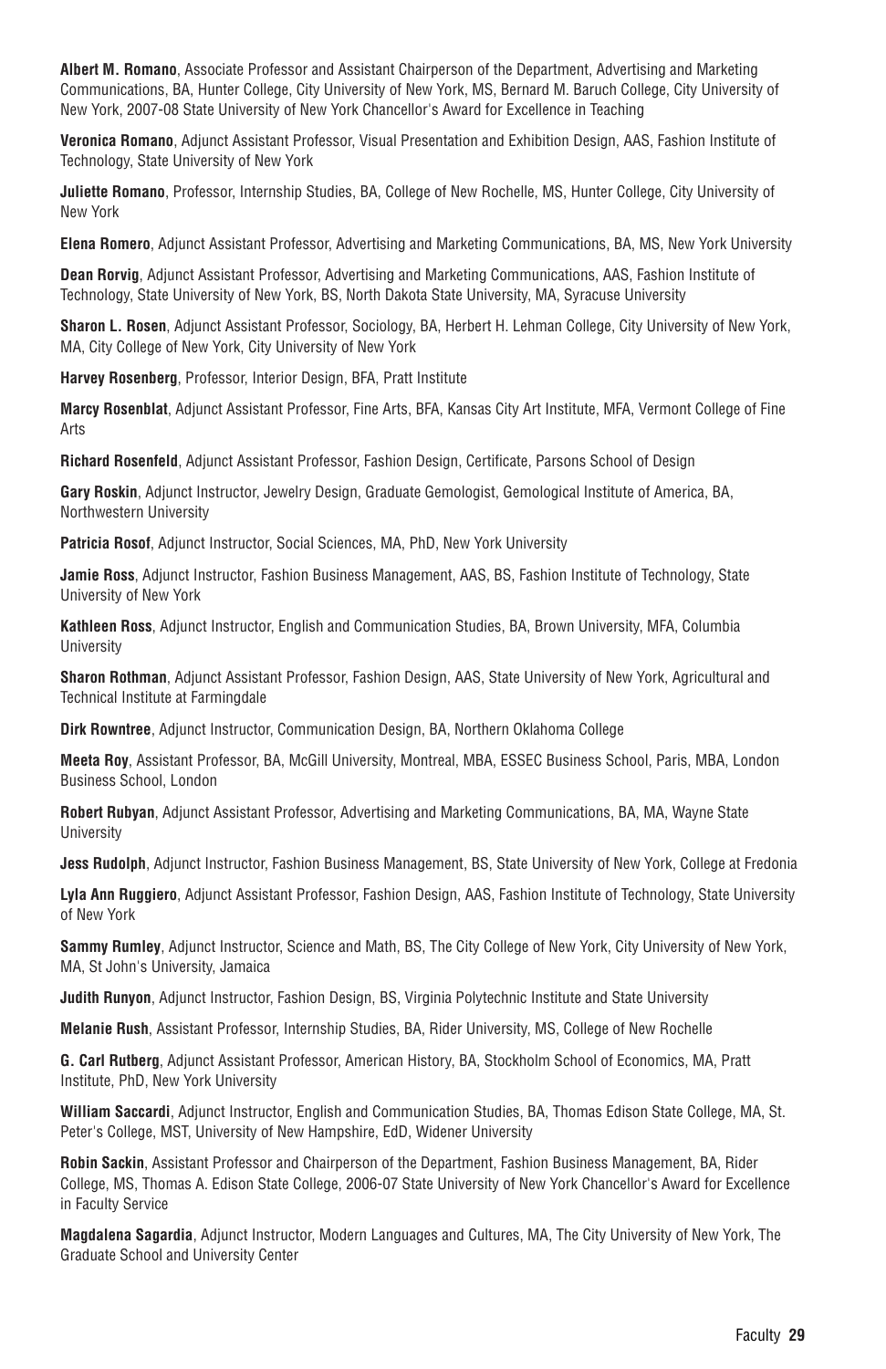**Albert M. Romano**, Associate Professor and Assistant Chairperson of the Department, Advertising and Marketing Communications, BA, Hunter College, City University of New York, MS, Bernard M. Baruch College, City University of New York, 2007-08 State University of New York Chancellor's Award for Excellence in Teaching

**Veronica Romano**, Adjunct Assistant Professor, Visual Presentation and Exhibition Design, AAS, Fashion Institute of Technology, State University of New York

**Juliette Romano**, Professor, Internship Studies, BA, College of New Rochelle, MS, Hunter College, City University of New York

**Elena Romero**, Adjunct Assistant Professor, Advertising and Marketing Communications, BA, MS, New York University

**Dean Rorvig**, Adjunct Assistant Professor, Advertising and Marketing Communications, AAS, Fashion Institute of Technology, State University of New York, BS, North Dakota State University, MA, Syracuse University

**Sharon L. Rosen**, Adjunct Assistant Professor, Sociology, BA, Herbert H. Lehman College, City University of New York, MA, City College of New York, City University of New York

**Harvey Rosenberg**, Professor, Interior Design, BFA, Pratt Institute

**Marcy Rosenblat**, Adjunct Assistant Professor, Fine Arts, BFA, Kansas City Art Institute, MFA, Vermont College of Fine Arts

**Richard Rosenfeld**, Adjunct Assistant Professor, Fashion Design, Certificate, Parsons School of Design

**Gary Roskin**, Adjunct Instructor, Jewelry Design, Graduate Gemologist, Gemological Institute of America, BA, Northwestern University

**Patricia Rosof**, Adjunct Instructor, Social Sciences, MA, PhD, New York University

**Jamie Ross**, Adjunct Instructor, Fashion Business Management, AAS, BS, Fashion Institute of Technology, State University of New York

**Kathleen Ross**, Adjunct Instructor, English and Communication Studies, BA, Brown University, MFA, Columbia University

**Sharon Rothman**, Adjunct Assistant Professor, Fashion Design, AAS, State University of New York, Agricultural and Technical Institute at Farmingdale

**Dirk Rowntree**, Adjunct Instructor, Communication Design, BA, Northern Oklahoma College

**Meeta Roy**, Assistant Professor, BA, McGill University, Montreal, MBA, ESSEC Business School, Paris, MBA, London Business School, London

**Robert Rubyan**, Adjunct Assistant Professor, Advertising and Marketing Communications, BA, MA, Wayne State University

**Jess Rudolph**, Adjunct Instructor, Fashion Business Management, BS, State University of New York, College at Fredonia

**Lyla Ann Ruggiero**, Adjunct Assistant Professor, Fashion Design, AAS, Fashion Institute of Technology, State University of New York

**Sammy Rumley**, Adjunct Instructor, Science and Math, BS, The City College of New York, City University of New York, MA, St John's University, Jamaica

**Judith Runyon**, Adjunct Instructor, Fashion Design, BS, Virginia Polytechnic Institute and State University

**Melanie Rush**, Assistant Professor, Internship Studies, BA, Rider University, MS, College of New Rochelle

**G. Carl Rutberg**, Adjunct Assistant Professor, American History, BA, Stockholm School of Economics, MA, Pratt Institute, PhD, New York University

**William Saccardi**, Adjunct Instructor, English and Communication Studies, BA, Thomas Edison State College, MA, St. Peter's College, MST, University of New Hampshire, EdD, Widener University

**Robin Sackin**, Assistant Professor and Chairperson of the Department, Fashion Business Management, BA, Rider College, MS, Thomas A. Edison State College, 2006-07 State University of New York Chancellor's Award for Excellence in Faculty Service

**Magdalena Sagardia**, Adjunct Instructor, Modern Languages and Cultures, MA, The City University of New York, The Graduate School and University Center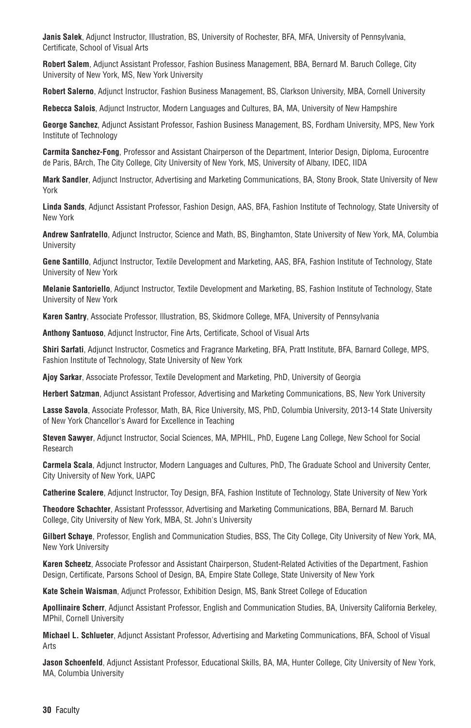**Janis Salek**, Adjunct Instructor, Illustration, BS, University of Rochester, BFA, MFA, University of Pennsylvania, Certificate, School of Visual Arts

**Robert Salem**, Adjunct Assistant Professor, Fashion Business Management, BBA, Bernard M. Baruch College, City University of New York, MS, New York University

**Robert Salerno**, Adjunct Instructor, Fashion Business Management, BS, Clarkson University, MBA, Cornell University

**Rebecca Salois**, Adjunct Instructor, Modern Languages and Cultures, BA, MA, University of New Hampshire

**George Sanchez**, Adjunct Assistant Professor, Fashion Business Management, BS, Fordham University, MPS, New York Institute of Technology

**Carmita Sanchez-Fong**, Professor and Assistant Chairperson of the Department, Interior Design, Diploma, Eurocentre de Paris, BArch, The City College, City University of New York, MS, University of Albany, IDEC, IIDA

**Mark Sandler**, Adjunct Instructor, Advertising and Marketing Communications, BA, Stony Brook, State University of New York

**Linda Sands**, Adjunct Assistant Professor, Fashion Design, AAS, BFA, Fashion Institute of Technology, State University of New York

**Andrew Sanfratello**, Adjunct Instructor, Science and Math, BS, Binghamton, State University of New York, MA, Columbia University

**Gene Santillo**, Adjunct Instructor, Textile Development and Marketing, AAS, BFA, Fashion Institute of Technology, State University of New York

**Melanie Santoriello**, Adjunct Instructor, Textile Development and Marketing, BS, Fashion Institute of Technology, State University of New York

**Karen Santry**, Associate Professor, Illustration, BS, Skidmore College, MFA, University of Pennsylvania

**Anthony Santuoso**, Adjunct Instructor, Fine Arts, Certificate, School of Visual Arts

**Shiri Sarfati**, Adjunct Instructor, Cosmetics and Fragrance Marketing, BFA, Pratt Institute, BFA, Barnard College, MPS, Fashion Institute of Technology, State University of New York

**Ajoy Sarkar**, Associate Professor, Textile Development and Marketing, PhD, University of Georgia

**Herbert Satzman**, Adjunct Assistant Professor, Advertising and Marketing Communications, BS, New York University

**Lasse Savola**, Associate Professor, Math, BA, Rice University, MS, PhD, Columbia University, 2013-14 State University of New York Chancellor's Award for Excellence in Teaching

**Steven Sawyer**, Adjunct Instructor, Social Sciences, MA, MPHIL, PhD, Eugene Lang College, New School for Social Research

**Carmela Scala**, Adjunct Instructor, Modern Languages and Cultures, PhD, The Graduate School and University Center, City University of New York, UAPC

**Catherine Scalere**, Adjunct Instructor, Toy Design, BFA, Fashion Institute of Technology, State University of New York

**Theodore Schachter**, Assistant Professsor, Advertising and Marketing Communications, BBA, Bernard M. Baruch College, City University of New York, MBA, St. John's University

**Gilbert Schaye**, Professor, English and Communication Studies, BSS, The City College, City University of New York, MA, New York University

**Karen Scheetz**, Associate Professor and Assistant Chairperson, Student-Related Activities of the Department, Fashion Design, Certificate, Parsons School of Design, BA, Empire State College, State University of New York

**Kate Schein Waisman**, Adjunct Professor, Exhibition Design, MS, Bank Street College of Education

**Apollinaire Scherr**, Adjunct Assistant Professor, English and Communication Studies, BA, University California Berkeley, MPhil, Cornell University

**Michael L. Schlueter**, Adjunct Assistant Professor, Advertising and Marketing Communications, BFA, School of Visual Arts

**Jason Schoenfeld**, Adjunct Assistant Professor, Educational Skills, BA, MA, Hunter College, City University of New York, MA, Columbia University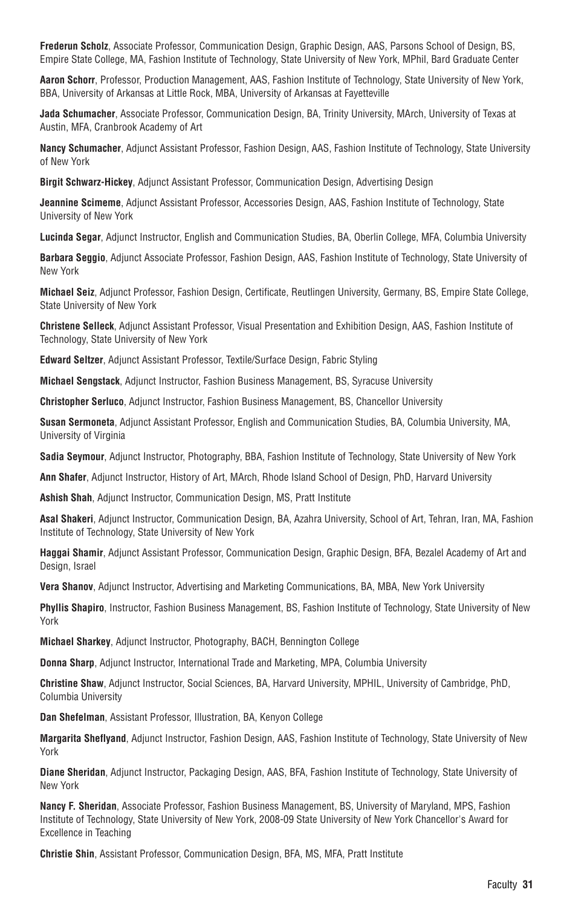**Frederun Scholz**, Associate Professor, Communication Design, Graphic Design, AAS, Parsons School of Design, BS, Empire State College, MA, Fashion Institute of Technology, State University of New York, MPhil, Bard Graduate Center

**Aaron Schorr**, Professor, Production Management, AAS, Fashion Institute of Technology, State University of New York, BBA, University of Arkansas at Little Rock, MBA, University of Arkansas at Fayetteville

**Jada Schumacher**, Associate Professor, Communication Design, BA, Trinity University, MArch, University of Texas at Austin, MFA, Cranbrook Academy of Art

**Nancy Schumacher**, Adjunct Assistant Professor, Fashion Design, AAS, Fashion Institute of Technology, State University of New York

**Birgit Schwarz-Hickey**, Adjunct Assistant Professor, Communication Design, Advertising Design

**Jeannine Scimeme**, Adjunct Assistant Professor, Accessories Design, AAS, Fashion Institute of Technology, State University of New York

**Lucinda Segar**, Adjunct Instructor, English and Communication Studies, BA, Oberlin College, MFA, Columbia University

**Barbara Seggio**, Adjunct Associate Professor, Fashion Design, AAS, Fashion Institute of Technology, State University of New York

**Michael Seiz**, Adjunct Professor, Fashion Design, Certificate, Reutlingen University, Germany, BS, Empire State College, State University of New York

**Christene Selleck**, Adjunct Assistant Professor, Visual Presentation and Exhibition Design, AAS, Fashion Institute of Technology, State University of New York

**Edward Seltzer**, Adjunct Assistant Professor, Textile/Surface Design, Fabric Styling

**Michael Sengstack**, Adjunct Instructor, Fashion Business Management, BS, Syracuse University

**Christopher Serluco**, Adjunct Instructor, Fashion Business Management, BS, Chancellor University

**Susan Sermoneta**, Adjunct Assistant Professor, English and Communication Studies, BA, Columbia University, MA, University of Virginia

**Sadia Seymour**, Adjunct Instructor, Photography, BBA, Fashion Institute of Technology, State University of New York

**Ann Shafer**, Adjunct Instructor, History of Art, MArch, Rhode Island School of Design, PhD, Harvard University

**Ashish Shah**, Adjunct Instructor, Communication Design, MS, Pratt Institute

**Asal Shakeri**, Adjunct Instructor, Communication Design, BA, Azahra University, School of Art, Tehran, Iran, MA, Fashion Institute of Technology, State University of New York

**Haggai Shamir**, Adjunct Assistant Professor, Communication Design, Graphic Design, BFA, Bezalel Academy of Art and Design, Israel

**Vera Shanov**, Adjunct Instructor, Advertising and Marketing Communications, BA, MBA, New York University

**Phyllis Shapiro**, Instructor, Fashion Business Management, BS, Fashion Institute of Technology, State University of New York

**Michael Sharkey**, Adjunct Instructor, Photography, BACH, Bennington College

**Donna Sharp**, Adjunct Instructor, International Trade and Marketing, MPA, Columbia University

**Christine Shaw**, Adjunct Instructor, Social Sciences, BA, Harvard University, MPHIL, University of Cambridge, PhD, Columbia University

**Dan Shefelman**, Assistant Professor, Illustration, BA, Kenyon College

**Margarita Sheflyand**, Adjunct Instructor, Fashion Design, AAS, Fashion Institute of Technology, State University of New York

**Diane Sheridan**, Adjunct Instructor, Packaging Design, AAS, BFA, Fashion Institute of Technology, State University of New York

**Nancy F. Sheridan**, Associate Professor, Fashion Business Management, BS, University of Maryland, MPS, Fashion Institute of Technology, State University of New York, 2008-09 State University of New York Chancellor's Award for Excellence in Teaching

**Christie Shin**, Assistant Professor, Communication Design, BFA, MS, MFA, Pratt Institute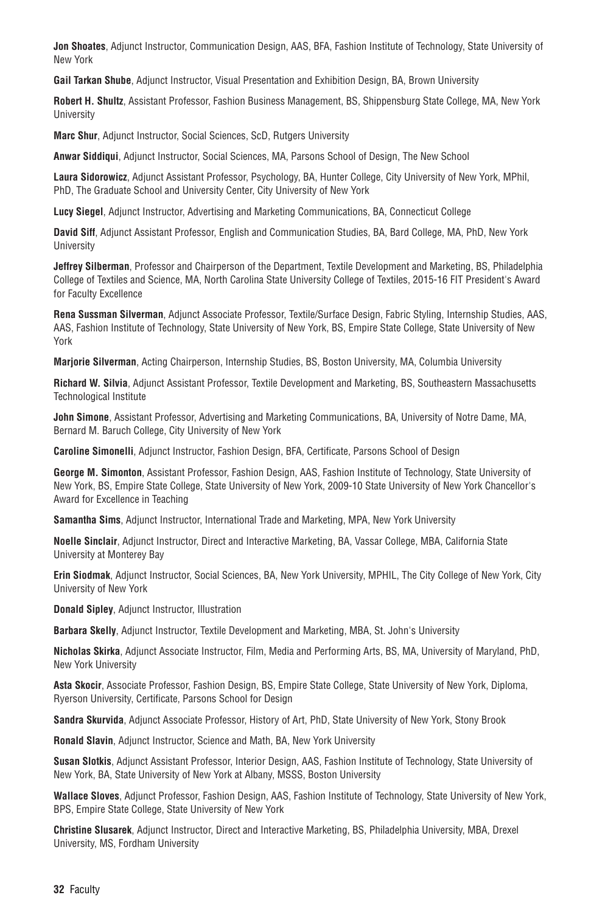**Jon Shoates**, Adjunct Instructor, Communication Design, AAS, BFA, Fashion Institute of Technology, State University of New York

**Gail Tarkan Shube**, Adjunct Instructor, Visual Presentation and Exhibition Design, BA, Brown University

**Robert H. Shultz**, Assistant Professor, Fashion Business Management, BS, Shippensburg State College, MA, New York University

**Marc Shur**, Adjunct Instructor, Social Sciences, ScD, Rutgers University

**Anwar Siddiqui**, Adjunct Instructor, Social Sciences, MA, Parsons School of Design, The New School

**Laura Sidorowicz**, Adjunct Assistant Professor, Psychology, BA, Hunter College, City University of New York, MPhil, PhD, The Graduate School and University Center, City University of New York

**Lucy Siegel**, Adjunct Instructor, Advertising and Marketing Communications, BA, Connecticut College

**David Siff**, Adjunct Assistant Professor, English and Communication Studies, BA, Bard College, MA, PhD, New York University

**Jeffrey Silberman**, Professor and Chairperson of the Department, Textile Development and Marketing, BS, Philadelphia College of Textiles and Science, MA, North Carolina State University College of Textiles, 2015-16 FIT President's Award for Faculty Excellence

**Rena Sussman Silverman**, Adjunct Associate Professor, Textile/Surface Design, Fabric Styling, Internship Studies, AAS, AAS, Fashion Institute of Technology, State University of New York, BS, Empire State College, State University of New York

**Marjorie Silverman**, Acting Chairperson, Internship Studies, BS, Boston University, MA, Columbia University

**Richard W. Silvia**, Adjunct Assistant Professor, Textile Development and Marketing, BS, Southeastern Massachusetts Technological Institute

**John Simone**, Assistant Professor, Advertising and Marketing Communications, BA, University of Notre Dame, MA, Bernard M. Baruch College, City University of New York

**Caroline Simonelli**, Adjunct Instructor, Fashion Design, BFA, Certificate, Parsons School of Design

**George M. Simonton**, Assistant Professor, Fashion Design, AAS, Fashion Institute of Technology, State University of New York, BS, Empire State College, State University of New York, 2009-10 State University of New York Chancellor's Award for Excellence in Teaching

**Samantha Sims**, Adjunct Instructor, International Trade and Marketing, MPA, New York University

**Noelle Sinclair**, Adjunct Instructor, Direct and Interactive Marketing, BA, Vassar College, MBA, California State University at Monterey Bay

**Erin Siodmak**, Adjunct Instructor, Social Sciences, BA, New York University, MPHIL, The City College of New York, City University of New York

**Donald Sipley**, Adjunct Instructor, Illustration

**Barbara Skelly**, Adjunct Instructor, Textile Development and Marketing, MBA, St. John's University

**Nicholas Skirka**, Adjunct Associate Instructor, Film, Media and Performing Arts, BS, MA, University of Maryland, PhD, New York University

**Asta Skocir**, Associate Professor, Fashion Design, BS, Empire State College, State University of New York, Diploma, Ryerson University, Certificate, Parsons School for Design

**Sandra Skurvida**, Adjunct Associate Professor, History of Art, PhD, State University of New York, Stony Brook

**Ronald Slavin**, Adjunct Instructor, Science and Math, BA, New York University

**Susan Slotkis**, Adjunct Assistant Professor, Interior Design, AAS, Fashion Institute of Technology, State University of New York, BA, State University of New York at Albany, MSSS, Boston University

**Wallace Sloves**, Adjunct Professor, Fashion Design, AAS, Fashion Institute of Technology, State University of New York, BPS, Empire State College, State University of New York

**Christine Slusarek**, Adjunct Instructor, Direct and Interactive Marketing, BS, Philadelphia University, MBA, Drexel University, MS, Fordham University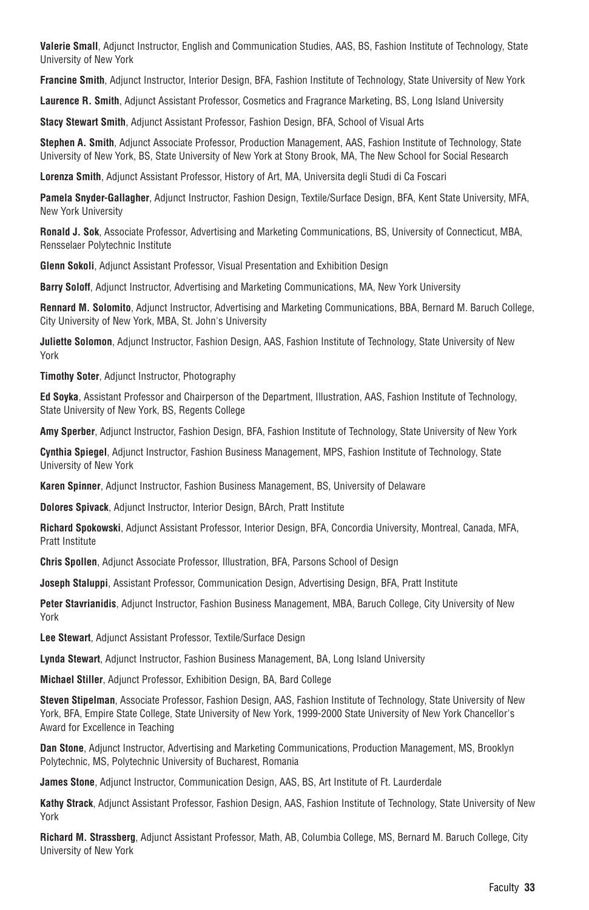**Valerie Small**, Adjunct Instructor, English and Communication Studies, AAS, BS, Fashion Institute of Technology, State University of New York

**Francine Smith**, Adjunct Instructor, Interior Design, BFA, Fashion Institute of Technology, State University of New York

**Laurence R. Smith**, Adjunct Assistant Professor, Cosmetics and Fragrance Marketing, BS, Long Island University

**Stacy Stewart Smith**, Adjunct Assistant Professor, Fashion Design, BFA, School of Visual Arts

**Stephen A. Smith**, Adjunct Associate Professor, Production Management, AAS, Fashion Institute of Technology, State University of New York, BS, State University of New York at Stony Brook, MA, The New School for Social Research

**Lorenza Smith**, Adjunct Assistant Professor, History of Art, MA, Universita degli Studi di Ca Foscari

**Pamela Snyder-Gallagher**, Adjunct Instructor, Fashion Design, Textile/Surface Design, BFA, Kent State University, MFA, New York University

**Ronald J. Sok**, Associate Professor, Advertising and Marketing Communications, BS, University of Connecticut, MBA, Rensselaer Polytechnic Institute

**Glenn Sokoli**, Adjunct Assistant Professor, Visual Presentation and Exhibition Design

**Barry Soloff**, Adjunct Instructor, Advertising and Marketing Communications, MA, New York University

**Rennard M. Solomito**, Adjunct Instructor, Advertising and Marketing Communications, BBA, Bernard M. Baruch College, City University of New York, MBA, St. John's University

**Juliette Solomon**, Adjunct Instructor, Fashion Design, AAS, Fashion Institute of Technology, State University of New York

**Timothy Soter**, Adjunct Instructor, Photography

**Ed Soyka**, Assistant Professor and Chairperson of the Department, Illustration, AAS, Fashion Institute of Technology, State University of New York, BS, Regents College

**Amy Sperber**, Adjunct Instructor, Fashion Design, BFA, Fashion Institute of Technology, State University of New York

**Cynthia Spiegel**, Adjunct Instructor, Fashion Business Management, MPS, Fashion Institute of Technology, State University of New York

**Karen Spinner**, Adjunct Instructor, Fashion Business Management, BS, University of Delaware

**Dolores Spivack**, Adjunct Instructor, Interior Design, BArch, Pratt Institute

**Richard Spokowski**, Adjunct Assistant Professor, Interior Design, BFA, Concordia University, Montreal, Canada, MFA, Pratt Institute

**Chris Spollen**, Adjunct Associate Professor, Illustration, BFA, Parsons School of Design

**Joseph Staluppi**, Assistant Professor, Communication Design, Advertising Design, BFA, Pratt Institute

**Peter Stavrianidis**, Adjunct Instructor, Fashion Business Management, MBA, Baruch College, City University of New York

**Lee Stewart**, Adjunct Assistant Professor, Textile/Surface Design

**Lynda Stewart**, Adjunct Instructor, Fashion Business Management, BA, Long Island University

**Michael Stiller**, Adjunct Professor, Exhibition Design, BA, Bard College

**Steven Stipelman**, Associate Professor, Fashion Design, AAS, Fashion Institute of Technology, State University of New York, BFA, Empire State College, State University of New York, 1999-2000 State University of New York Chancellor's Award for Excellence in Teaching

**Dan Stone**, Adjunct Instructor, Advertising and Marketing Communications, Production Management, MS, Brooklyn Polytechnic, MS, Polytechnic University of Bucharest, Romania

**James Stone**, Adjunct Instructor, Communication Design, AAS, BS, Art Institute of Ft. Laurderdale

**Kathy Strack**, Adjunct Assistant Professor, Fashion Design, AAS, Fashion Institute of Technology, State University of New York

**Richard M. Strassberg**, Adjunct Assistant Professor, Math, AB, Columbia College, MS, Bernard M. Baruch College, City University of New York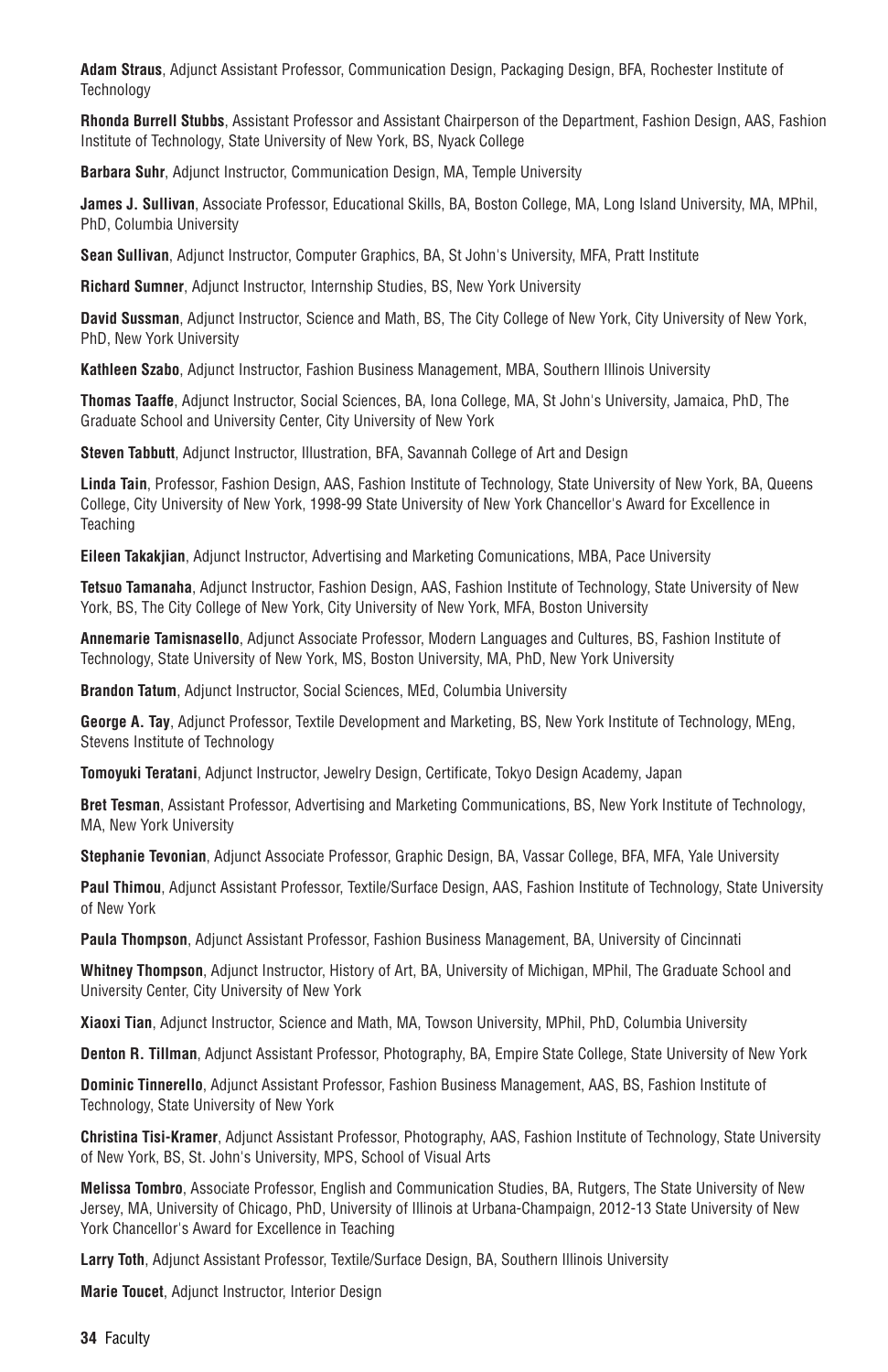**Adam Straus**, Adjunct Assistant Professor, Communication Design, Packaging Design, BFA, Rochester Institute of Technology

**Rhonda Burrell Stubbs**, Assistant Professor and Assistant Chairperson of the Department, Fashion Design, AAS, Fashion Institute of Technology, State University of New York, BS, Nyack College

**Barbara Suhr**, Adjunct Instructor, Communication Design, MA, Temple University

**James J. Sullivan**, Associate Professor, Educational Skills, BA, Boston College, MA, Long Island University, MA, MPhil, PhD, Columbia University

**Sean Sullivan**, Adjunct Instructor, Computer Graphics, BA, St John's University, MFA, Pratt Institute

**Richard Sumner**, Adjunct Instructor, Internship Studies, BS, New York University

**David Sussman**, Adjunct Instructor, Science and Math, BS, The City College of New York, City University of New York, PhD, New York University

**Kathleen Szabo**, Adjunct Instructor, Fashion Business Management, MBA, Southern Illinois University

**Thomas Taaffe**, Adjunct Instructor, Social Sciences, BA, Iona College, MA, St John's University, Jamaica, PhD, The Graduate School and University Center, City University of New York

**Steven Tabbutt**, Adjunct Instructor, Illustration, BFA, Savannah College of Art and Design

**Linda Tain**, Professor, Fashion Design, AAS, Fashion Institute of Technology, State University of New York, BA, Queens College, City University of New York, 1998-99 State University of New York Chancellor's Award for Excellence in Teaching

**Eileen Takakjian**, Adjunct Instructor, Advertising and Marketing Comunications, MBA, Pace University

**Tetsuo Tamanaha**, Adjunct Instructor, Fashion Design, AAS, Fashion Institute of Technology, State University of New York, BS, The City College of New York, City University of New York, MFA, Boston University

**Annemarie Tamisnasello**, Adjunct Associate Professor, Modern Languages and Cultures, BS, Fashion Institute of Technology, State University of New York, MS, Boston University, MA, PhD, New York University

**Brandon Tatum**, Adjunct Instructor, Social Sciences, MEd, Columbia University

**George A. Tay**, Adjunct Professor, Textile Development and Marketing, BS, New York Institute of Technology, MEng, Stevens Institute of Technology

**Tomoyuki Teratani**, Adjunct Instructor, Jewelry Design, Certificate, Tokyo Design Academy, Japan

**Bret Tesman**, Assistant Professor, Advertising and Marketing Communications, BS, New York Institute of Technology, MA, New York University

**Stephanie Tevonian**, Adjunct Associate Professor, Graphic Design, BA, Vassar College, BFA, MFA, Yale University

**Paul Thimou**, Adjunct Assistant Professor, Textile/Surface Design, AAS, Fashion Institute of Technology, State University of New York

**Paula Thompson**, Adjunct Assistant Professor, Fashion Business Management, BA, University of Cincinnati

**Whitney Thompson**, Adjunct Instructor, History of Art, BA, University of Michigan, MPhil, The Graduate School and University Center, City University of New York

**Xiaoxi Tian**, Adjunct Instructor, Science and Math, MA, Towson University, MPhil, PhD, Columbia University

**Denton R. Tillman**, Adjunct Assistant Professor, Photography, BA, Empire State College, State University of New York

**Dominic Tinnerello**, Adjunct Assistant Professor, Fashion Business Management, AAS, BS, Fashion Institute of Technology, State University of New York

**Christina Tisi-Kramer**, Adjunct Assistant Professor, Photography, AAS, Fashion Institute of Technology, State University of New York, BS, St. John's University, MPS, School of Visual Arts

**Melissa Tombro**, Associate Professor, English and Communication Studies, BA, Rutgers, The State University of New Jersey, MA, University of Chicago, PhD, University of Illinois at Urbana-Champaign, 2012-13 State University of New York Chancellor's Award for Excellence in Teaching

**Larry Toth**, Adjunct Assistant Professor, Textile/Surface Design, BA, Southern Illinois University

**Marie Toucet**, Adjunct Instructor, Interior Design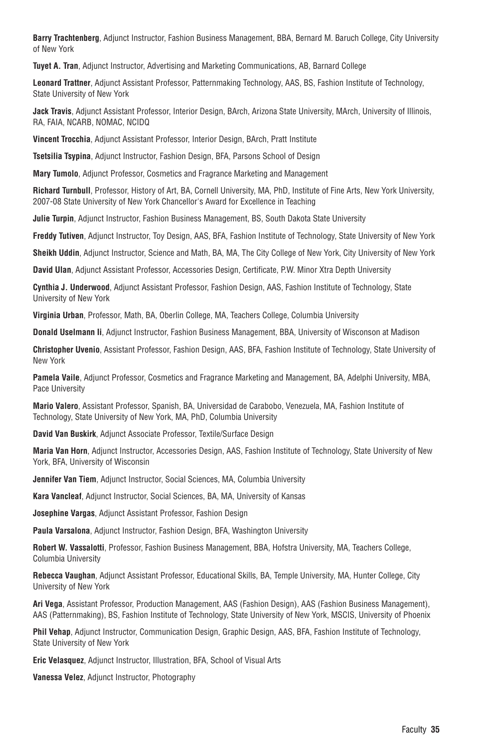**Barry Trachtenberg**, Adjunct Instructor, Fashion Business Management, BBA, Bernard M. Baruch College, City University of New York

**Tuyet A. Tran**, Adjunct Instructor, Advertising and Marketing Communications, AB, Barnard College

**Leonard Trattner**, Adjunct Assistant Professor, Patternmaking Technology, AAS, BS, Fashion Institute of Technology, State University of New York

**Jack Travis**, Adjunct Assistant Professor, Interior Design, BArch, Arizona State University, MArch, University of Illinois, RA, FAIA, NCARB, NOMAC, NCIDQ

**Vincent Trocchia**, Adjunct Assistant Professor, Interior Design, BArch, Pratt Institute

**Tsetsilia Tsypina**, Adjunct Instructor, Fashion Design, BFA, Parsons School of Design

**Mary Tumolo**, Adjunct Professor, Cosmetics and Fragrance Marketing and Management

**Richard Turnbull**, Professor, History of Art, BA, Cornell University, MA, PhD, Institute of Fine Arts, New York University, 2007-08 State University of New York Chancellor's Award for Excellence in Teaching

**Julie Turpin**, Adjunct Instructor, Fashion Business Management, BS, South Dakota State University

**Freddy Tutiven**, Adjunct Instructor, Toy Design, AAS, BFA, Fashion Institute of Technology, State University of New York

**Sheikh Uddin**, Adjunct Instructor, Science and Math, BA, MA, The City College of New York, City University of New York

**David Ulan**, Adjunct Assistant Professor, Accessories Design, Certificate, P.W. Minor Xtra Depth University

**Cynthia J. Underwood**, Adjunct Assistant Professor, Fashion Design, AAS, Fashion Institute of Technology, State University of New York

**Virginia Urban**, Professor, Math, BA, Oberlin College, MA, Teachers College, Columbia University

**Donald Uselmann Ii**, Adjunct Instructor, Fashion Business Management, BBA, University of Wisconson at Madison

**Christopher Uvenio**, Assistant Professor, Fashion Design, AAS, BFA, Fashion Institute of Technology, State University of New York

**Pamela Vaile**, Adjunct Professor, Cosmetics and Fragrance Marketing and Management, BA, Adelphi University, MBA, Pace University

**Mario Valero**, Assistant Professor, Spanish, BA, Universidad de Carabobo, Venezuela, MA, Fashion Institute of Technology, State University of New York, MA, PhD, Columbia University

**David Van Buskirk**, Adjunct Associate Professor, Textile/Surface Design

**Maria Van Horn**, Adjunct Instructor, Accessories Design, AAS, Fashion Institute of Technology, State University of New York, BFA, University of Wisconsin

**Jennifer Van Tiem**, Adjunct Instructor, Social Sciences, MA, Columbia University

**Kara Vancleaf**, Adjunct Instructor, Social Sciences, BA, MA, University of Kansas

**Josephine Vargas**, Adjunct Assistant Professor, Fashion Design

**Paula Varsalona**, Adjunct Instructor, Fashion Design, BFA, Washington University

**Robert W. Vassalotti**, Professor, Fashion Business Management, BBA, Hofstra University, MA, Teachers College, Columbia University

**Rebecca Vaughan**, Adjunct Assistant Professor, Educational Skills, BA, Temple University, MA, Hunter College, City University of New York

**Ari Vega**, Assistant Professor, Production Management, AAS (Fashion Design), AAS (Fashion Business Management), AAS (Patternmaking), BS, Fashion Institute of Technology, State University of New York, MSCIS, University of Phoenix

**Phil Vehap**, Adjunct Instructor, Communication Design, Graphic Design, AAS, BFA, Fashion Institute of Technology, State University of New York

**Eric Velasquez**, Adjunct Instructor, Illustration, BFA, School of Visual Arts

**Vanessa Velez**, Adjunct Instructor, Photography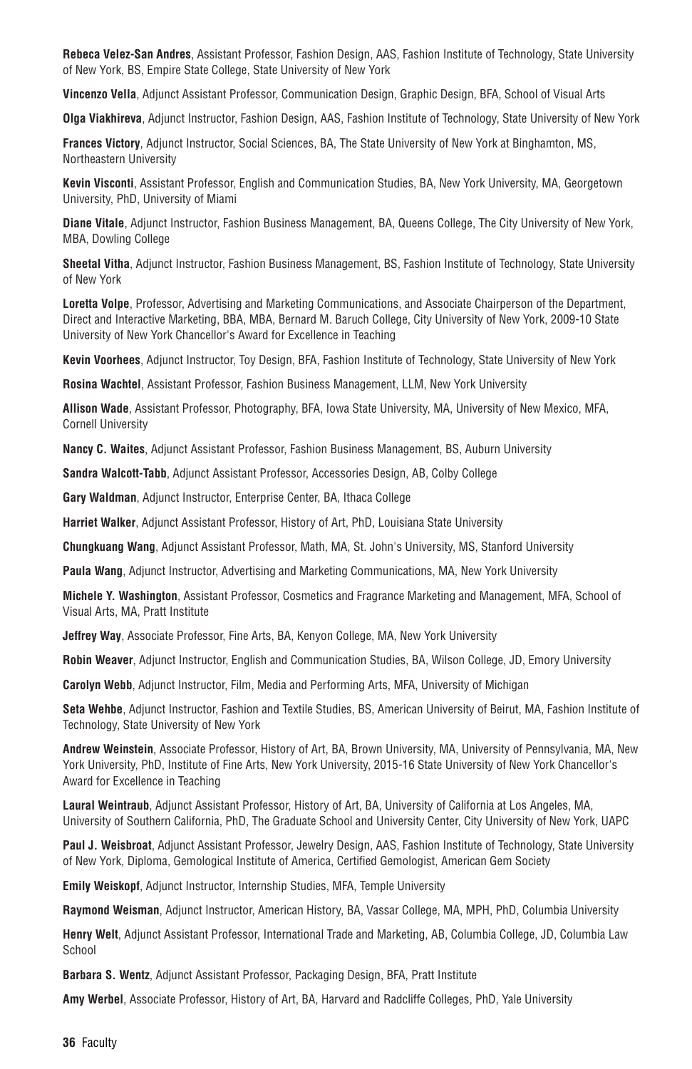**Rebeca Velez-San Andres**, Assistant Professor, Fashion Design, AAS, Fashion Institute of Technology, State University of New York, BS, Empire State College, State University of New York

**Vincenzo Vella**, Adjunct Assistant Professor, Communication Design, Graphic Design, BFA, School of Visual Arts

**Olga Viakhireva**, Adjunct Instructor, Fashion Design, AAS, Fashion Institute of Technology, State University of New York

**Frances Victory**, Adjunct Instructor, Social Sciences, BA, The State University of New York at Binghamton, MS, Northeastern University

**Kevin Visconti**, Assistant Professor, English and Communication Studies, BA, New York University, MA, Georgetown University, PhD, University of Miami

**Diane Vitale**, Adjunct Instructor, Fashion Business Management, BA, Queens College, The City University of New York, MBA, Dowling College

**Sheetal Vitha**, Adjunct Instructor, Fashion Business Management, BS, Fashion Institute of Technology, State University of New York

**Loretta Volpe**, Professor, Advertising and Marketing Communications, and Associate Chairperson of the Department, Direct and Interactive Marketing, BBA, MBA, Bernard M. Baruch College, City University of New York, 2009-10 State University of New York Chancellor's Award for Excellence in Teaching

**Kevin Voorhees**, Adjunct Instructor, Toy Design, BFA, Fashion Institute of Technology, State University of New York

**Rosina Wachtel**, Assistant Professor, Fashion Business Management, LLM, New York University

**Allison Wade**, Assistant Professor, Photography, BFA, Iowa State University, MA, University of New Mexico, MFA, Cornell University

**Nancy C. Waites**, Adjunct Assistant Professor, Fashion Business Management, BS, Auburn University

**Sandra Walcott-Tabb**, Adjunct Assistant Professor, Accessories Design, AB, Colby College

**Gary Waldman**, Adjunct Instructor, Enterprise Center, BA, Ithaca College

**Harriet Walker**, Adjunct Assistant Professor, History of Art, PhD, Louisiana State University

**Chungkuang Wang**, Adjunct Assistant Professor, Math, MA, St. John's University, MS, Stanford University

**Paula Wang**, Adjunct Instructor, Advertising and Marketing Communications, MA, New York University

**Michele Y. Washington**, Assistant Professor, Cosmetics and Fragrance Marketing and Management, MFA, School of Visual Arts, MA, Pratt Institute

**Jeffrey Way**, Associate Professor, Fine Arts, BA, Kenyon College, MA, New York University

**Robin Weaver**, Adjunct Instructor, English and Communication Studies, BA, Wilson College, JD, Emory University

**Carolyn Webb**, Adjunct Instructor, Film, Media and Performing Arts, MFA, University of Michigan

**Seta Wehbe**, Adjunct Instructor, Fashion and Textile Studies, BS, American University of Beirut, MA, Fashion Institute of Technology, State University of New York

**Andrew Weinstein**, Associate Professor, History of Art, BA, Brown University, MA, University of Pennsylvania, MA, New York University, PhD, Institute of Fine Arts, New York University, 2015-16 State University of New York Chancellor's Award for Excellence in Teaching

**Laural Weintraub**, Adjunct Assistant Professor, History of Art, BA, University of California at Los Angeles, MA, University of Southern California, PhD, The Graduate School and University Center, City University of New York, UAPC

**Paul J. Weisbroat**, Adjunct Assistant Professor, Jewelry Design, AAS, Fashion Institute of Technology, State University of New York, Diploma, Gemological Institute of America, Certified Gemologist, American Gem Society

**Emily Weiskopf**, Adjunct Instructor, Internship Studies, MFA, Temple University

**Raymond Weisman**, Adjunct Instructor, American History, BA, Vassar College, MA, MPH, PhD, Columbia University

**Henry Welt**, Adjunct Assistant Professor, International Trade and Marketing, AB, Columbia College, JD, Columbia Law School

**Barbara S. Wentz**, Adjunct Assistant Professor, Packaging Design, BFA, Pratt Institute

**Amy Werbel**, Associate Professor, History of Art, BA, Harvard and Radcliffe Colleges, PhD, Yale University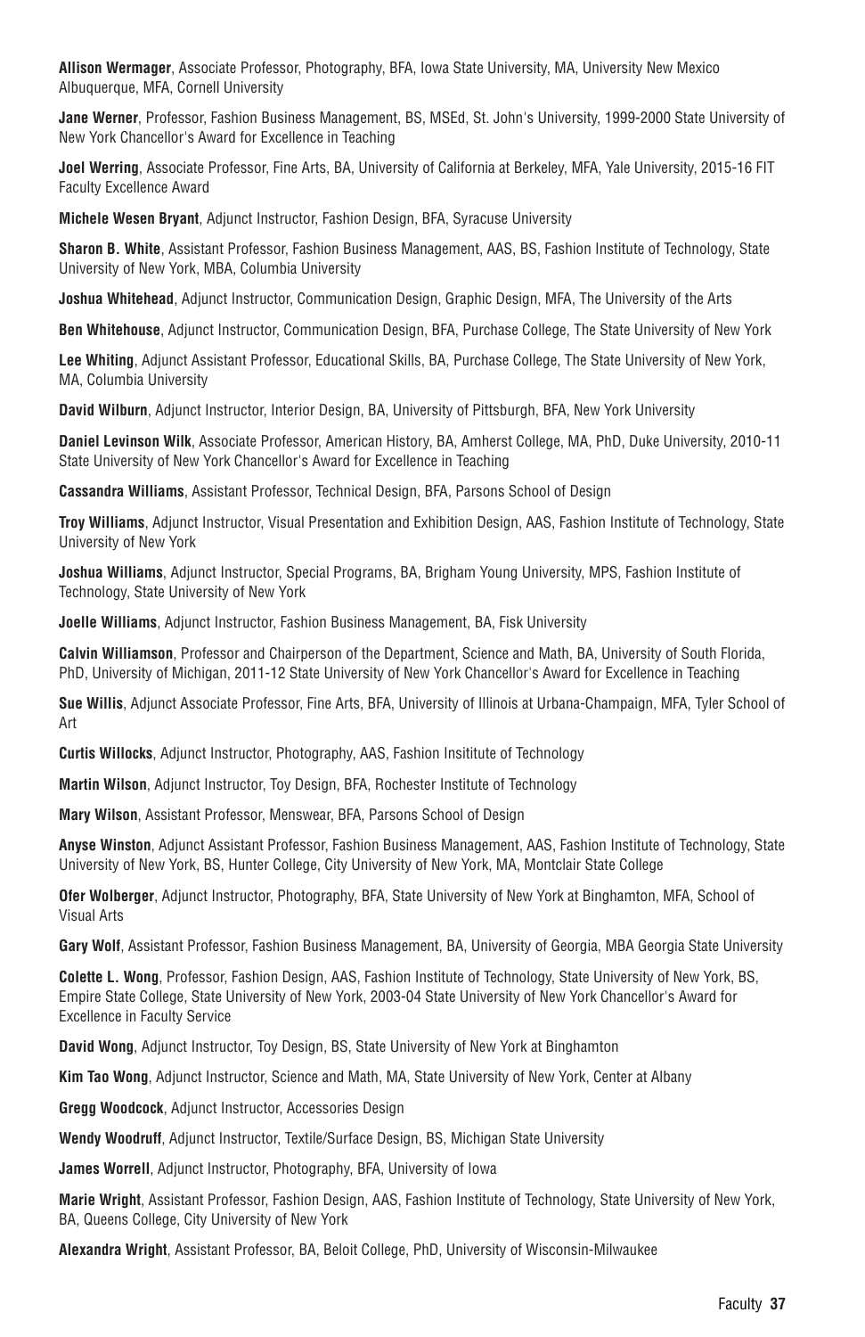**Allison Wermager**, Associate Professor, Photography, BFA, Iowa State University, MA, University New Mexico Albuquerque, MFA, Cornell University

**Jane Werner**, Professor, Fashion Business Management, BS, MSEd, St. John's University, 1999-2000 State University of New York Chancellor's Award for Excellence in Teaching

**Joel Werring**, Associate Professor, Fine Arts, BA, University of California at Berkeley, MFA, Yale University, 2015-16 FIT Faculty Excellence Award

**Michele Wesen Bryant**, Adjunct Instructor, Fashion Design, BFA, Syracuse University

**Sharon B. White**, Assistant Professor, Fashion Business Management, AAS, BS, Fashion Institute of Technology, State University of New York, MBA, Columbia University

**Joshua Whitehead**, Adjunct Instructor, Communication Design, Graphic Design, MFA, The University of the Arts

**Ben Whitehouse**, Adjunct Instructor, Communication Design, BFA, Purchase College, The State University of New York

**Lee Whiting**, Adjunct Assistant Professor, Educational Skills, BA, Purchase College, The State University of New York, MA, Columbia University

**David Wilburn**, Adjunct Instructor, Interior Design, BA, University of Pittsburgh, BFA, New York University

**Daniel Levinson Wilk**, Associate Professor, American History, BA, Amherst College, MA, PhD, Duke University, 2010-11 State University of New York Chancellor's Award for Excellence in Teaching

**Cassandra Williams**, Assistant Professor, Technical Design, BFA, Parsons School of Design

**Troy Williams**, Adjunct Instructor, Visual Presentation and Exhibition Design, AAS, Fashion Institute of Technology, State University of New York

**Joshua Williams**, Adjunct Instructor, Special Programs, BA, Brigham Young University, MPS, Fashion Institute of Technology, State University of New York

**Joelle Williams**, Adjunct Instructor, Fashion Business Management, BA, Fisk University

**Calvin Williamson**, Professor and Chairperson of the Department, Science and Math, BA, University of South Florida, PhD, University of Michigan, 2011-12 State University of New York Chancellor's Award for Excellence in Teaching

**Sue Willis**, Adjunct Associate Professor, Fine Arts, BFA, University of Illinois at Urbana-Champaign, MFA, Tyler School of Art

**Curtis Willocks**, Adjunct Instructor, Photography, AAS, Fashion Insititute of Technology

**Martin Wilson**, Adjunct Instructor, Toy Design, BFA, Rochester Institute of Technology

**Mary Wilson**, Assistant Professor, Menswear, BFA, Parsons School of Design

**Anyse Winston**, Adjunct Assistant Professor, Fashion Business Management, AAS, Fashion Institute of Technology, State University of New York, BS, Hunter College, City University of New York, MA, Montclair State College

**Ofer Wolberger**, Adjunct Instructor, Photography, BFA, State University of New York at Binghamton, MFA, School of Visual Arts

**Gary Wolf**, Assistant Professor, Fashion Business Management, BA, University of Georgia, MBA Georgia State University

**Colette L. Wong**, Professor, Fashion Design, AAS, Fashion Institute of Technology, State University of New York, BS, Empire State College, State University of New York, 2003-04 State University of New York Chancellor's Award for Excellence in Faculty Service

**David Wong**, Adjunct Instructor, Toy Design, BS, State University of New York at Binghamton

**Kim Tao Wong**, Adjunct Instructor, Science and Math, MA, State University of New York, Center at Albany

**Gregg Woodcock**, Adjunct Instructor, Accessories Design

**Wendy Woodruff**, Adjunct Instructor, Textile/Surface Design, BS, Michigan State University

**James Worrell**, Adjunct Instructor, Photography, BFA, University of Iowa

**Marie Wright**, Assistant Professor, Fashion Design, AAS, Fashion Institute of Technology, State University of New York, BA, Queens College, City University of New York

**Alexandra Wright**, Assistant Professor, BA, Beloit College, PhD, University of Wisconsin-Milwaukee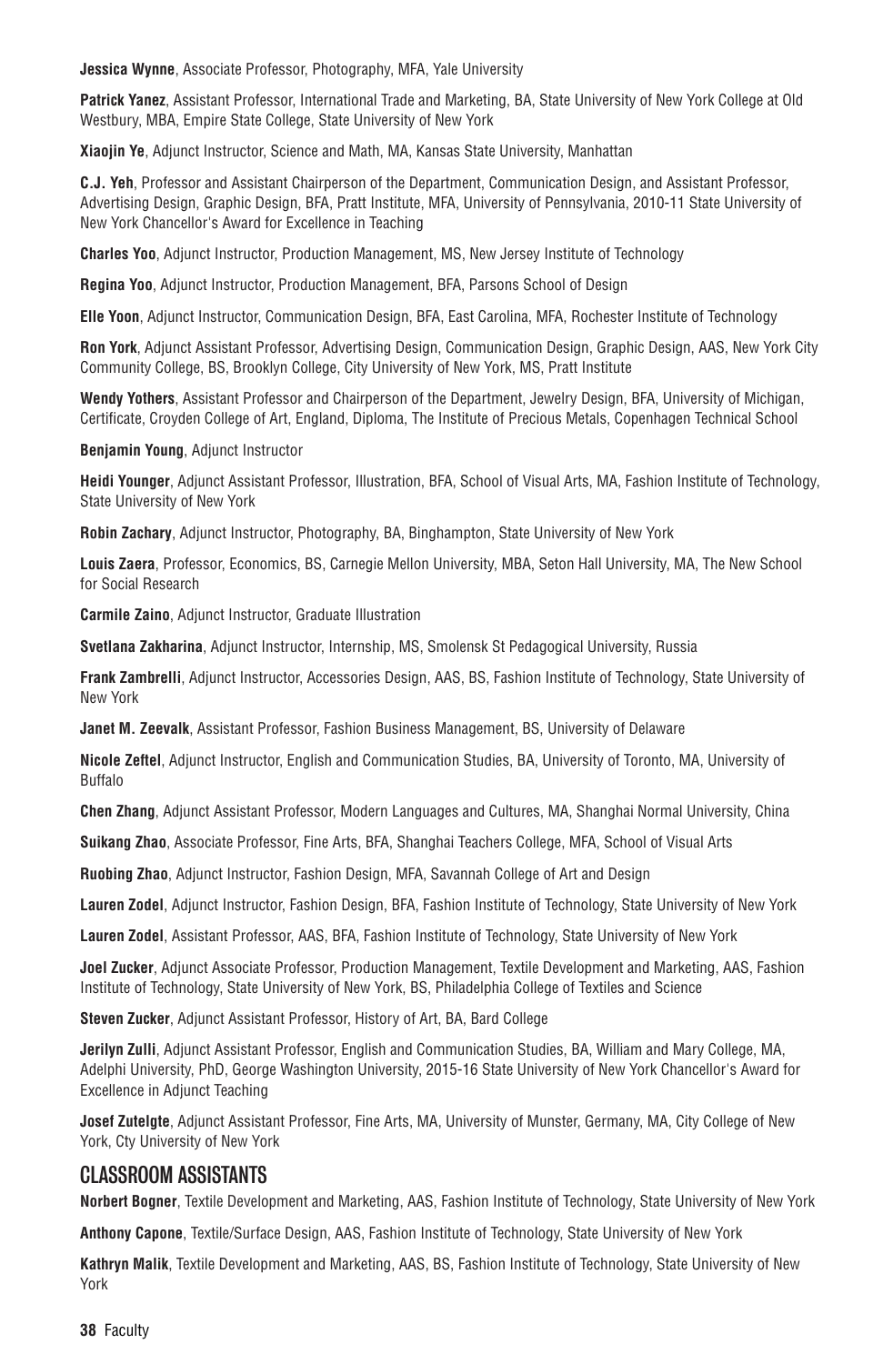**Jessica Wynne**, Associate Professor, Photography, MFA, Yale University

**Patrick Yanez**, Assistant Professor, International Trade and Marketing, BA, State University of New York College at Old Westbury, MBA, Empire State College, State University of New York

**Xiaojin Ye**, Adjunct Instructor, Science and Math, MA, Kansas State University, Manhattan

**C.J. Yeh**, Professor and Assistant Chairperson of the Department, Communication Design, and Assistant Professor, Advertising Design, Graphic Design, BFA, Pratt Institute, MFA, University of Pennsylvania, 2010-11 State University of New York Chancellor's Award for Excellence in Teaching

**Charles Yoo**, Adjunct Instructor, Production Management, MS, New Jersey Institute of Technology

**Regina Yoo**, Adjunct Instructor, Production Management, BFA, Parsons School of Design

**Elle Yoon**, Adjunct Instructor, Communication Design, BFA, East Carolina, MFA, Rochester Institute of Technology

**Ron York**, Adjunct Assistant Professor, Advertising Design, Communication Design, Graphic Design, AAS, New York City Community College, BS, Brooklyn College, City University of New York, MS, Pratt Institute

**Wendy Yothers**, Assistant Professor and Chairperson of the Department, Jewelry Design, BFA, University of Michigan, Certificate, Croyden College of Art, England, Diploma, The Institute of Precious Metals, Copenhagen Technical School

**Benjamin Young**, Adjunct Instructor

**Heidi Younger**, Adjunct Assistant Professor, Illustration, BFA, School of Visual Arts, MA, Fashion Institute of Technology, State University of New York

**Robin Zachary**, Adjunct Instructor, Photography, BA, Binghampton, State University of New York

**Louis Zaera**, Professor, Economics, BS, Carnegie Mellon University, MBA, Seton Hall University, MA, The New School for Social Research

**Carmile Zaino**, Adjunct Instructor, Graduate Illustration

**Svetlana Zakharina**, Adjunct Instructor, Internship, MS, Smolensk St Pedagogical University, Russia

**Frank Zambrelli**, Adjunct Instructor, Accessories Design, AAS, BS, Fashion Institute of Technology, State University of New York

**Janet M. Zeevalk**, Assistant Professor, Fashion Business Management, BS, University of Delaware

**Nicole Zeftel**, Adjunct Instructor, English and Communication Studies, BA, University of Toronto, MA, University of Buffalo

**Chen Zhang**, Adjunct Assistant Professor, Modern Languages and Cultures, MA, Shanghai Normal University, China

**Suikang Zhao**, Associate Professor, Fine Arts, BFA, Shanghai Teachers College, MFA, School of Visual Arts

**Ruobing Zhao**, Adjunct Instructor, Fashion Design, MFA, Savannah College of Art and Design

**Lauren Zodel**, Adjunct Instructor, Fashion Design, BFA, Fashion Institute of Technology, State University of New York

**Lauren Zodel**, Assistant Professor, AAS, BFA, Fashion Institute of Technology, State University of New York

**Joel Zucker**, Adjunct Associate Professor, Production Management, Textile Development and Marketing, AAS, Fashion Institute of Technology, State University of New York, BS, Philadelphia College of Textiles and Science

**Steven Zucker**, Adjunct Assistant Professor, History of Art, BA, Bard College

**Jerilyn Zulli**, Adjunct Assistant Professor, English and Communication Studies, BA, William and Mary College, MA, Adelphi University, PhD, George Washington University, 2015-16 State University of New York Chancellor's Award for Excellence in Adjunct Teaching

**Josef Zutelgte**, Adjunct Assistant Professor, Fine Arts, MA, University of Munster, Germany, MA, City College of New York, Cty University of New York

## CLASSROOM ASSISTANTS

**Norbert Bogner**, Textile Development and Marketing, AAS, Fashion Institute of Technology, State University of New York

**Anthony Capone**, Textile/Surface Design, AAS, Fashion Institute of Technology, State University of New York

**Kathryn Malik**, Textile Development and Marketing, AAS, BS, Fashion Institute of Technology, State University of New York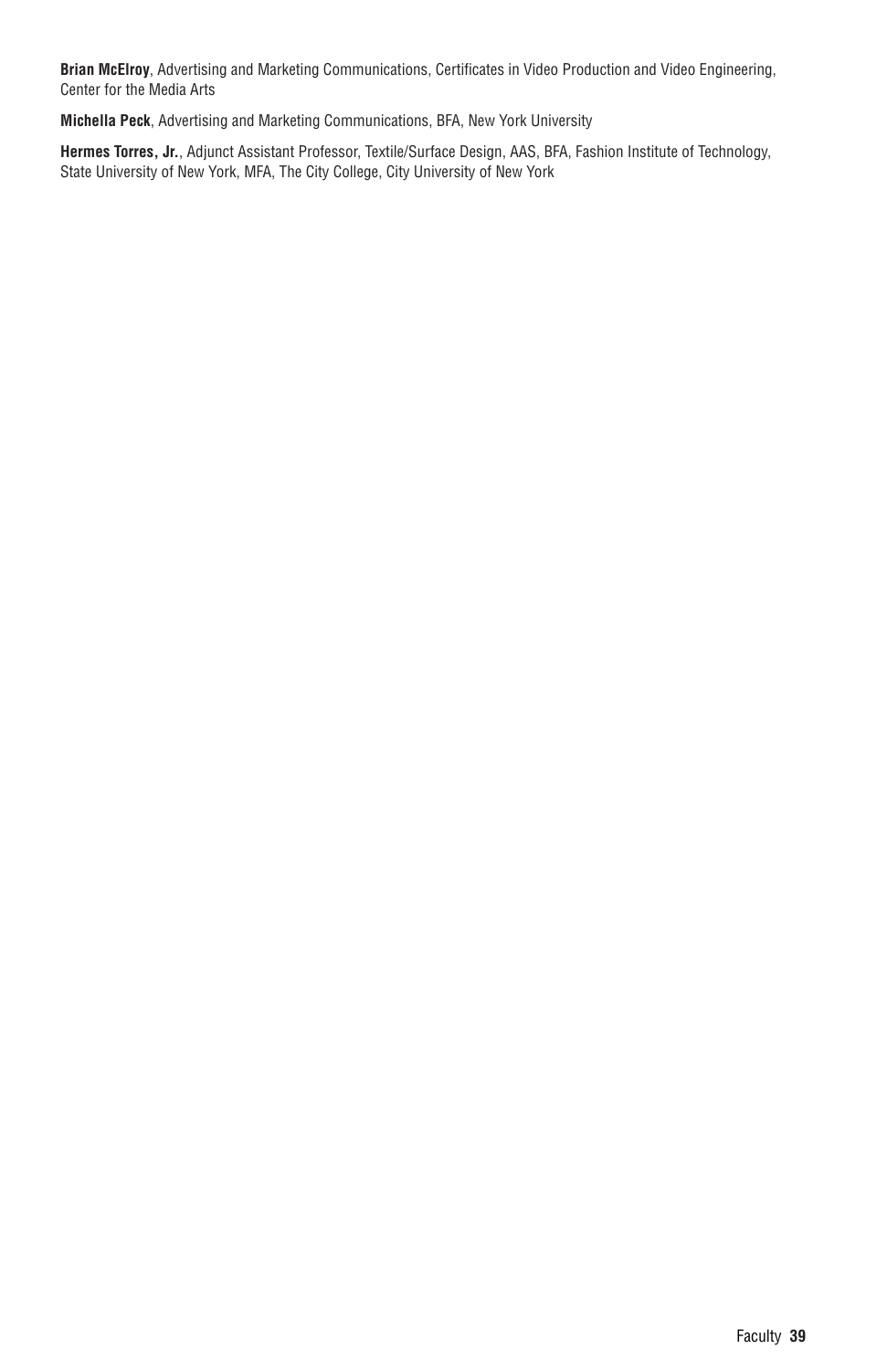**Brian McElroy**, Advertising and Marketing Communications, Certificates in Video Production and Video Engineering, Center for the Media Arts

**Michella Peck**, Advertising and Marketing Communications, BFA, New York University

**Hermes Torres, Jr.**, Adjunct Assistant Professor, Textile/Surface Design, AAS, BFA, Fashion Institute of Technology, State University of New York, MFA, The City College, City University of New York